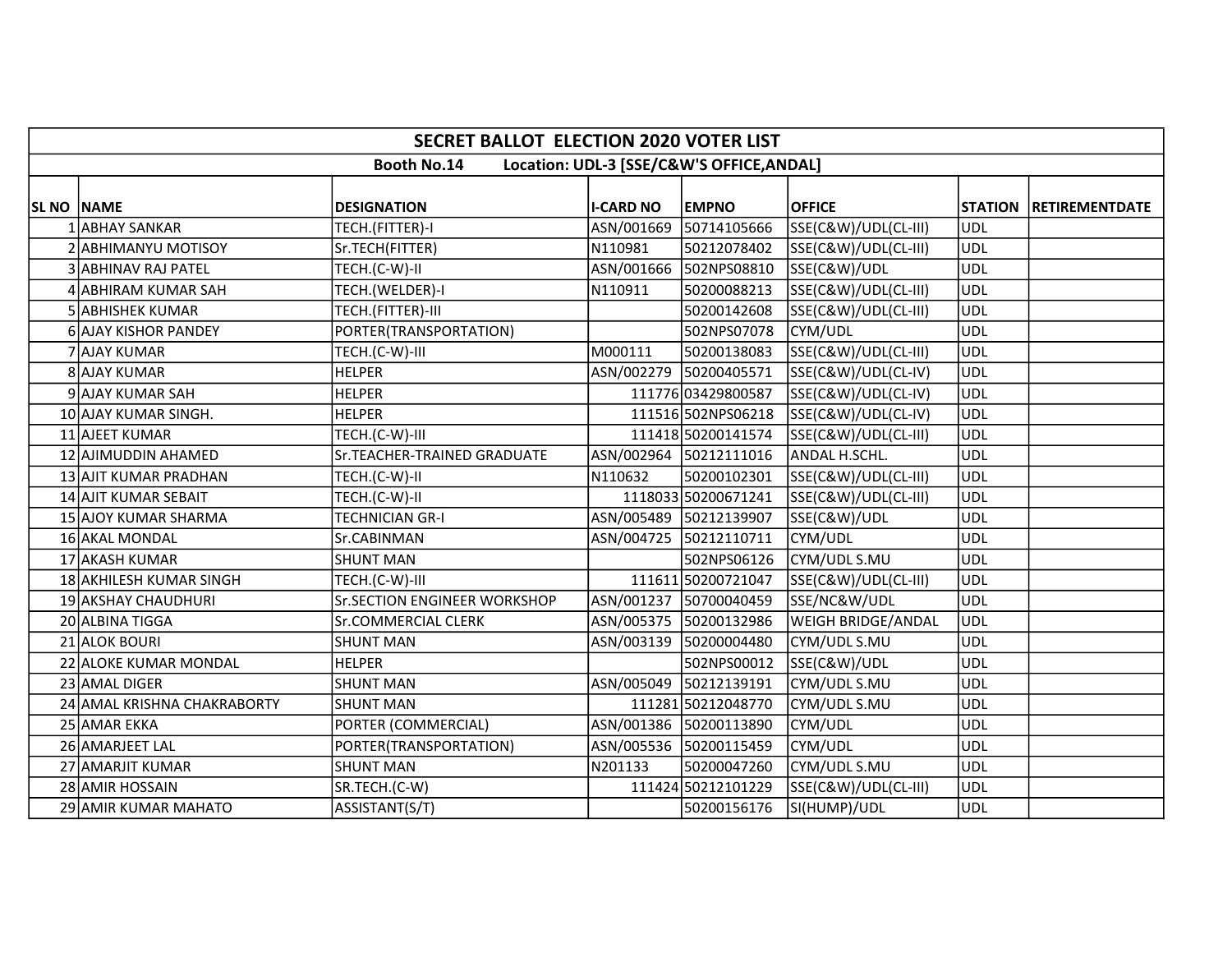# SECRET BALLOT ELECTION 2020 VOTER LIST

**Booth No.14 Location: UDL-3 [SSE/C&W'S OFFICE,ANDAL]**

| SL NO | NAME | DESIGNATION | I-CARD NO | EMPNO | OFFICE | STATION | RETIREMENTDATE |
|---|---|---|---|---|---|---|---|
| 1 | ABHAY SANKAR | TECH.(FITTER)-I | ASN/001669 | 50714105666 | SSE(C&W)/UDL(CL-III) | UDL | |
| 2 | ABHIMANYU MOTISOY | Sr.TECH(FITTER) | N110981 | 50212078402 | SSE(C&W)/UDL(CL-III) | UDL | |
| 3 | ABHINAV RAJ PATEL | TECH.(C-W)-II | ASN/001666 | 502NPS08810 | SSE(C&W)/UDL | UDL | |
| 4 | ABHIRAM KUMAR SAH | TECH.(WELDER)-I | N110911 | 50200088213 | SSE(C&W)/UDL(CL-III) | UDL | |
| 5 | ABHISHEK KUMAR | TECH.(FITTER)-III | | 50200142608 | SSE(C&W)/UDL(CL-III) | UDL | |
| 6 | AJAY KISHOR PANDEY | PORTER(TRANSPORTATION) | | 502NPS07078 | CYM/UDL | UDL | |
| 7 | AJAY KUMAR | TECH.(C-W)-III | M000111 | 50200138083 | SSE(C&W)/UDL(CL-III) | UDL | |
| 8 | AJAY KUMAR | HELPER | ASN/002279 | 50200405571 | SSE(C&W)/UDL(CL-IV) | UDL | |
| 9 | AJAY KUMAR SAH | HELPER | 111776 | 03429800587 | SSE(C&W)/UDL(CL-IV) | UDL | |
| 10 | AJAY KUMAR SINGH. | HELPER | 111516 | 502NPS06218 | SSE(C&W)/UDL(CL-IV) | UDL | |
| 11 | AJEET KUMAR | TECH.(C-W)-III | 111418 | 50200141574 | SSE(C&W)/UDL(CL-III) | UDL | |
| 12 | AJIMUDDIN AHAMED | Sr.TEACHER-TRAINED GRADUATE | ASN/002964 | 50212111016 | ANDAL H.SCHL. | UDL | |
| 13 | AJIT KUMAR PRADHAN | TECH.(C-W)-II | N110632 | 50200102301 | SSE(C&W)/UDL(CL-III) | UDL | |
| 14 | AJIT KUMAR SEBAIT | TECH.(C-W)-II | 1118033 | 50200671241 | SSE(C&W)/UDL(CL-III) | UDL | |
| 15 | AJOY KUMAR SHARMA | TECHNICIAN GR-I | ASN/005489 | 50212139907 | SSE(C&W)/UDL | UDL | |
| 16 | AKAL MONDAL | Sr.CABINMAN | ASN/004725 | 50212110711 | CYM/UDL | UDL | |
| 17 | AKASH KUMAR | SHUNT MAN | | 502NPS06126 | CYM/UDL S.MU | UDL | |
| 18 | AKHILESH KUMAR SINGH | TECH.(C-W)-III | 111611 | 50212721047 | SSE(C&W)/UDL(CL-III) | UDL | |
| 19 | AKSHAY CHAUDHURI | Sr.SECTION ENGINEER WORKSHOP | ASN/001237 | 50700040459 | SSE/NC&W/UDL | UDL | |
| 20 | ALBINA TIGGA | Sr.COMMERCIAL CLERK | ASN/005375 | 50200132986 | WEIGH BRIDGE/ANDAL | UDL | |
| 21 | ALOK BOURI | SHUNT MAN | ASN/003139 | 50200004480 | CYM/UDL S.MU | UDL | |
| 22 | ALOKE KUMAR MONDAL | HELPER | | 502NPS00012 | SSE(C&W)/UDL | UDL | |
| 23 | AMAL DIGER | SHUNT MAN | ASN/005049 | 50212139191 | CYM/UDL S.MU | UDL | |
| 24 | AMAL KRISHNA CHAKRABORTY | SHUNT MAN | 111281 | 50212048770 | CYM/UDL S.MU | UDL | |
| 25 | AMAR EKKA | PORTER (COMMERCIAL) | ASN/001386 | 50200113890 | CYM/UDL | UDL | |
| 26 | AMARJEET LAL | PORTER(TRANSPORTATION) | ASN/005536 | 50200115459 | CYM/UDL | UDL | |
| 27 | AMARJIT KUMAR | SHUNT MAN | N201133 | 50200047260 | CYM/UDL S.MU | UDL | |
| 28 | AMIR HOSSAIN | SR.TECH.(C-W) | 111424 | 50212101229 | SSE(C&W)/UDL(CL-III) | UDL | |
| 29 | AMIR KUMAR MAHATO | ASSISTANT(S/T) | | 50200156176 | SI(HUMP)/UDL | UDL | |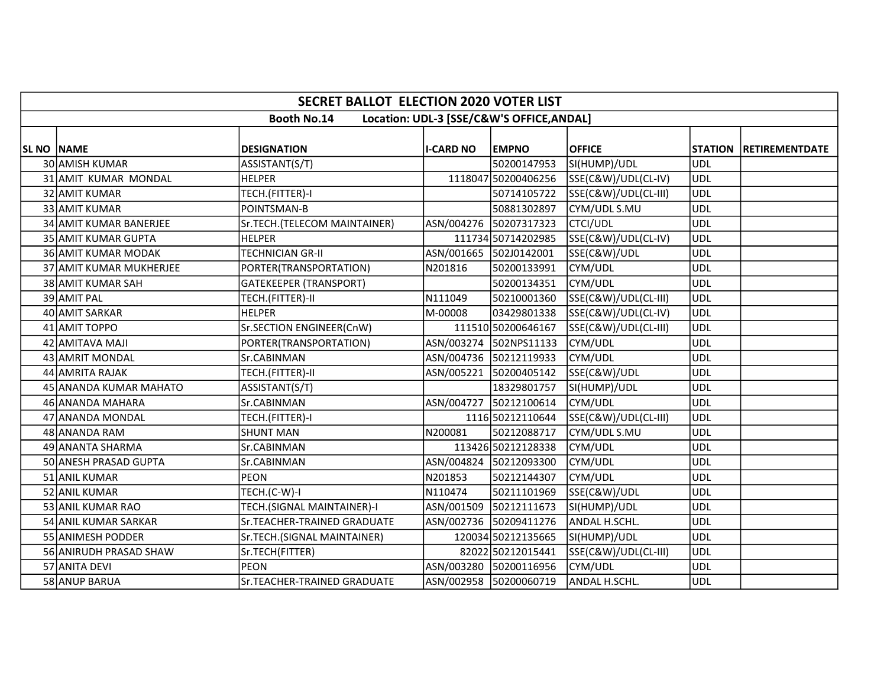# SECRET BALLOT ELECTION 2020 VOTER LIST

**Booth No.14 Location: UDL-3 [SSE/C&W'S OFFICE,ANDAL]**

| SL NO | NAME | DESIGNATION | I-CARD NO | EMPNO | OFFICE | STATION | RETIREMENTDATE |
|---|---|---|---|---|---|---|---|
| 30 | AMISH KUMAR | ASSISTANT(S/T) | | 50200147953 | SI(HUMP)/UDL | UDL | |
| 31 | AMIT KUMAR MONDAL | HELPER | 1118047 | 50200406256 | SSE(C&W)/UDL(CL-IV) | UDL | |
| 32 | AMIT KUMAR | TECH.(FITTER)-I | | 50714105722 | SSE(C&W)/UDL(CL-III) | UDL | |
| 33 | AMIT KUMAR | POINTSMAN-B | | 50881302897 | CYM/UDL S.MU | UDL | |
| 34 | AMIT KUMAR BANERJEE | Sr.TECH.(TELECOM MAINTAINER) | ASN/004276 | 50207317323 | CTCI/UDL | UDL | |
| 35 | AMIT KUMAR GUPTA | HELPER | 111734 | 50714202985 | SSE(C&W)/UDL(CL-IV) | UDL | |
| 36 | AMIT KUMAR MODAK | TECHNICIAN GR-II | ASN/001665 | 502J0142001 | SSE(C&W)/UDL | UDL | |
| 37 | AMIT KUMAR MUKHERJEE | PORTER(TRANSPORTATION) | N201816 | 50200133991 | CYM/UDL | UDL | |
| 38 | AMIT KUMAR SAH | GATEKEEPER (TRANSPORT) | | 50200134351 | CYM/UDL | UDL | |
| 39 | AMIT PAL | TECH.(FITTER)-II | N111049 | 50210001360 | SSE(C&W)/UDL(CL-III) | UDL | |
| 40 | AMIT SARKAR | HELPER | M-00008 | 03429801338 | SSE(C&W)/UDL(CL-IV) | UDL | |
| 41 | AMIT TOPPO | Sr.SECTION ENGINEER(CnW) | 111510 | 50200646167 | SSE(C&W)/UDL(CL-III) | UDL | |
| 42 | AMITAVA MAJI | PORTER(TRANSPORTATION) | ASN/003274 | 502NPS11133 | CYM/UDL | UDL | |
| 43 | AMRIT MONDAL | Sr.CABINMAN | ASN/004736 | 50212119933 | CYM/UDL | UDL | |
| 44 | AMRITA RAJAK | TECH.(FITTER)-II | ASN/005221 | 50200405142 | SSE(C&W)/UDL | UDL | |
| 45 | ANANDA KUMAR MAHATO | ASSISTANT(S/T) | | 18329801757 | SI(HUMP)/UDL | UDL | |
| 46 | ANANDA MAHARA | Sr.CABINMAN | ASN/004727 | 50212100614 | CYM/UDL | UDL | |
| 47 | ANANDA MONDAL | TECH.(FITTER)-I | 1116 | 50212110644 | SSE(C&W)/UDL(CL-III) | UDL | |
| 48 | ANANDA RAM | SHUNT MAN | N200081 | 50212088717 | CYM/UDL S.MU | UDL | |
| 49 | ANANTA SHARMA | Sr.CABINMAN | 113426 | 50212128338 | CYM/UDL | UDL | |
| 50 | ANESH PRASAD GUPTA | Sr.CABINMAN | ASN/004824 | 50212093300 | CYM/UDL | UDL | |
| 51 | ANIL KUMAR | PEON | N201853 | 50212144307 | CYM/UDL | UDL | |
| 52 | ANIL KUMAR | TECH.(C-W)-I | N110474 | 50211101969 | SSE(C&W)/UDL | UDL | |
| 53 | ANIL KUMAR RAO | TECH.(SIGNAL MAINTAINER)-I | ASN/001509 | 50212111673 | SI(HUMP)/UDL | UDL | |
| 54 | ANIL KUMAR SARKAR | Sr.TEACHER-TRAINED GRADUATE | ASN/002736 | 50209411276 | ANDAL H.SCHL. | UDL | |
| 55 | ANIMESH PODDER | Sr.TECH.(SIGNAL MAINTAINER) | 120034 | 50212135665 | SI(HUMP)/UDL | UDL | |
| 56 | ANIRUDH PRASAD SHAW | Sr.TECH(FITTER) | 82022 | 50212015441 | SSE(C&W)/UDL(CL-III) | UDL | |
| 57 | ANITA DEVI | PEON | ASN/003280 | 50200116956 | CYM/UDL | UDL | |
| 58 | ANUP BARUA | Sr.TEACHER-TRAINED GRADUATE | ASN/002958 | 50200060719 | ANDAL H.SCHL. | UDL | |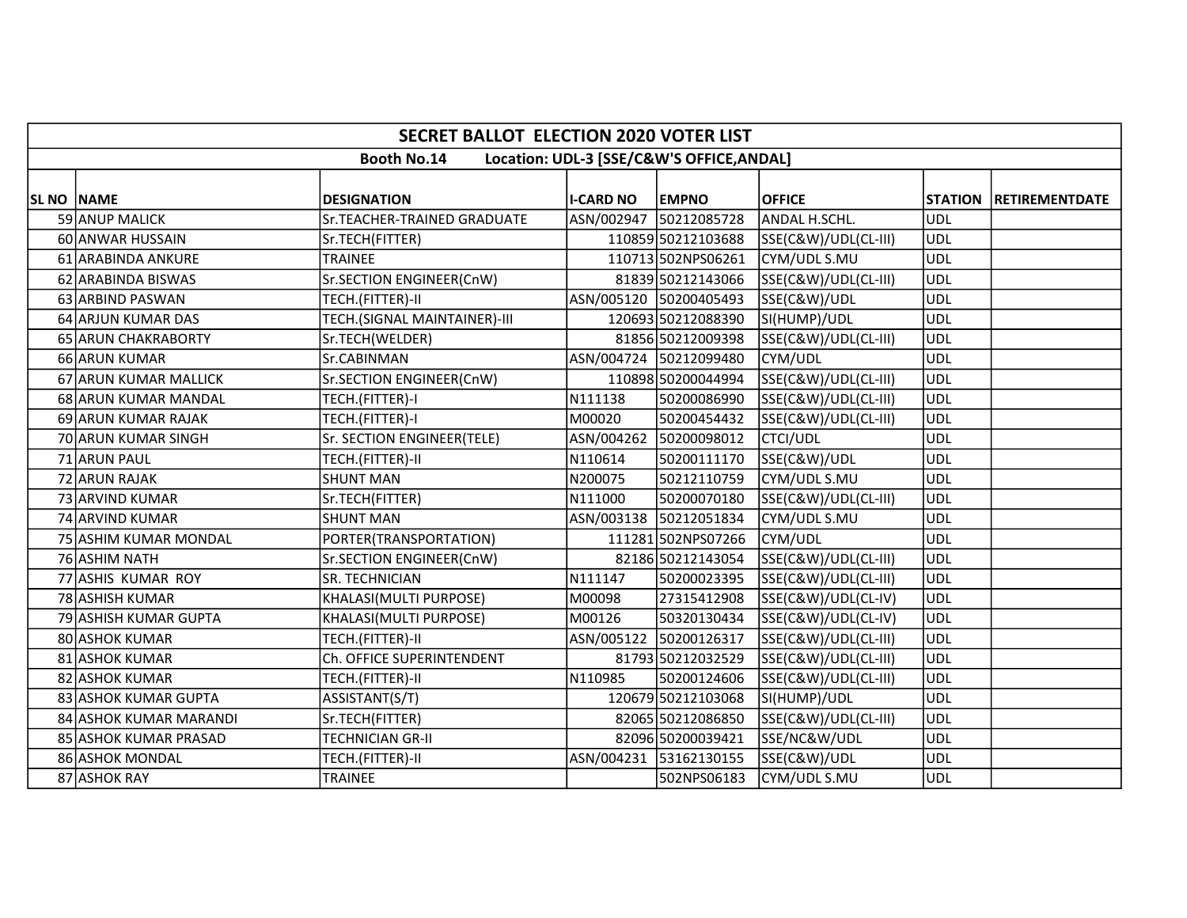| SECRET BALLOT ELECTION 2020 VOTER LIST | | | | | | | |
|---|---|---|---|---|---|---|---|
| Booth No.14 Location: UDL-3 [SSE/C&W'S OFFICE,ANDAL] | | | | | | | |
| SL NO | NAME | DESIGNATION | I-CARD NO | EMPNO | OFFICE | STATION | RETIREMENTDATE |
| 59 | ANUP MALICK | Sr.TEACHER-TRAINED GRADUATE | ASN/002947 | 50212085728 | ANDAL H.SCHL. | UDL | |
| 60 | ANWAR HUSSAIN | Sr.TECH(FITTER) | 110859 | 50212103688 | SSE(C&W)/UDL(CL-III) | UDL | |
| 61 | ARABINDA ANKURE | TRAINEE | 110713 | 502NPS06261 | CYM/UDL S.MU | UDL | |
| 62 | ARABINDA BISWAS | Sr.SECTION ENGINEER(CnW) | 81839 | 50212143066 | SSE(C&W)/UDL(CL-III) | UDL | |
| 63 | ARBIND PASWAN | TECH.(FITTER)-II | ASN/005120 | 50200405493 | SSE(C&W)/UDL | UDL | |
| 64 | ARJUN KUMAR DAS | TECH.(SIGNAL MAINTAINER)-III | 120693 | 50212088390 | SI(HUMP)/UDL | UDL | |
| 65 | ARUN CHAKRABORTY | Sr.TECH(WELDER) | 81856 | 50212009398 | SSE(C&W)/UDL(CL-III) | UDL | |
| 66 | ARUN KUMAR | Sr.CABINMAN | ASN/004724 | 50212099480 | CYM/UDL | UDL | |
| 67 | ARUN KUMAR MALLICK | Sr.SECTION ENGINEER(CnW) | 110898 | 50200044994 | SSE(C&W)/UDL(CL-III) | UDL | |
| 68 | ARUN KUMAR MANDAL | TECH.(FITTER)-I | N111138 | 50200086990 | SSE(C&W)/UDL(CL-III) | UDL | |
| 69 | ARUN KUMAR RAJAK | TECH.(FITTER)-I | M00020 | 50200454432 | SSE(C&W)/UDL(CL-III) | UDL | |
| 70 | ARUN KUMAR SINGH | Sr. SECTION ENGINEER(TELE) | ASN/004262 | 50200098012 | CTCI/UDL | UDL | |
| 71 | ARUN PAUL | TECH.(FITTER)-II | N110614 | 50200111170 | SSE(C&W)/UDL | UDL | |
| 72 | ARUN RAJAK | SHUNT MAN | N200075 | 50212110759 | CYM/UDL S.MU | UDL | |
| 73 | ARVIND KUMAR | Sr.TECH(FITTER) | N111000 | 50200070180 | SSE(C&W)/UDL(CL-III) | UDL | |
| 74 | ARVIND KUMAR | SHUNT MAN | ASN/003138 | 50212051834 | CYM/UDL S.MU | UDL | |
| 75 | ASHIM KUMAR MONDAL | PORTER(TRANSPORTATION) | 111281 | 502NPS07266 | CYM/UDL | UDL | |
| 76 | ASHIM NATH | Sr.SECTION ENGINEER(CnW) | 82186 | 50212143054 | SSE(C&W)/UDL(CL-III) | UDL | |
| 77 | ASHIS KUMAR ROY | SR. TECHNICIAN | N111147 | 50200023395 | SSE(C&W)/UDL(CL-III) | UDL | |
| 78 | ASHISH KUMAR | KHALASI(MULTI PURPOSE) | M00098 | 27315412908 | SSE(C&W)/UDL(CL-IV) | UDL | |
| 79 | ASHISH KUMAR GUPTA | KHALASI(MULTI PURPOSE) | M00126 | 50320130434 | SSE(C&W)/UDL(CL-IV) | UDL | |
| 80 | ASHOK KUMAR | TECH.(FITTER)-II | ASN/005122 | 50200126317 | SSE(C&W)/UDL(CL-III) | UDL | |
| 81 | ASHOK KUMAR | Ch. OFFICE SUPERINTENDENT | 81793 | 50212032529 | SSE(C&W)/UDL(CL-III) | UDL | |
| 82 | ASHOK KUMAR | TECH.(FITTER)-II | N110985 | 50200124606 | SSE(C&W)/UDL(CL-III) | UDL | |
| 83 | ASHOK KUMAR GUPTA | ASSISTANT(S/T) | 120679 | 50212103068 | SI(HUMP)/UDL | UDL | |
| 84 | ASHOK KUMAR MARANDI | Sr.TECH(FITTER) | 82065 | 50212086850 | SSE(C&W)/UDL(CL-III) | UDL | |
| 85 | ASHOK KUMAR PRASAD | TECHNICIAN GR-II | 82096 | 50200039421 | SSE/NC&W/UDL | UDL | |
| 86 | ASHOK MONDAL | TECH.(FITTER)-II | ASN/004231 | 53162130155 | SSE(C&W)/UDL | UDL | |
| 87 | ASHOK RAY | TRAINEE | | 502NPS06183 | CYM/UDL S.MU | UDL | |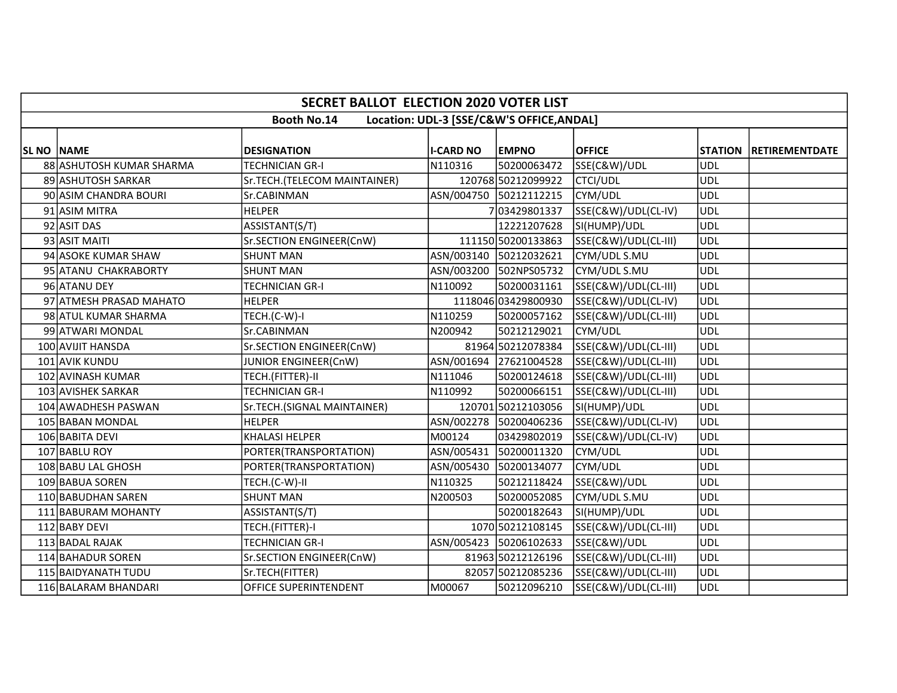| SECRET BALLOT ELECTION 2020 VOTER LIST | | | | | | | |
|---|---|---|---|---|---|---|---|
| Booth No.14 Location: UDL-3 [SSE/C&W'S OFFICE,ANDAL] | | | | | | | |
| SL NO | NAME | DESIGNATION | I-CARD NO | EMPNO | OFFICE | STATION | RETIREMENTDATE |
| 88 | ASHUTOSH KUMAR SHARMA | TECHNICIAN GR-I | N110316 | 50200063472 | SSE(C&W)/UDL | UDL | |
| 89 | ASHUTOSH SARKAR | Sr.TECH.(TELECOM MAINTAINER) | 120768 | 50212099922 | CTCI/UDL | UDL | |
| 90 | ASIM CHANDRA BOURI | Sr.CABINMAN | ASN/004750 | 50212112215 | CYM/UDL | UDL | |
| 91 | ASIM MITRA | HELPER | 7 | 03429801337 | SSE(C&W)/UDL(CL-IV) | UDL | |
| 92 | ASIT DAS | ASSISTANT(S/T) | | 12221207628 | SI(HUMP)/UDL | UDL | |
| 93 | ASIT MAITI | Sr.SECTION ENGINEER(CnW) | 111150 | 50200133863 | SSE(C&W)/UDL(CL-III) | UDL | |
| 94 | ASOKE KUMAR SHAW | SHUNT MAN | ASN/003140 | 50212032621 | CYM/UDL S.MU | UDL | |
| 95 | ATANU CHAKRABORTY | SHUNT MAN | ASN/003200 | 502NPS05732 | CYM/UDL S.MU | UDL | |
| 96 | ATANU DEY | TECHNICIAN GR-I | N110092 | 50200031161 | SSE(C&W)/UDL(CL-III) | UDL | |
| 97 | ATMESH PRASAD MAHATO | HELPER | 1118046 | 03429800930 | SSE(C&W)/UDL(CL-IV) | UDL | |
| 98 | ATUL KUMAR SHARMA | TECH.(C-W)-I | N110259 | 50200057162 | SSE(C&W)/UDL(CL-III) | UDL | |
| 99 | ATWARI MONDAL | Sr.CABINMAN | N200942 | 50212129021 | CYM/UDL | UDL | |
| 100 | AVIJIT HANSDA | Sr.SECTION ENGINEER(CnW) | 81964 | 50212078384 | SSE(C&W)/UDL(CL-III) | UDL | |
| 101 | AVIK KUNDU | JUNIOR ENGINEER(CnW) | ASN/001694 | 27621004528 | SSE(C&W)/UDL(CL-III) | UDL | |
| 102 | AVINASH KUMAR | TECH.(FITTER)-II | N111046 | 50200124618 | SSE(C&W)/UDL(CL-III) | UDL | |
| 103 | AVISHEK SARKAR | TECHNICIAN GR-I | N110992 | 50200066151 | SSE(C&W)/UDL(CL-III) | UDL | |
| 104 | AWADHESH PASWAN | Sr.TECH.(SIGNAL MAINTAINER) | 120701 | 50212103056 | SI(HUMP)/UDL | UDL | |
| 105 | BABAN MONDAL | HELPER | ASN/002278 | 50200406236 | SSE(C&W)/UDL(CL-IV) | UDL | |
| 106 | BABITA DEVI | KHALASI HELPER | M00124 | 03429802019 | SSE(C&W)/UDL(CL-IV) | UDL | |
| 107 | BABLU ROY | PORTER(TRANSPORTATION) | ASN/005431 | 50200011320 | CYM/UDL | UDL | |
| 108 | BABU LAL GHOSH | PORTER(TRANSPORTATION) | ASN/005430 | 50200134077 | CYM/UDL | UDL | |
| 109 | BABUA SOREN | TECH.(C-W)-II | N110325 | 50212118424 | SSE(C&W)/UDL | UDL | |
| 110 | BABUDHAN SAREN | SHUNT MAN | N200503 | 50200052085 | CYM/UDL S.MU | UDL | |
| 111 | BABURAM MOHANTY | ASSISTANT(S/T) | | 50200182643 | SI(HUMP)/UDL | UDL | |
| 112 | BABY DEVI | TECH.(FITTER)-I | 1070 | 50212108145 | SSE(C&W)/UDL(CL-III) | UDL | |
| 113 | BADAL RAJAK | TECHNICIAN GR-I | ASN/005423 | 50206102633 | SSE(C&W)/UDL | UDL | |
| 114 | BAHADUR SOREN | Sr.SECTION ENGINEER(CnW) | 81963 | 50212126196 | SSE(C&W)/UDL(CL-III) | UDL | |
| 115 | BAIDYANATH TUDU | Sr.TECH(FITTER) | 82057 | 50212085236 | SSE(C&W)/UDL(CL-III) | UDL | |
| 116 | BALARAM BHANDARI | OFFICE SUPERINTENDENT | M00067 | 50212096210 | SSE(C&W)/UDL(CL-III) | UDL | |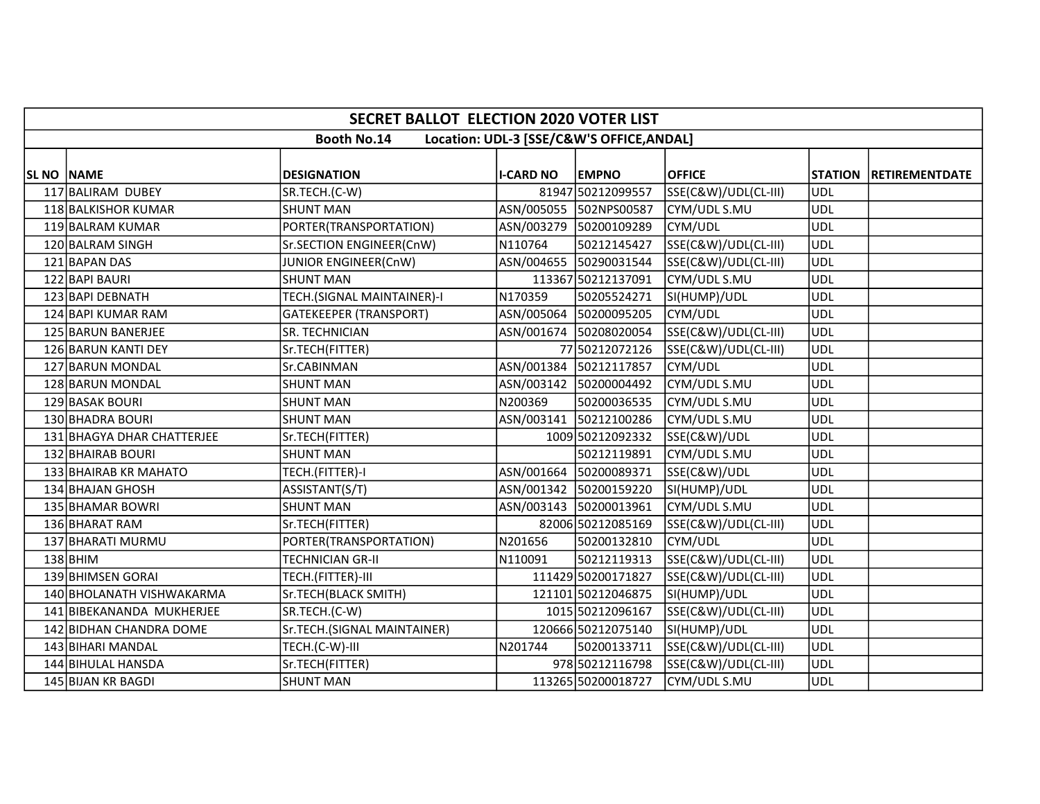| SECRET BALLOT ELECTION 2020 VOTER LIST | | | | | | | |
|---|---|---|---|---|---|---|---|
| Booth No.14 Location: UDL-3 [SSE/C&W'S OFFICE,ANDAL] | | | | | | | |
| SL NO | NAME | DESIGNATION | I-CARD NO | EMPNO | OFFICE | STATION | RETIREMENTDATE |
| 117 | BALIRAM DUBEY | SR.TECH.(C-W) | 81947 | 50212099557 | SSE(C&W)/UDL(CL-III) | UDL | |
| 118 | BALKISHOR KUMAR | SHUNT MAN | ASN/005055 | 502NPS00587 | CYM/UDL S.MU | UDL | |
| 119 | BALRAM KUMAR | PORTER(TRANSPORTATION) | ASN/003279 | 50200109289 | CYM/UDL | UDL | |
| 120 | BALRAM SINGH | Sr.SECTION ENGINEER(CnW) | N110764 | 50212145427 | SSE(C&W)/UDL(CL-III) | UDL | |
| 121 | BAPAN DAS | JUNIOR ENGINEER(CnW) | ASN/004655 | 50290031544 | SSE(C&W)/UDL(CL-III) | UDL | |
| 122 | BAPI BAURI | SHUNT MAN | 113367 | 50212137091 | CYM/UDL S.MU | UDL | |
| 123 | BAPI DEBNATH | TECH.(SIGNAL MAINTAINER)-I | N170359 | 50205524271 | SI(HUMP)/UDL | UDL | |
| 124 | BAPI KUMAR RAM | GATEKEEPER (TRANSPORT) | ASN/005064 | 50200095205 | CYM/UDL | UDL | |
| 125 | BARUN BANERJEE | SR. TECHNICIAN | ASN/001674 | 50208020054 | SSE(C&W)/UDL(CL-III) | UDL | |
| 126 | BARUN KANTI DEY | Sr.TECH(FITTER) | 77 | 50212072126 | SSE(C&W)/UDL(CL-III) | UDL | |
| 127 | BARUN MONDAL | Sr.CABINMAN | ASN/001384 | 50212117857 | CYM/UDL | UDL | |
| 128 | BARUN MONDAL | SHUNT MAN | ASN/003142 | 50200004492 | CYM/UDL S.MU | UDL | |
| 129 | BASAK BOURI | SHUNT MAN | N200369 | 50200036535 | CYM/UDL S.MU | UDL | |
| 130 | BHADRA BOURI | SHUNT MAN | ASN/003141 | 50212100286 | CYM/UDL S.MU | UDL | |
| 131 | BHAGYA DHAR CHATTERJEE | Sr.TECH(FITTER) | 1009 | 50212092332 | SSE(C&W)/UDL | UDL | |
| 132 | BHAIRAB BOURI | SHUNT MAN | | 50212119891 | CYM/UDL S.MU | UDL | |
| 133 | BHAIRAB KR MAHATO | TECH.(FITTER)-I | ASN/001664 | 50200089371 | SSE(C&W)/UDL | UDL | |
| 134 | BHAJAN GHOSH | ASSISTANT(S/T) | ASN/001342 | 50200159220 | SI(HUMP)/UDL | UDL | |
| 135 | BHAMAR BOWRI | SHUNT MAN | ASN/003143 | 50200013961 | CYM/UDL S.MU | UDL | |
| 136 | BHARAT RAM | Sr.TECH(FITTER) | 82006 | 50212085169 | SSE(C&W)/UDL(CL-III) | UDL | |
| 137 | BHARATI MURMU | PORTER(TRANSPORTATION) | N201656 | 50200132810 | CYM/UDL | UDL | |
| 138 | BHIM | TECHNICIAN GR-II | N110091 | 50212119313 | SSE(C&W)/UDL(CL-III) | UDL | |
| 139 | BHIMSEN GORAI | TECH.(FITTER)-III | 111429 | 50200171827 | SSE(C&W)/UDL(CL-III) | UDL | |
| 140 | BHOLANATH VISHWAKARMA | Sr.TECH(BLACK SMITH) | 121101 | 50212046875 | SI(HUMP)/UDL | UDL | |
| 141 | BIBEKANANDA MUKHERJEE | SR.TECH.(C-W) | 1015 | 50212096167 | SSE(C&W)/UDL(CL-III) | UDL | |
| 142 | BIDHAN CHANDRA DOME | Sr.TECH.(SIGNAL MAINTAINER) | 120666 | 50212075140 | SI(HUMP)/UDL | UDL | |
| 143 | BIHARI MANDAL | TECH.(C-W)-III | N201744 | 50200133711 | SSE(C&W)/UDL(CL-III) | UDL | |
| 144 | BIHULAL HANSDA | Sr.TECH(FITTER) | 978 | 50212116798 | SSE(C&W)/UDL(CL-III) | UDL | |
| 145 | BIJAN KR BAGDI | SHUNT MAN | 113265 | 50200018727 | CYM/UDL S.MU | UDL | |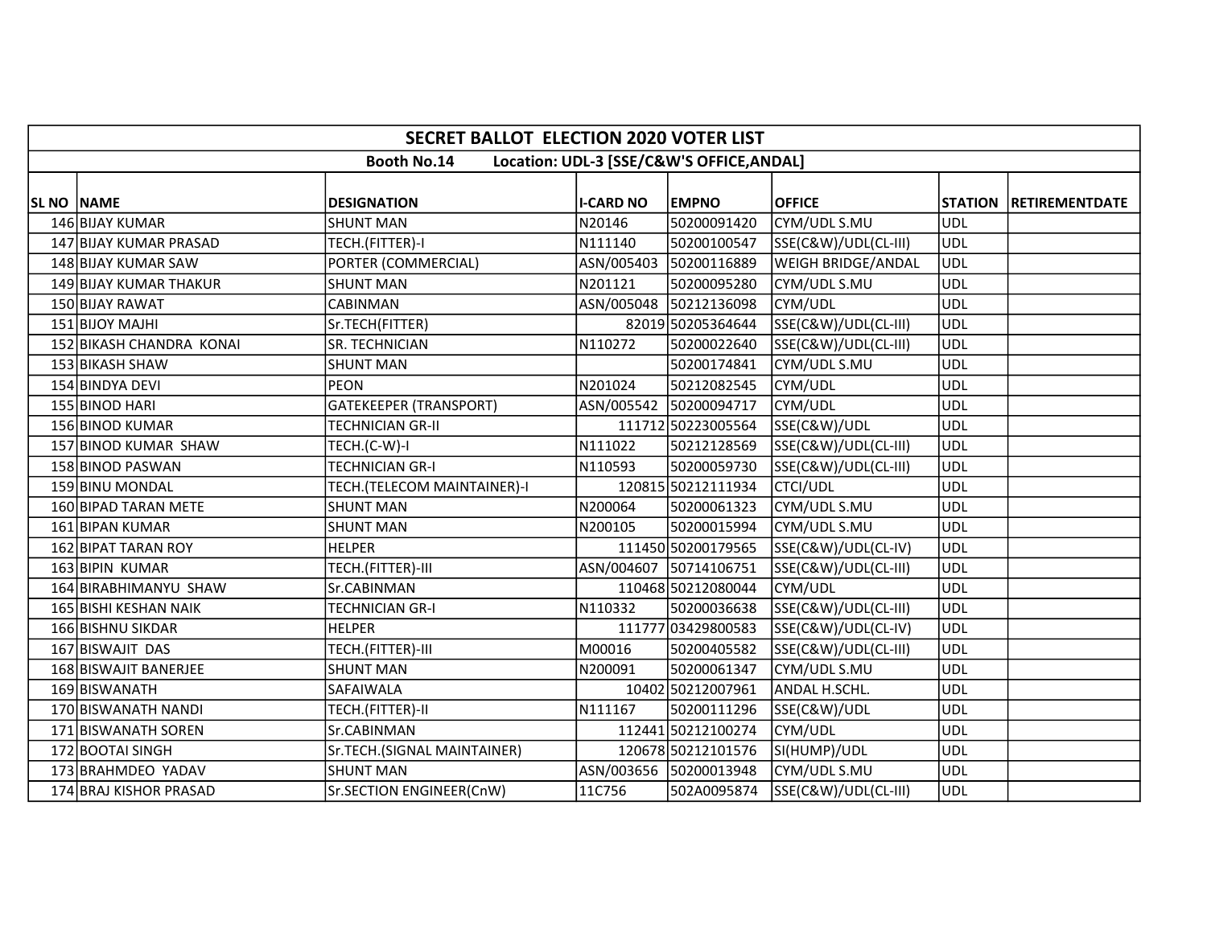| SECRET BALLOT ELECTION 2020 VOTER LIST | | | | | | | |
|---|---|---|---|---|---|---|---|
| Booth No.14 Location: UDL-3 [SSE/C&W'S OFFICE,ANDAL] | | | | | | | |
| SL NO | NAME | DESIGNATION | I-CARD NO | EMPNO | OFFICE | STATION | RETIREMENTDATE |
| 146 | BIJAY KUMAR | SHUNT MAN | N20146 | 50200091420 | CYM/UDL S.MU | UDL | |
| 147 | BIJAY KUMAR PRASAD | TECH.(FITTER)-I | N111140 | 50200100547 | SSE(C&W)/UDL(CL-III) | UDL | |
| 148 | BIJAY KUMAR SAW | PORTER (COMMERCIAL) | ASN/005403 | 50200116889 | WEIGH BRIDGE/ANDAL | UDL | |
| 149 | BIJAY KUMAR THAKUR | SHUNT MAN | N201121 | 50200095280 | CYM/UDL S.MU | UDL | |
| 150 | BIJAY RAWAT | CABINMAN | ASN/005048 | 50212136098 | CYM/UDL | UDL | |
| 151 | BIJOY MAJHI | Sr.TECH(FITTER) | 82019 | 50205364644 | SSE(C&W)/UDL(CL-III) | UDL | |
| 152 | BIKASH CHANDRA KONAI | SR. TECHNICIAN | N110272 | 50200022640 | SSE(C&W)/UDL(CL-III) | UDL | |
| 153 | BIKASH SHAW | SHUNT MAN | | 50200174841 | CYM/UDL S.MU | UDL | |
| 154 | BINDYA DEVI | PEON | N201024 | 50212082545 | CYM/UDL | UDL | |
| 155 | BINOD HARI | GATEKEEPER (TRANSPORT) | ASN/005542 | 50200094717 | CYM/UDL | UDL | |
| 156 | BINOD KUMAR | TECHNICIAN GR-II | 111712 | 50223005564 | SSE(C&W)/UDL | UDL | |
| 157 | BINOD KUMAR SHAW | TECH.(C-W)-I | N111022 | 50212128569 | SSE(C&W)/UDL(CL-III) | UDL | |
| 158 | BINOD PASWAN | TECHNICIAN GR-I | N110593 | 50200059730 | SSE(C&W)/UDL(CL-III) | UDL | |
| 159 | BINU MONDAL | TECH.(TELECOM MAINTAINER)-I | 120815 | 50212111934 | CTCI/UDL | UDL | |
| 160 | BIPAD TARAN METE | SHUNT MAN | N200064 | 50200061323 | CYM/UDL S.MU | UDL | |
| 161 | BIPAN KUMAR | SHUNT MAN | N200105 | 50200015994 | CYM/UDL S.MU | UDL | |
| 162 | BIPAT TARAN ROY | HELPER | 111450 | 50200179565 | SSE(C&W)/UDL(CL-IV) | UDL | |
| 163 | BIPIN KUMAR | TECH.(FITTER)-III | ASN/004607 | 50714106751 | SSE(C&W)/UDL(CL-III) | UDL | |
| 164 | BIRABHIMANYU SHAW | Sr.CABINMAN | 110468 | 50212080044 | CYM/UDL | UDL | |
| 165 | BISHI KESHAN NAIK | TECHNICIAN GR-I | N110332 | 50200036638 | SSE(C&W)/UDL(CL-III) | UDL | |
| 166 | BISHNU SIKDAR | HELPER | 111777 | 03429800583 | SSE(C&W)/UDL(CL-IV) | UDL | |
| 167 | BISWAJIT DAS | TECH.(FITTER)-III | M00016 | 50200405582 | SSE(C&W)/UDL(CL-III) | UDL | |
| 168 | BISWAJIT BANERJEE | SHUNT MAN | N200091 | 50200061347 | CYM/UDL S.MU | UDL | |
| 169 | BISWANATH | SAFAIWALA | 10402 | 50212007961 | ANDAL H.SCHL. | UDL | |
| 170 | BISWANATH NANDI | TECH.(FITTER)-II | N111167 | 50200111296 | SSE(C&W)/UDL | UDL | |
| 171 | BISWANATH SOREN | Sr.CABINMAN | 112441 | 50212100274 | CYM/UDL | UDL | |
| 172 | BOOTAI SINGH | Sr.TECH.(SIGNAL MAINTAINER) | 120678 | 50212101576 | SI(HUMP)/UDL | UDL | |
| 173 | BRAHMDEO YADAV | SHUNT MAN | ASN/003656 | 50200013948 | CYM/UDL S.MU | UDL | |
| 174 | BRAJ KISHOR PRASAD | Sr.SECTION ENGINEER(CnW) | 11C756 | 502A0095874 | SSE(C&W)/UDL(CL-III) | UDL | |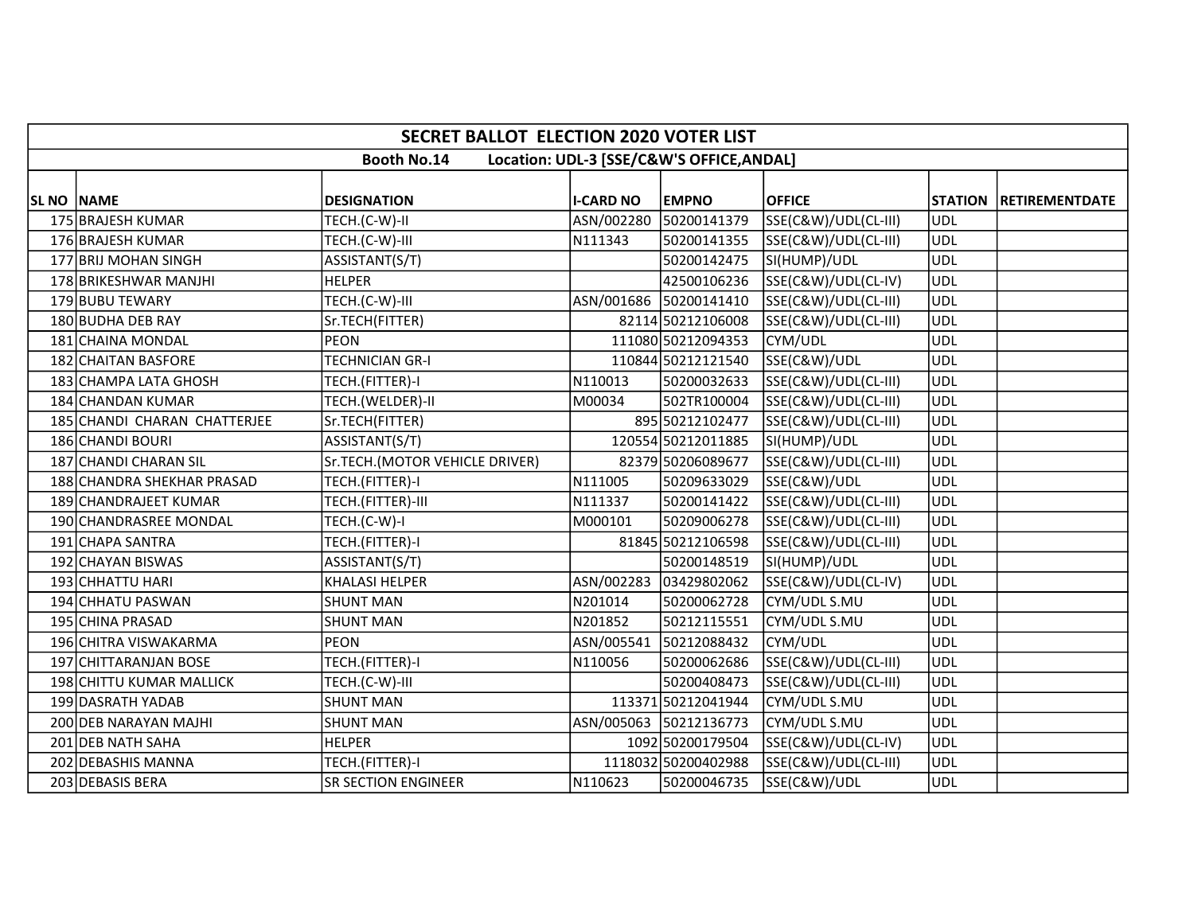| SECRET BALLOT ELECTION 2020 VOTER LIST | | | | | | | |
|---|---|---|---|---|---|---|---|
| Booth No.14 Location: UDL-3 [SSE/C&W'S OFFICE,ANDAL] | | | | | | | |
| SL NO | NAME | DESIGNATION | I-CARD NO | EMPNO | OFFICE | STATION | RETIREMENTDATE |
| 175 | BRAJESH KUMAR | TECH.(C-W)-II | ASN/002280 | 50200141379 | SSE(C&W)/UDL(CL-III) | UDL | |
| 176 | BRAJESH KUMAR | TECH.(C-W)-III | N111343 | 50200141355 | SSE(C&W)/UDL(CL-III) | UDL | |
| 177 | BRIJ MOHAN SINGH | ASSISTANT(S/T) | | 50200142475 | SI(HUMP)/UDL | UDL | |
| 178 | BRIKESHWAR MANJHI | HELPER | | 42500106236 | SSE(C&W)/UDL(CL-IV) | UDL | |
| 179 | BUBU TEWARY | TECH.(C-W)-III | ASN/001686 | 50200141410 | SSE(C&W)/UDL(CL-III) | UDL | |
| 180 | BUDHA DEB RAY | Sr.TECH(FITTER) | 82114 | 50212106008 | SSE(C&W)/UDL(CL-III) | UDL | |
| 181 | CHAINA MONDAL | PEON | 111080 | 50212094353 | CYM/UDL | UDL | |
| 182 | CHAITAN BASFORE | TECHNICIAN GR-I | 110844 | 50212121540 | SSE(C&W)/UDL | UDL | |
| 183 | CHAMPA LATA GHOSH | TECH.(FITTER)-I | N110013 | 50200032633 | SSE(C&W)/UDL(CL-III) | UDL | |
| 184 | CHANDAN KUMAR | TECH.(WELDER)-II | M00034 | 502TR100004 | SSE(C&W)/UDL(CL-III) | UDL | |
| 185 | CHANDI CHARAN CHATTERJEE | Sr.TECH(FITTER) | 895 | 50212102477 | SSE(C&W)/UDL(CL-III) | UDL | |
| 186 | CHANDI BOURI | ASSISTANT(S/T) | 120554 | 50212011885 | SI(HUMP)/UDL | UDL | |
| 187 | CHANDI CHARAN SIL | Sr.TECH.(MOTOR VEHICLE DRIVER) | 82379 | 50206089677 | SSE(C&W)/UDL(CL-III) | UDL | |
| 188 | CHANDRA SHEKHAR PRASAD | TECH.(FITTER)-I | N111005 | 50209633029 | SSE(C&W)/UDL | UDL | |
| 189 | CHANDRAJEET KUMAR | TECH.(FITTER)-III | N111337 | 50200141422 | SSE(C&W)/UDL(CL-III) | UDL | |
| 190 | CHANDRASREE MONDAL | TECH.(C-W)-I | M000101 | 50209006278 | SSE(C&W)/UDL(CL-III) | UDL | |
| 191 | CHAPA SANTRA | TECH.(FITTER)-I | 81845 | 50212106598 | SSE(C&W)/UDL(CL-III) | UDL | |
| 192 | CHAYAN BISWAS | ASSISTANT(S/T) | | 50200148519 | SI(HUMP)/UDL | UDL | |
| 193 | CHHATTU HARI | KHALASI HELPER | ASN/002283 | 03429802062 | SSE(C&W)/UDL(CL-IV) | UDL | |
| 194 | CHHATU PASWAN | SHUNT MAN | N201014 | 50200062728 | CYM/UDL S.MU | UDL | |
| 195 | CHINA PRASAD | SHUNT MAN | N201852 | 50212115551 | CYM/UDL S.MU | UDL | |
| 196 | CHITRA VISWAKARMA | PEON | ASN/005541 | 50212088432 | CYM/UDL | UDL | |
| 197 | CHITTARANJAN BOSE | TECH.(FITTER)-I | N110056 | 50200062686 | SSE(C&W)/UDL(CL-III) | UDL | |
| 198 | CHITTU KUMAR MALLICK | TECH.(C-W)-III | | 50200408473 | SSE(C&W)/UDL(CL-III) | UDL | |
| 199 | DASRATH YADAB | SHUNT MAN | 113371 | 50212041944 | CYM/UDL S.MU | UDL | |
| 200 | DEB NARAYAN MAJHI | SHUNT MAN | ASN/005063 | 50212136773 | CYM/UDL S.MU | UDL | |
| 201 | DEB NATH SAHA | HELPER | 1092 | 50200179504 | SSE(C&W)/UDL(CL-IV) | UDL | |
| 202 | DEBASHIS MANNA | TECH.(FITTER)-I | 1118032 | 50200402988 | SSE(C&W)/UDL(CL-III) | UDL | |
| 203 | DEBASIS BERA | SR SECTION ENGINEER | N110623 | 50200046735 | SSE(C&W)/UDL | UDL | |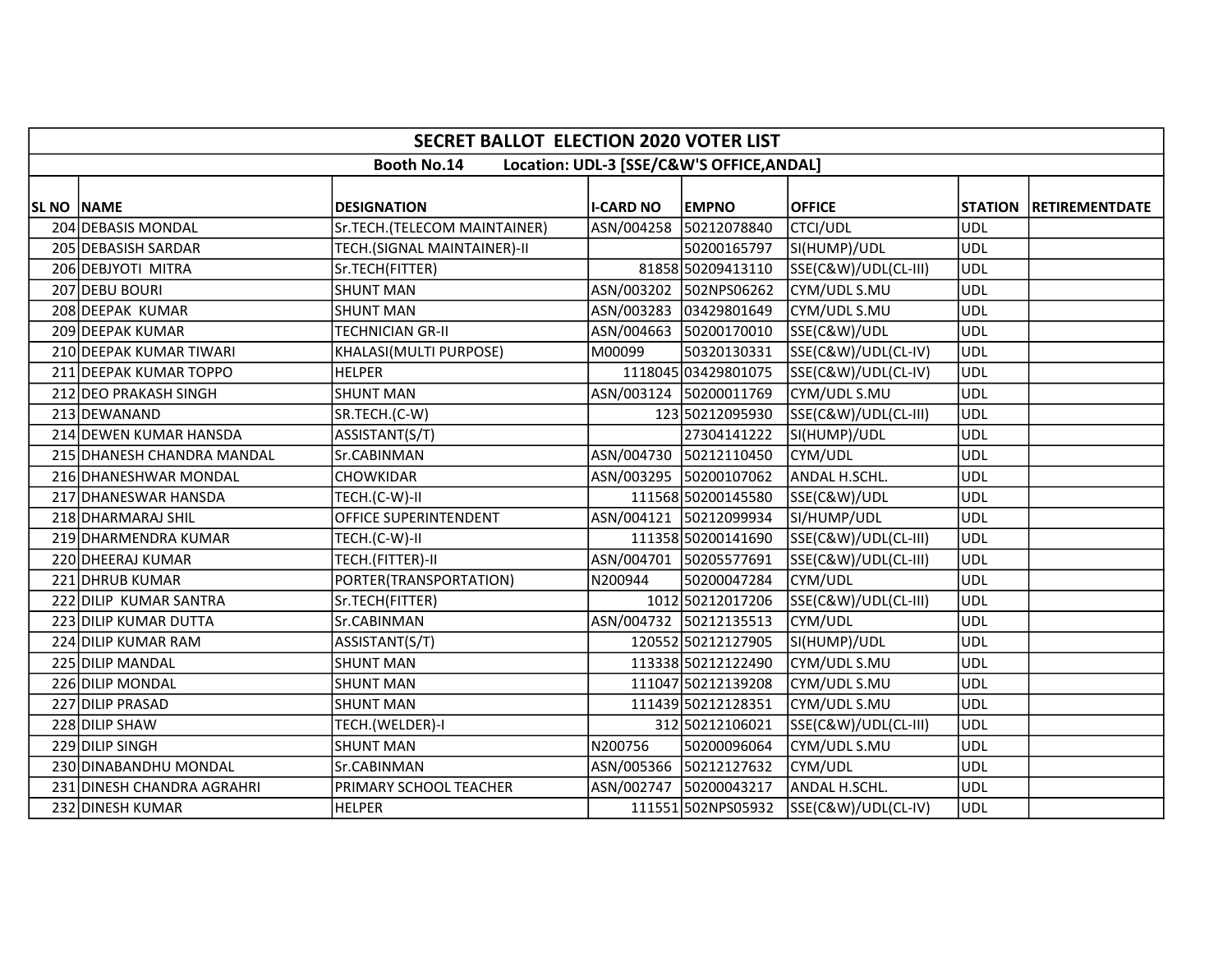| SECRET BALLOT ELECTION 2020 VOTER LIST | | | | | | | |
|---|---|---|---|---|---|---|---|
| Booth No.14 Location: UDL-3 [SSE/C&W'S OFFICE,ANDAL] | | | | | | | |
| **SL NO** | **NAME** | **DESIGNATION** | **I-CARD NO** | **EMPNO** | **OFFICE** | **STATION** | **RETIREMENTDATE** |
| 204 | DEBASIS MONDAL | Sr.TECH.(TELECOM MAINTAINER) | ASN/004258 | 50212078840 | CTCI/UDL | UDL | |
| 205 | DEBASISH SARDAR | TECH.(SIGNAL MAINTAINER)-II | | 50200165797 | SI(HUMP)/UDL | UDL | |
| 206 | DEBJYOTI MITRA | Sr.TECH(FITTER) | 81858 | 50209413110 | SSE(C&W)/UDL(CL-III) | UDL | |
| 207 | DEBU BOURI | SHUNT MAN | ASN/003202 | 502NPS06262 | CYM/UDL S.MU | UDL | |
| 208 | DEEPAK KUMAR | SHUNT MAN | ASN/003283 | 03429801649 | CYM/UDL S.MU | UDL | |
| 209 | DEEPAK KUMAR | TECHNICIAN GR-II | ASN/004663 | 50200170010 | SSE(C&W)/UDL | UDL | |
| 210 | DEEPAK KUMAR TIWARI | KHALASI(MULTI PURPOSE) | M00099 | 50320130331 | SSE(C&W)/UDL(CL-IV) | UDL | |
| 211 | DEEPAK KUMAR TOPPO | HELPER | 1118045 | 03429801075 | SSE(C&W)/UDL(CL-IV) | UDL | |
| 212 | DEO PRAKASH SINGH | SHUNT MAN | ASN/003124 | 50200011769 | CYM/UDL S.MU | UDL | |
| 213 | DEWANAND | SR.TECH.(C-W) | 123 | 50212095930 | SSE(C&W)/UDL(CL-III) | UDL | |
| 214 | DEWEN KUMAR HANSDA | ASSISTANT(S/T) | | 27304141222 | SI(HUMP)/UDL | UDL | |
| 215 | DHANESH CHANDRA MANDAL | Sr.CABINMAN | ASN/004730 | 50212110450 | CYM/UDL | UDL | |
| 216 | DHANESHWAR MONDAL | CHOWKIDAR | ASN/003295 | 50200107062 | ANDAL H.SCHL. | UDL | |
| 217 | DHANESWAR HANSDA | TECH.(C-W)-II | 111568 | 50200145580 | SSE(C&W)/UDL | UDL | |
| 218 | DHARMARAJ SHIL | OFFICE SUPERINTENDENT | ASN/004121 | 50212099934 | SI/HUMP/UDL | UDL | |
| 219 | DHARMENDRA KUMAR | TECH.(C-W)-II | 111358 | 50200141690 | SSE(C&W)/UDL(CL-III) | UDL | |
| 220 | DHEERAJ KUMAR | TECH.(FITTER)-II | ASN/004701 | 50205577691 | SSE(C&W)/UDL(CL-III) | UDL | |
| 221 | DHRUB KUMAR | PORTER(TRANSPORTATION) | N200944 | 50200047284 | CYM/UDL | UDL | |
| 222 | DILIP KUMAR SANTRA | Sr.TECH(FITTER) | 1012 | 50212017206 | SSE(C&W)/UDL(CL-III) | UDL | |
| 223 | DILIP KUMAR DUTTA | Sr.CABINMAN | ASN/004732 | 50212135513 | CYM/UDL | UDL | |
| 224 | DILIP KUMAR RAM | ASSISTANT(S/T) | 120552 | 50212127905 | SI(HUMP)/UDL | UDL | |
| 225 | DILIP MANDAL | SHUNT MAN | 113338 | 50212122490 | CYM/UDL S.MU | UDL | |
| 226 | DILIP MONDAL | SHUNT MAN | 111047 | 50212139208 | CYM/UDL S.MU | UDL | |
| 227 | DILIP PRASAD | SHUNT MAN | 111439 | 50212128351 | CYM/UDL S.MU | UDL | |
| 228 | DILIP SHAW | TECH.(WELDER)-I | 312 | 50212106021 | SSE(C&W)/UDL(CL-III) | UDL | |
| 229 | DILIP SINGH | SHUNT MAN | N200756 | 50200096064 | CYM/UDL S.MU | UDL | |
| 230 | DINABANDHU MONDAL | Sr.CABINMAN | ASN/005366 | 50212127632 | CYM/UDL | UDL | |
| 231 | DINESH CHANDRA AGRAHRI | PRIMARY SCHOOL TEACHER | ASN/002747 | 50200043217 | ANDAL H.SCHL. | UDL | |
| 232 | DINESH KUMAR | HELPER | 111551 | 502NPS05932 | SSE(C&W)/UDL(CL-IV) | UDL | |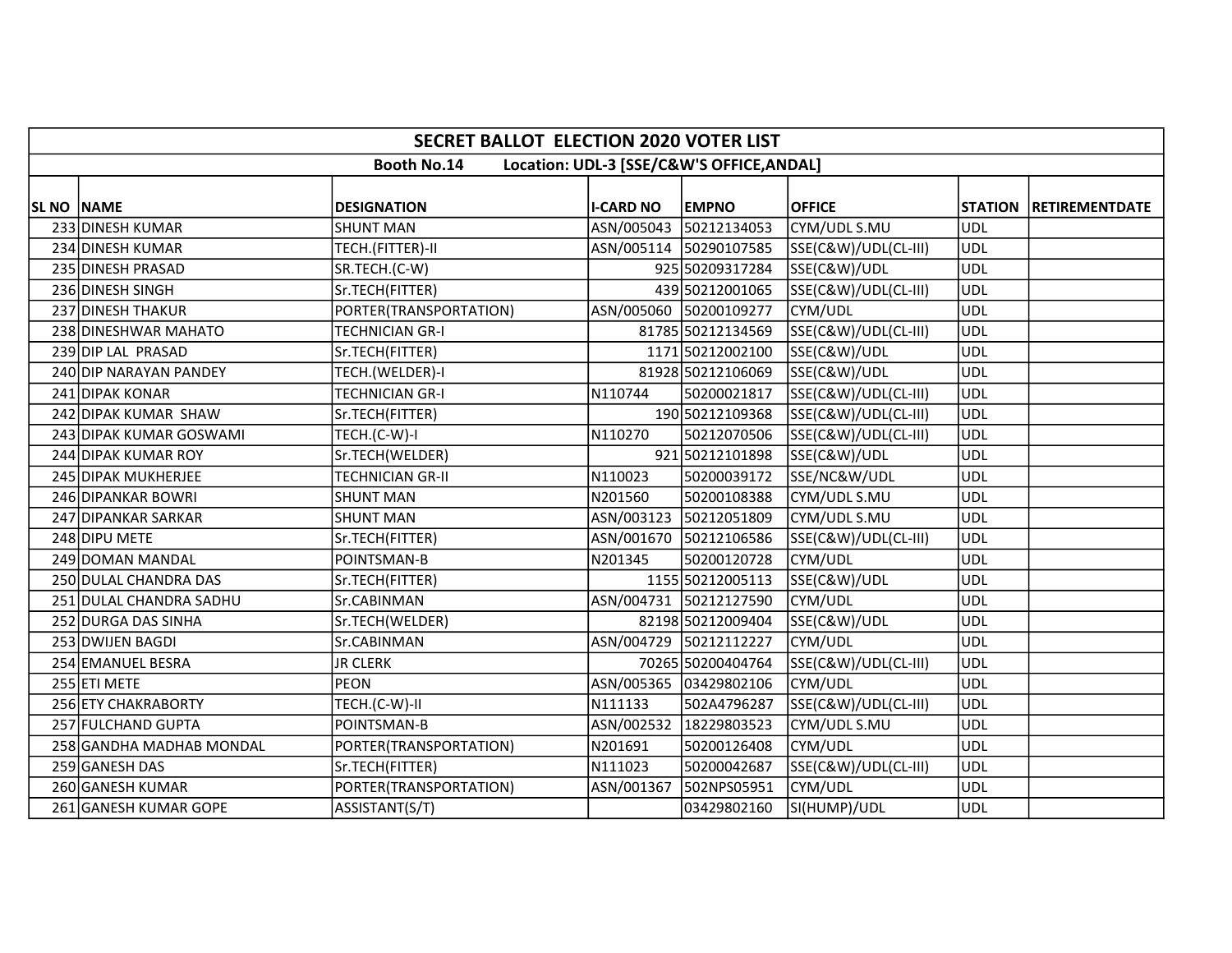# SECRET BALLOT ELECTION 2020 VOTER LIST

**Booth No.14 Location: UDL-3 [SSE/C&W'S OFFICE,ANDAL]**

| SL NO | NAME | DESIGNATION | I-CARD NO | EMPNO | OFFICE | STATION | RETIREMENTDATE |
|---|---|---|---|---|---|---|---|
| 233 | DINESH KUMAR | SHUNT MAN | ASN/005043 | 50212134053 | CYM/UDL S.MU | UDL | |
| 234 | DINESH KUMAR | TECH.(FITTER)-II | ASN/005114 | 50290107585 | SSE(C&W)/UDL(CL-III) | UDL | |
| 235 | DINESH PRASAD | SR.TECH.(C-W) | 925 | 50209317284 | SSE(C&W)/UDL | UDL | |
| 236 | DINESH SINGH | Sr.TECH(FITTER) | 439 | 50212001065 | SSE(C&W)/UDL(CL-III) | UDL | |
| 237 | DINESH THAKUR | PORTER(TRANSPORTATION) | ASN/005060 | 50200109277 | CYM/UDL | UDL | |
| 238 | DINESHWAR MAHATO | TECHNICIAN GR-I | 81785 | 50212134569 | SSE(C&W)/UDL(CL-III) | UDL | |
| 239 | DIP LAL PRASAD | Sr.TECH(FITTER) | 1171 | 50212002100 | SSE(C&W)/UDL | UDL | |
| 240 | DIP NARAYAN PANDEY | TECH.(WELDER)-I | 81928 | 50212106069 | SSE(C&W)/UDL | UDL | |
| 241 | DIPAK KONAR | TECHNICIAN GR-I | N110744 | 50200021817 | SSE(C&W)/UDL(CL-III) | UDL | |
| 242 | DIPAK KUMAR SHAW | Sr.TECH(FITTER) | 190 | 50212109368 | SSE(C&W)/UDL(CL-III) | UDL | |
| 243 | DIPAK KUMAR GOSWAMI | TECH.(C-W)-I | N110270 | 50212070506 | SSE(C&W)/UDL(CL-III) | UDL | |
| 244 | DIPAK KUMAR ROY | Sr.TECH(WELDER) | 921 | 50212101898 | SSE(C&W)/UDL | UDL | |
| 245 | DIPAK MUKHERJEE | TECHNICIAN GR-II | N110023 | 50200039172 | SSE/NC&W/UDL | UDL | |
| 246 | DIPANKAR BOWRI | SHUNT MAN | N201560 | 50200108388 | CYM/UDL S.MU | UDL | |
| 247 | DIPANKAR SARKAR | SHUNT MAN | ASN/003123 | 50212051809 | CYM/UDL S.MU | UDL | |
| 248 | DIPU METE | Sr.TECH(FITTER) | ASN/001670 | 50212106586 | SSE(C&W)/UDL(CL-III) | UDL | |
| 249 | DOMAN MANDAL | POINTSMAN-B | N201345 | 50200120728 | CYM/UDL | UDL | |
| 250 | DULAL CHANDRA DAS | Sr.TECH(FITTER) | 1155 | 50212005113 | SSE(C&W)/UDL | UDL | |
| 251 | DULAL CHANDRA SADHU | Sr.CABINMAN | ASN/004731 | 50212127590 | CYM/UDL | UDL | |
| 252 | DURGA DAS SINHA | Sr.TECH(WELDER) | 82198 | 50212009404 | SSE(C&W)/UDL | UDL | |
| 253 | DWIJEN BAGDI | Sr.CABINMAN | ASN/004729 | 50212112227 | CYM/UDL | UDL | |
| 254 | EMANUEL BESRA | JR CLERK | 70265 | 50200404764 | SSE(C&W)/UDL(CL-III) | UDL | |
| 255 | ETI METE | PEON | ASN/005365 | 03429802106 | CYM/UDL | UDL | |
| 256 | ETY CHAKRABORTY | TECH.(C-W)-II | N111133 | 502A4796287 | SSE(C&W)/UDL(CL-III) | UDL | |
| 257 | FULCHAND GUPTA | POINTSMAN-B | ASN/002532 | 18229803523 | CYM/UDL S.MU | UDL | |
| 258 | GANDHA MADHAB MONDAL | PORTER(TRANSPORTATION) | N201691 | 50200126408 | CYM/UDL | UDL | |
| 259 | GANESH DAS | Sr.TECH(FITTER) | N111023 | 50200042687 | SSE(C&W)/UDL(CL-III) | UDL | |
| 260 | GANESH KUMAR | PORTER(TRANSPORTATION) | ASN/001367 | 502NPS05951 | CYM/UDL | UDL | |
| 261 | GANESH KUMAR GOPE | ASSISTANT(S/T) | | 03429802160 | SI(HUMP)/UDL | UDL | |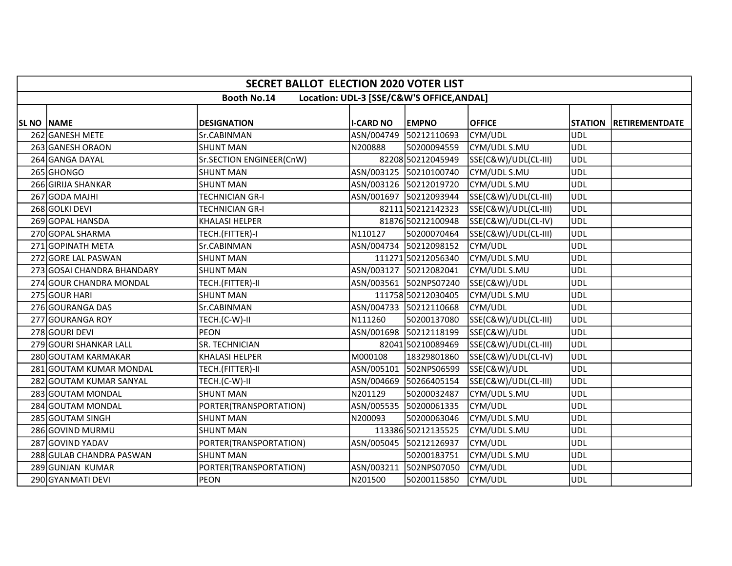# SECRET BALLOT ELECTION 2020 VOTER LIST

**Booth No.14 Location: UDL-3 [SSE/C&W'S OFFICE,ANDAL]**

| SL NO | NAME | DESIGNATION | I-CARD NO | EMPNO | OFFICE | STATION | RETIREMENTDATE |
|---|---|---|---|---|---|---|---|
| 262 | GANESH METE | Sr.CABINMAN | ASN/004749 | 50212110693 | CYM/UDL | UDL | |
| 263 | GANESH ORAON | SHUNT MAN | N200888 | 50200094559 | CYM/UDL S.MU | UDL | |
| 264 | GANGA DAYAL | Sr.SECTION ENGINEER(CnW) | 82208 | 50212045949 | SSE(C&W)/UDL(CL-III) | UDL | |
| 265 | GHONGO | SHUNT MAN | ASN/003125 | 50210100740 | CYM/UDL S.MU | UDL | |
| 266 | GIRIJA SHANKAR | SHUNT MAN | ASN/003126 | 50212019720 | CYM/UDL S.MU | UDL | |
| 267 | GODA MAJHI | TECHNICIAN GR-I | ASN/001697 | 50212093944 | SSE(C&W)/UDL(CL-III) | UDL | |
| 268 | GOLKI DEVI | TECHNICIAN GR-I | 82111 | 50212142323 | SSE(C&W)/UDL(CL-III) | UDL | |
| 269 | GOPAL HANSDA | KHALASI HELPER | 81876 | 50212100948 | SSE(C&W)/UDL(CL-IV) | UDL | |
| 270 | GOPAL SHARMA | TECH.(FITTER)-I | N110127 | 50200070464 | SSE(C&W)/UDL(CL-III) | UDL | |
| 271 | GOPINATH META | Sr.CABINMAN | ASN/004734 | 50212098152 | CYM/UDL | UDL | |
| 272 | GORE LAL PASWAN | SHUNT MAN | 111271 | 50212056340 | CYM/UDL S.MU | UDL | |
| 273 | GOSAI CHANDRA BHANDARY | SHUNT MAN | ASN/003127 | 50212082041 | CYM/UDL S.MU | UDL | |
| 274 | GOUR CHANDRA MONDAL | TECH.(FITTER)-II | ASN/003561 | 502NPS07240 | SSE(C&W)/UDL | UDL | |
| 275 | GOUR HARI | SHUNT MAN | 111758 | 50212030405 | CYM/UDL S.MU | UDL | |
| 276 | GOURANGA DAS | Sr.CABINMAN | ASN/004733 | 50212110668 | CYM/UDL | UDL | |
| 277 | GOURANGA ROY | TECH.(C-W)-II | N111260 | 50200137080 | SSE(C&W)/UDL(CL-III) | UDL | |
| 278 | GOURI DEVI | PEON | ASN/001698 | 50212118199 | SSE(C&W)/UDL | UDL | |
| 279 | GOURI SHANKAR LALL | SR. TECHNICIAN | 82041 | 50210089469 | SSE(C&W)/UDL(CL-III) | UDL | |
| 280 | GOUTAM KARMAKAR | KHALASI HELPER | M000108 | 18329801860 | SSE(C&W)/UDL(CL-IV) | UDL | |
| 281 | GOUTAM KUMAR MONDAL | TECH.(FITTER)-II | ASN/005101 | 502NPS06599 | SSE(C&W)/UDL | UDL | |
| 282 | GOUTAM KUMAR SANYAL | TECH.(C-W)-II | ASN/004669 | 50266405154 | SSE(C&W)/UDL(CL-III) | UDL | |
| 283 | GOUTAM MONDAL | SHUNT MAN | N201129 | 50200032487 | CYM/UDL S.MU | UDL | |
| 284 | GOUTAM MONDAL | PORTER(TRANSPORTATION) | ASN/005535 | 50200061335 | CYM/UDL | UDL | |
| 285 | GOUTAM SINGH | SHUNT MAN | N200093 | 50200063046 | CYM/UDL S.MU | UDL | |
| 286 | GOVIND MURMU | SHUNT MAN | 113386 | 50212135525 | CYM/UDL S.MU | UDL | |
| 287 | GOVIND YADAV | PORTER(TRANSPORTATION) | ASN/005045 | 50212126937 | CYM/UDL | UDL | |
| 288 | GULAB CHANDRA PASWAN | SHUNT MAN | | 50200183751 | CYM/UDL S.MU | UDL | |
| 289 | GUNJAN KUMAR | PORTER(TRANSPORTATION) | ASN/003211 | 502NPS07050 | CYM/UDL | UDL | |
| 290 | GYANMATI DEVI | PEON | N201500 | 50200115850 | CYM/UDL | UDL | |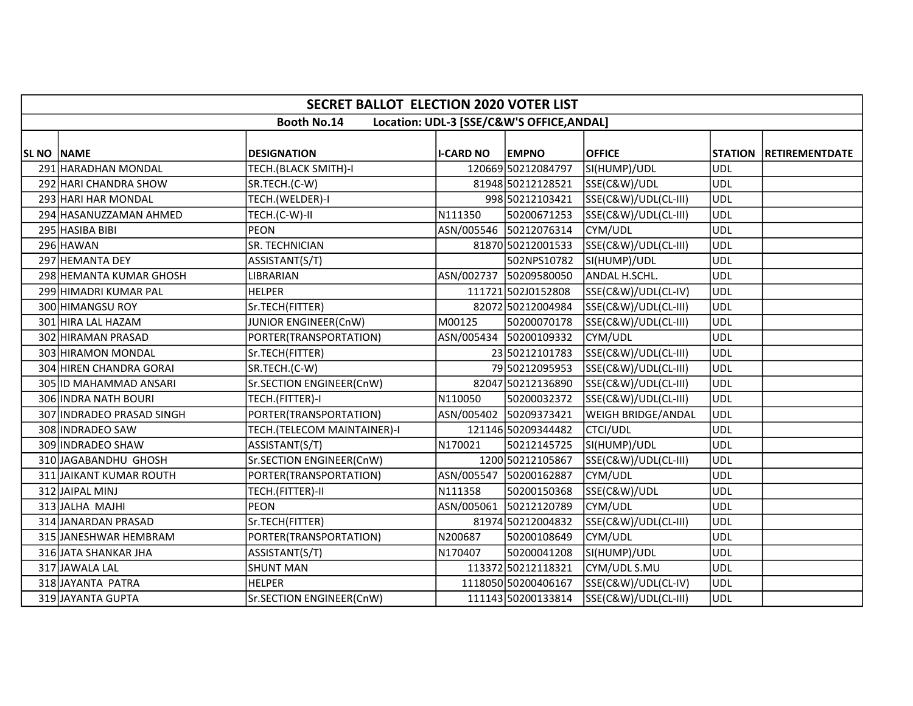# SECRET BALLOT ELECTION 2020 VOTER LIST

**Booth No.14 Location: UDL-3 [SSE/C&W'S OFFICE,ANDAL]**

| SL NO | NAME | DESIGNATION | I-CARD NO | EMPNO | OFFICE | STATION | RETIREMENTDATE |
|---|---|---|---|---|---|---|---|
| 291 | HARADHAN MONDAL | TECH.(BLACK SMITH)-I | 120669 | 50212084797 | SI(HUMP)/UDL | UDL | |
| 292 | HARI CHANDRA SHOW | SR.TECH.(C-W) | 81948 | 50212128521 | SSE(C&W)/UDL | UDL | |
| 293 | HARI HAR MONDAL | TECH.(WELDER)-I | 998 | 50212103421 | SSE(C&W)/UDL(CL-III) | UDL | |
| 294 | HASANUZZAMAN AHMED | TECH.(C-W)-II | N111350 | 50200671253 | SSE(C&W)/UDL(CL-III) | UDL | |
| 295 | HASIBA BIBI | PEON | ASN/005546 | 50212076314 | CYM/UDL | UDL | |
| 296 | HAWAN | SR. TECHNICIAN | 81870 | 50212001533 | SSE(C&W)/UDL(CL-III) | UDL | |
| 297 | HEMANTA DEY | ASSISTANT(S/T) | | 502NPS10782 | SI(HUMP)/UDL | UDL | |
| 298 | HEMANTA KUMAR GHOSH | LIBRARIAN | ASN/002737 | 50209580050 | ANDAL H.SCHL. | UDL | |
| 299 | HIMADRI KUMAR PAL | HELPER | 111721 | 502J0152808 | SSE(C&W)/UDL(CL-IV) | UDL | |
| 300 | HIMANGSU ROY | Sr.TECH(FITTER) | 82072 | 50212004984 | SSE(C&W)/UDL(CL-III) | UDL | |
| 301 | HIRA LAL HAZAM | JUNIOR ENGINEER(CnW) | M00125 | 50200070178 | SSE(C&W)/UDL(CL-III) | UDL | |
| 302 | HIRAMAN PRASAD | PORTER(TRANSPORTATION) | ASN/005434 | 50200109332 | CYM/UDL | UDL | |
| 303 | HIRAMON MONDAL | Sr.TECH(FITTER) | 23 | 50212101783 | SSE(C&W)/UDL(CL-III) | UDL | |
| 304 | HIREN CHANDRA GORAI | SR.TECH.(C-W) | 79 | 50212095953 | SSE(C&W)/UDL(CL-III) | UDL | |
| 305 | ID MAHAMMAD ANSARI | Sr.SECTION ENGINEER(CnW) | 82047 | 50212136890 | SSE(C&W)/UDL(CL-III) | UDL | |
| 306 | INDRA NATH BOURI | TECH.(FITTER)-I | N110050 | 50200032372 | SSE(C&W)/UDL(CL-III) | UDL | |
| 307 | INDRADEO PRASAD SINGH | PORTER(TRANSPORTATION) | ASN/005402 | 50209373421 | WEIGH BRIDGE/ANDAL | UDL | |
| 308 | INDRADEO SAW | TECH.(TELECOM MAINTAINER)-I | 121146 | 50209344482 | CTCI/UDL | UDL | |
| 309 | INDRADEO SHAW | ASSISTANT(S/T) | N170021 | 50212145725 | SI(HUMP)/UDL | UDL | |
| 310 | JAGABANDHU GHOSH | Sr.SECTION ENGINEER(CnW) | 1200 | 50212105867 | SSE(C&W)/UDL(CL-III) | UDL | |
| 311 | JAIKANT KUMAR ROUTH | PORTER(TRANSPORTATION) | ASN/005547 | 50200162887 | CYM/UDL | UDL | |
| 312 | JAIPAL MINJ | TECH.(FITTER)-II | N111358 | 50200150368 | SSE(C&W)/UDL | UDL | |
| 313 | JALHA MAJHI | PEON | ASN/005061 | 50212120789 | CYM/UDL | UDL | |
| 314 | JANARDAN PRASAD | Sr.TECH(FITTER) | 81974 | 50212004832 | SSE(C&W)/UDL(CL-III) | UDL | |
| 315 | JANESHWAR HEMBRAM | PORTER(TRANSPORTATION) | N200687 | 50200108649 | CYM/UDL | UDL | |
| 316 | JATA SHANKAR JHA | ASSISTANT(S/T) | N170407 | 50200041208 | SI(HUMP)/UDL | UDL | |
| 317 | JAWALA LAL | SHUNT MAN | 113372 | 50212118321 | CYM/UDL S.MU | UDL | |
| 318 | JAYANTA PATRA | HELPER | 1118050 | 50200406167 | SSE(C&W)/UDL(CL-IV) | UDL | |
| 319 | JAYANTA GUPTA | Sr.SECTION ENGINEER(CnW) | 111143 | 50200133814 | SSE(C&W)/UDL(CL-III) | UDL | |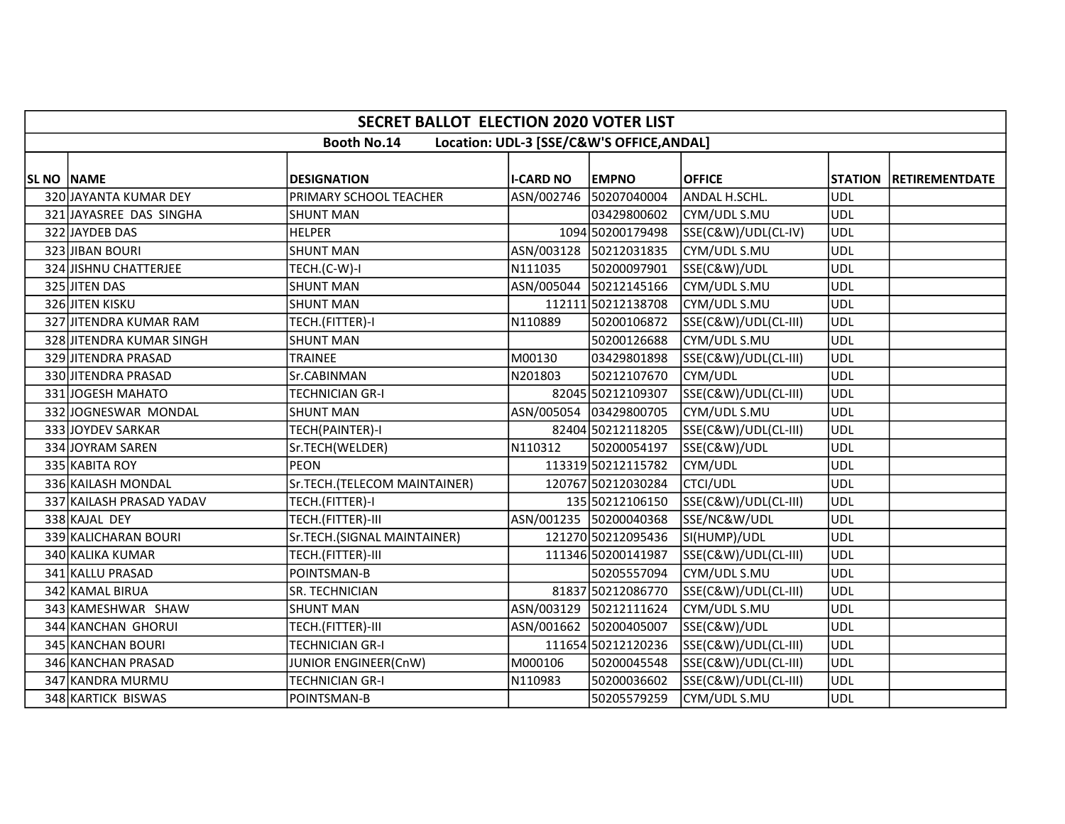## SECRET BALLOT ELECTION 2020 VOTER LIST

**Booth No.14 Location: UDL-3 [SSE/C&W'S OFFICE,ANDAL]**

| SL NO | NAME | DESIGNATION | I-CARD NO | EMPNO | OFFICE | STATION | RETIREMENTDATE |
|---|---|---|---|---|---|---|---|
| 320 | JAYANTA KUMAR DEY | PRIMARY SCHOOL TEACHER | ASN/002746 | 50207040004 | ANDAL H.SCHL. | UDL | |
| 321 | JAYASREE DAS SINGHA | SHUNT MAN | | 03429800602 | CYM/UDL S.MU | UDL | |
| 322 | JAYDEB DAS | HELPER | 1094 | 50200179498 | SSE(C&W)/UDL(CL-IV) | UDL | |
| 323 | JIBAN BOURI | SHUNT MAN | ASN/003128 | 50212031835 | CYM/UDL S.MU | UDL | |
| 324 | JISHNU CHATTERJEE | TECH.(C-W)-I | N111035 | 50200097901 | SSE(C&W)/UDL | UDL | |
| 325 | JITEN DAS | SHUNT MAN | ASN/005044 | 50212145166 | CYM/UDL S.MU | UDL | |
| 326 | JITEN KISKU | SHUNT MAN | 112111 | 50212138708 | CYM/UDL S.MU | UDL | |
| 327 | JITENDRA KUMAR RAM | TECH.(FITTER)-I | N110889 | 50200106872 | SSE(C&W)/UDL(CL-III) | UDL | |
| 328 | JITENDRA KUMAR SINGH | SHUNT MAN | | 50200126688 | CYM/UDL S.MU | UDL | |
| 329 | JITENDRA PRASAD | TRAINEE | M00130 | 03429801898 | SSE(C&W)/UDL(CL-III) | UDL | |
| 330 | JITENDRA PRASAD | Sr.CABINMAN | N201803 | 50212107670 | CYM/UDL | UDL | |
| 331 | JOGESH MAHATO | TECHNICIAN GR-I | 82045 | 50212109307 | SSE(C&W)/UDL(CL-III) | UDL | |
| 332 | JOGNESWAR MONDAL | SHUNT MAN | ASN/005054 | 03429800705 | CYM/UDL S.MU | UDL | |
| 333 | JOYDEV SARKAR | TECH(PAINTER)-I | 82404 | 50212118205 | SSE(C&W)/UDL(CL-III) | UDL | |
| 334 | JOYRAM SAREN | Sr.TECH(WELDER) | N110312 | 50200054197 | SSE(C&W)/UDL | UDL | |
| 335 | KABITA ROY | PEON | 113319 | 50212115782 | CYM/UDL | UDL | |
| 336 | KAILASH MONDAL | Sr.TECH.(TELECOM MAINTAINER) | 120767 | 50212030284 | CTCI/UDL | UDL | |
| 337 | KAILASH PRASAD YADAV | TECH.(FITTER)-I | 135 | 50212106150 | SSE(C&W)/UDL(CL-III) | UDL | |
| 338 | KAJAL DEY | TECH.(FITTER)-III | ASN/001235 | 50200040368 | SSE/NC&W/UDL | UDL | |
| 339 | KALICHARAN BOURI | Sr.TECH.(SIGNAL MAINTAINER) | 121270 | 50212095436 | SI(HUMP)/UDL | UDL | |
| 340 | KALIKA KUMAR | TECH.(FITTER)-III | 111346 | 50200141987 | SSE(C&W)/UDL(CL-III) | UDL | |
| 341 | KALLU PRASAD | POINTSMAN-B | | 50205557094 | CYM/UDL S.MU | UDL | |
| 342 | KAMAL BIRUA | SR. TECHNICIAN | 81837 | 50212086770 | SSE(C&W)/UDL(CL-III) | UDL | |
| 343 | KAMESHWAR SHAW | SHUNT MAN | ASN/003129 | 50212111624 | CYM/UDL S.MU | UDL | |
| 344 | KANCHAN GHORUI | TECH.(FITTER)-III | ASN/001662 | 50200405007 | SSE(C&W)/UDL | UDL | |
| 345 | KANCHAN BOURI | TECHNICIAN GR-I | 111654 | 50212120236 | SSE(C&W)/UDL(CL-III) | UDL | |
| 346 | KANCHAN PRASAD | JUNIOR ENGINEER(CnW) | M000106 | 50200045548 | SSE(C&W)/UDL(CL-III) | UDL | |
| 347 | KANDRA MURMU | TECHNICIAN GR-I | N110983 | 50200036602 | SSE(C&W)/UDL(CL-III) | UDL | |
| 348 | KARTICK BISWAS | POINTSMAN-B | | 50205579259 | CYM/UDL S.MU | UDL | |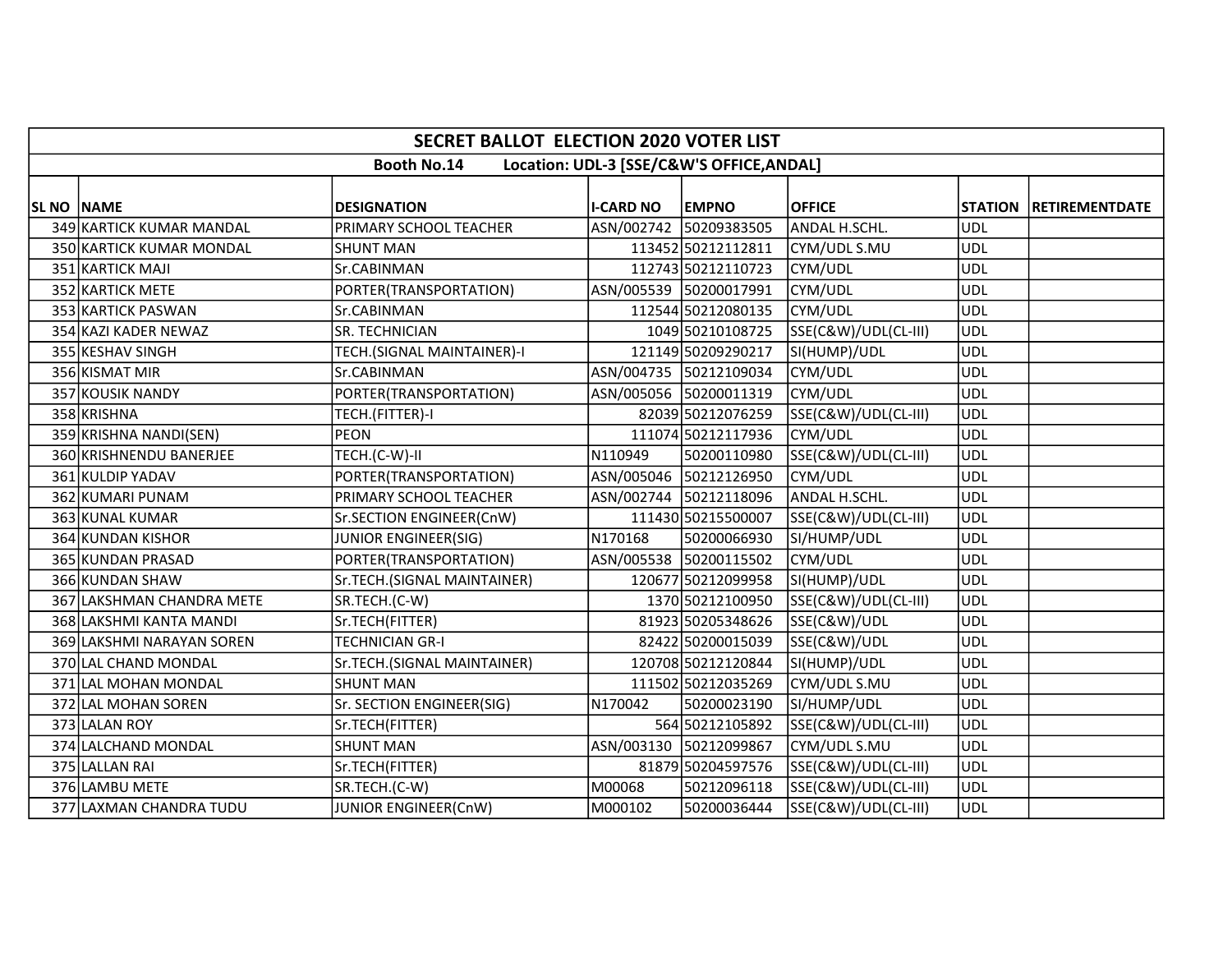# SECRET BALLOT ELECTION 2020 VOTER LIST

**Booth No.14 Location: UDL-3 [SSE/C&W'S OFFICE,ANDAL]**

| SL NO | NAME | DESIGNATION | I-CARD NO | EMPNO | OFFICE | STATION | RETIREMENTDATE |
|---|---|---|---|---|---|---|---|
| 349 | KARTICK KUMAR MANDAL | PRIMARY SCHOOL TEACHER | ASN/002742 | 50209383505 | ANDAL H.SCHL. | UDL | |
| 350 | KARTICK KUMAR MONDAL | SHUNT MAN | 113452 | 50212112811 | CYM/UDL S.MU | UDL | |
| 351 | KARTICK MAJI | Sr.CABINMAN | 112743 | 50212110723 | CYM/UDL | UDL | |
| 352 | KARTICK METE | PORTER(TRANSPORTATION) | ASN/005539 | 50200017991 | CYM/UDL | UDL | |
| 353 | KARTICK PASWAN | Sr.CABINMAN | 112544 | 50212080135 | CYM/UDL | UDL | |
| 354 | KAZI KADER NEWAZ | SR. TECHNICIAN | 1049 | 50210108725 | SSE(C&W)/UDL(CL-III) | UDL | |
| 355 | KESHAV SINGH | TECH.(SIGNAL MAINTAINER)-I | 121149 | 50209290217 | SI(HUMP)/UDL | UDL | |
| 356 | KISMAT MIR | Sr.CABINMAN | ASN/004735 | 50212109034 | CYM/UDL | UDL | |
| 357 | KOUSIK NANDY | PORTER(TRANSPORTATION) | ASN/005056 | 50200011319 | CYM/UDL | UDL | |
| 358 | KRISHNA | TECH.(FITTER)-I | 82039 | 50212076259 | SSE(C&W)/UDL(CL-III) | UDL | |
| 359 | KRISHNA NANDI(SEN) | PEON | 111074 | 50212117936 | CYM/UDL | UDL | |
| 360 | KRISHNENDU BANERJEE | TECH.(C-W)-II | N110949 | 50200110980 | SSE(C&W)/UDL(CL-III) | UDL | |
| 361 | KULDIP YADAV | PORTER(TRANSPORTATION) | ASN/005046 | 50212126950 | CYM/UDL | UDL | |
| 362 | KUMARI PUNAM | PRIMARY SCHOOL TEACHER | ASN/002744 | 50212118096 | ANDAL H.SCHL. | UDL | |
| 363 | KUNAL KUMAR | Sr.SECTION ENGINEER(CnW) | 111430 | 50215500007 | SSE(C&W)/UDL(CL-III) | UDL | |
| 364 | KUNDAN KISHOR | JUNIOR ENGINEER(SIG) | N170168 | 50200066930 | SI/HUMP/UDL | UDL | |
| 365 | KUNDAN PRASAD | PORTER(TRANSPORTATION) | ASN/005538 | 50200115502 | CYM/UDL | UDL | |
| 366 | KUNDAN SHAW | Sr.TECH.(SIGNAL MAINTAINER) | 120677 | 50212099958 | SI(HUMP)/UDL | UDL | |
| 367 | LAKSHMAN CHANDRA METE | SR.TECH.(C-W) | 1370 | 50212100950 | SSE(C&W)/UDL(CL-III) | UDL | |
| 368 | LAKSHMI KANTA MANDI | Sr.TECH(FITTER) | 81923 | 50205348626 | SSE(C&W)/UDL | UDL | |
| 369 | LAKSHMI NARAYAN SOREN | TECHNICIAN GR-I | 82422 | 50200015039 | SSE(C&W)/UDL | UDL | |
| 370 | LAL CHAND MONDAL | Sr.TECH.(SIGNAL MAINTAINER) | 120708 | 50212120844 | SI(HUMP)/UDL | UDL | |
| 371 | LAL MOHAN MONDAL | SHUNT MAN | 111502 | 50212035269 | CYM/UDL S.MU | UDL | |
| 372 | LAL MOHAN SOREN | Sr. SECTION ENGINEER(SIG) | N170042 | 50200023190 | SI/HUMP/UDL | UDL | |
| 373 | LALAN ROY | Sr.TECH(FITTER) | 564 | 50212105892 | SSE(C&W)/UDL(CL-III) | UDL | |
| 374 | LALCHAND MONDAL | SHUNT MAN | ASN/003130 | 50212099867 | CYM/UDL S.MU | UDL | |
| 375 | LALLAN RAI | Sr.TECH(FITTER) | 81879 | 50204597576 | SSE(C&W)/UDL(CL-III) | UDL | |
| 376 | LAMBU METE | SR.TECH.(C-W) | M00068 | 50212096118 | SSE(C&W)/UDL(CL-III) | UDL | |
| 377 | LAXMAN CHANDRA TUDU | JUNIOR ENGINEER(CnW) | M000102 | 50200036444 | SSE(C&W)/UDL(CL-III) | UDL | |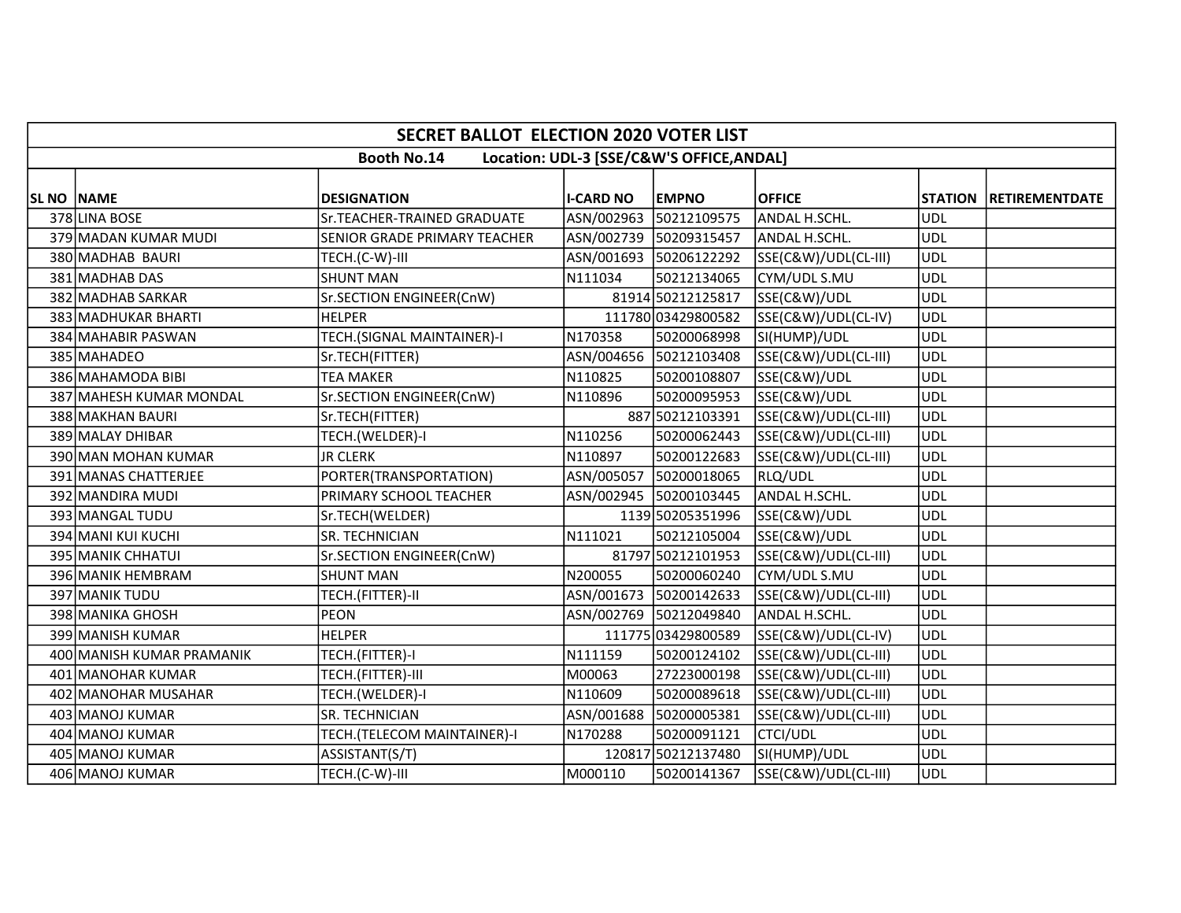| SECRET BALLOT ELECTION 2020 VOTER LIST | | | | | | | |
|---|---|---|---|---|---|---|---|
| Booth No.14 Location: UDL-3 [SSE/C&W'S OFFICE,ANDAL] | | | | | | | |
| SL NO | NAME | DESIGNATION | I-CARD NO | EMPNO | OFFICE | STATION | RETIREMENTDATE |
| 378 | LINA BOSE | Sr.TEACHER-TRAINED GRADUATE | ASN/002963 | 50212109575 | ANDAL H.SCHL. | UDL | |
| 379 | MADAN KUMAR MUDI | SENIOR GRADE PRIMARY TEACHER | ASN/002739 | 50209315457 | ANDAL H.SCHL. | UDL | |
| 380 | MADHAB BAURI | TECH.(C-W)-III | ASN/001693 | 50206122292 | SSE(C&W)/UDL(CL-III) | UDL | |
| 381 | MADHAB DAS | SHUNT MAN | N111034 | 50212134065 | CYM/UDL S.MU | UDL | |
| 382 | MADHAB SARKAR | Sr.SECTION ENGINEER(CnW) | 81914 | 50212125817 | SSE(C&W)/UDL | UDL | |
| 383 | MADHUKAR BHARTI | HELPER | 111780 | 03429800582 | SSE(C&W)/UDL(CL-IV) | UDL | |
| 384 | MAHABIR PASWAN | TECH.(SIGNAL MAINTAINER)-I | N170358 | 50200068998 | SI(HUMP)/UDL | UDL | |
| 385 | MAHADEO | Sr.TECH(FITTER) | ASN/004656 | 50212103408 | SSE(C&W)/UDL(CL-III) | UDL | |
| 386 | MAHAMODA BIBI | TEA MAKER | N110825 | 50200108807 | SSE(C&W)/UDL | UDL | |
| 387 | MAHESH KUMAR MONDAL | Sr.SECTION ENGINEER(CnW) | N110896 | 50200095953 | SSE(C&W)/UDL | UDL | |
| 388 | MAKHAN BAURI | Sr.TECH(FITTER) | 887 | 50212103391 | SSE(C&W)/UDL(CL-III) | UDL | |
| 389 | MALAY DHIBAR | TECH.(WELDER)-I | N110256 | 50200062443 | SSE(C&W)/UDL(CL-III) | UDL | |
| 390 | MAN MOHAN KUMAR | JR CLERK | N110897 | 50200122683 | SSE(C&W)/UDL(CL-III) | UDL | |
| 391 | MANAS CHATTERJEE | PORTER(TRANSPORTATION) | ASN/005057 | 50200018065 | RLQ/UDL | UDL | |
| 392 | MANDIRA MUDI | PRIMARY SCHOOL TEACHER | ASN/002945 | 50200103445 | ANDAL H.SCHL. | UDL | |
| 393 | MANGAL TUDU | Sr.TECH(WELDER) | 1139 | 50205351996 | SSE(C&W)/UDL | UDL | |
| 394 | MANI KUI KUCHI | SR. TECHNICIAN | N111021 | 50212105004 | SSE(C&W)/UDL | UDL | |
| 395 | MANIK CHHATUI | Sr.SECTION ENGINEER(CnW) | 81797 | 50212101953 | SSE(C&W)/UDL(CL-III) | UDL | |
| 396 | MANIK HEMBRAM | SHUNT MAN | N200055 | 50200060240 | CYM/UDL S.MU | UDL | |
| 397 | MANIK TUDU | TECH.(FITTER)-II | ASN/001673 | 50200142633 | SSE(C&W)/UDL(CL-III) | UDL | |
| 398 | MANIKA GHOSH | PEON | ASN/002769 | 50212049840 | ANDAL H.SCHL. | UDL | |
| 399 | MANISH KUMAR | HELPER | 111775 | 03429800589 | SSE(C&W)/UDL(CL-IV) | UDL | |
| 400 | MANISH KUMAR PRAMANIK | TECH.(FITTER)-I | N111159 | 50200124102 | SSE(C&W)/UDL(CL-III) | UDL | |
| 401 | MANOHAR KUMAR | TECH.(FITTER)-III | M00063 | 27223000198 | SSE(C&W)/UDL(CL-III) | UDL | |
| 402 | MANOHAR MUSAHAR | TECH.(WELDER)-I | N110609 | 50200089618 | SSE(C&W)/UDL(CL-III) | UDL | |
| 403 | MANOJ KUMAR | SR. TECHNICIAN | ASN/001688 | 50200005381 | SSE(C&W)/UDL(CL-III) | UDL | |
| 404 | MANOJ KUMAR | TECH.(TELECOM MAINTAINER)-I | N170288 | 50200091121 | CTCI/UDL | UDL | |
| 405 | MANOJ KUMAR | ASSISTANT(S/T) | 120817 | 50212137480 | SI(HUMP)/UDL | UDL | |
| 406 | MANOJ KUMAR | TECH.(C-W)-III | M000110 | 50200141367 | SSE(C&W)/UDL(CL-III) | UDL | |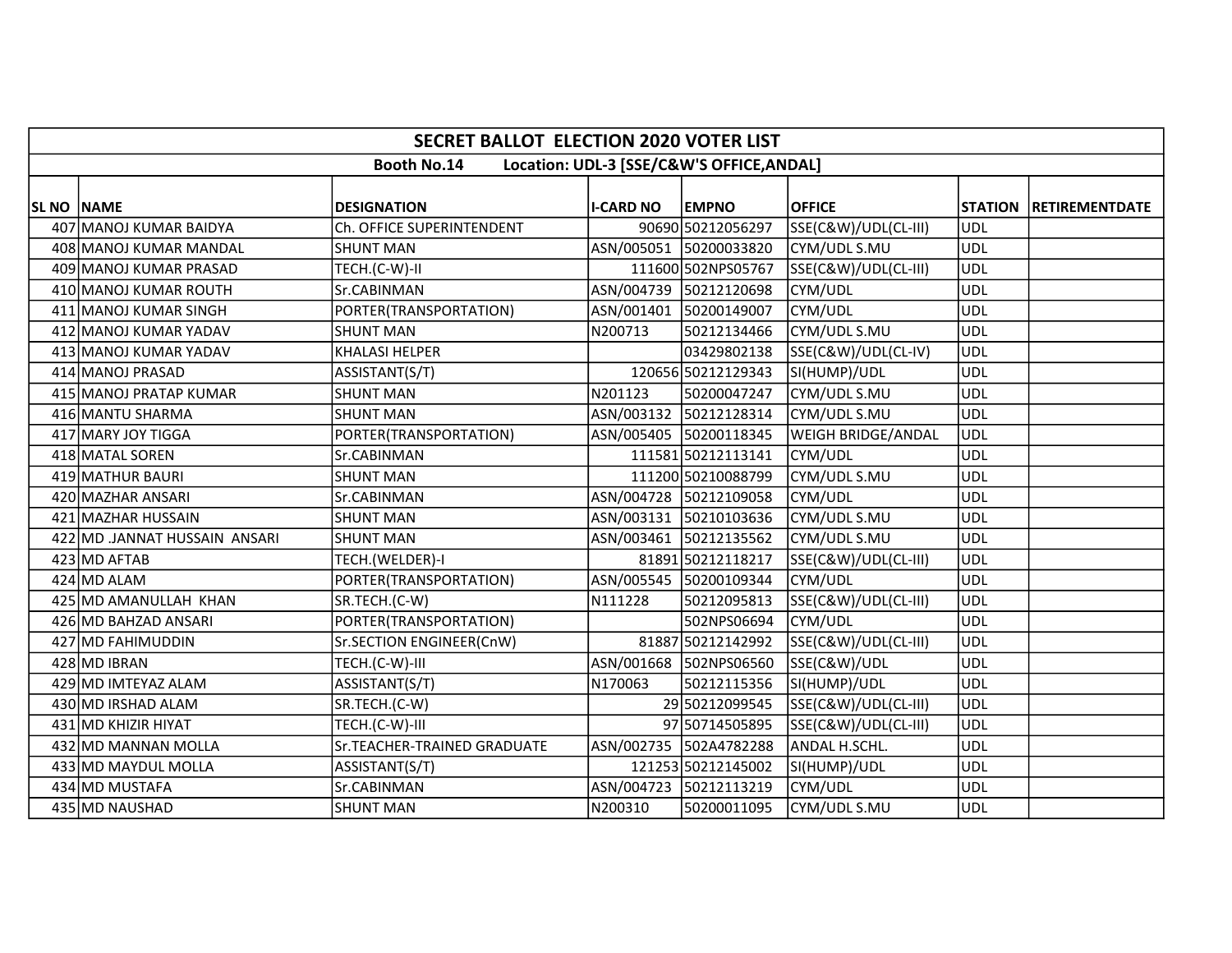| SECRET BALLOT ELECTION 2020 VOTER LIST | | | | | | | |
|---|---|---|---|---|---|---|---|
| Booth No.14 Location: UDL-3 [SSE/C&W'S OFFICE,ANDAL] | | | | | | | |
| SL NO | NAME | DESIGNATION | I-CARD NO | EMPNO | OFFICE | STATION | RETIREMENTDATE |
| 407 | MANOJ KUMAR BAIDYA | Ch. OFFICE SUPERINTENDENT | 90690 | 50212056297 | SSE(C&W)/UDL(CL-III) | UDL | |
| 408 | MANOJ KUMAR MANDAL | SHUNT MAN | ASN/005051 | 50200033820 | CYM/UDL S.MU | UDL | |
| 409 | MANOJ KUMAR PRASAD | TECH.(C-W)-II | 111600 | 502NPS05767 | SSE(C&W)/UDL(CL-III) | UDL | |
| 410 | MANOJ KUMAR ROUTH | Sr.CABINMAN | ASN/004739 | 50212120698 | CYM/UDL | UDL | |
| 411 | MANOJ KUMAR SINGH | PORTER(TRANSPORTATION) | ASN/001401 | 50200149007 | CYM/UDL | UDL | |
| 412 | MANOJ KUMAR YADAV | SHUNT MAN | N200713 | 50212134466 | CYM/UDL S.MU | UDL | |
| 413 | MANOJ KUMAR YADAV | KHALASI HELPER | | 03429802138 | SSE(C&W)/UDL(CL-IV) | UDL | |
| 414 | MANOJ PRASAD | ASSISTANT(S/T) | 120656 | 50212129343 | SI(HUMP)/UDL | UDL | |
| 415 | MANOJ PRATAP KUMAR | SHUNT MAN | N201123 | 50200047247 | CYM/UDL S.MU | UDL | |
| 416 | MANTU SHARMA | SHUNT MAN | ASN/003132 | 50212128314 | CYM/UDL S.MU | UDL | |
| 417 | MARY JOY TIGGA | PORTER(TRANSPORTATION) | ASN/005405 | 50200118345 | WEIGH BRIDGE/ANDAL | UDL | |
| 418 | MATAL SOREN | Sr.CABINMAN | 111581 | 50212113141 | CYM/UDL | UDL | |
| 419 | MATHUR BAURI | SHUNT MAN | 111200 | 50210088799 | CYM/UDL S.MU | UDL | |
| 420 | MAZHAR ANSARI | Sr.CABINMAN | ASN/004728 | 50212109058 | CYM/UDL | UDL | |
| 421 | MAZHAR HUSSAIN | SHUNT MAN | ASN/003131 | 50210103636 | CYM/UDL S.MU | UDL | |
| 422 | MD .JANNAT HUSSAIN ANSARI | SHUNT MAN | ASN/003461 | 50212135562 | CYM/UDL S.MU | UDL | |
| 423 | MD AFTAB | TECH.(WELDER)-I | 81891 | 50212118217 | SSE(C&W)/UDL(CL-III) | UDL | |
| 424 | MD ALAM | PORTER(TRANSPORTATION) | ASN/005545 | 50200109344 | CYM/UDL | UDL | |
| 425 | MD AMANULLAH KHAN | SR.TECH.(C-W) | N111228 | 50212095813 | SSE(C&W)/UDL(CL-III) | UDL | |
| 426 | MD BAHZAD ANSARI | PORTER(TRANSPORTATION) | | 502NPS06694 | CYM/UDL | UDL | |
| 427 | MD FAHIMUDDIN | Sr.SECTION ENGINEER(CnW) | 81887 | 50212142992 | SSE(C&W)/UDL(CL-III) | UDL | |
| 428 | MD IBRAN | TECH.(C-W)-III | ASN/001668 | 502NPS06560 | SSE(C&W)/UDL | UDL | |
| 429 | MD IMTEYAZ ALAM | ASSISTANT(S/T) | N170063 | 50212115356 | SI(HUMP)/UDL | UDL | |
| 430 | MD IRSHAD ALAM | SR.TECH.(C-W) | 29 | 50212099545 | SSE(C&W)/UDL(CL-III) | UDL | |
| 431 | MD KHIZIR HIYAT | TECH.(C-W)-III | 97 | 50714505895 | SSE(C&W)/UDL(CL-III) | UDL | |
| 432 | MD MANNAN MOLLA | Sr.TEACHER-TRAINED GRADUATE | ASN/002735 | 502A4782288 | ANDAL H.SCHL. | UDL | |
| 433 | MD MAYDUL MOLLA | ASSISTANT(S/T) | 121253 | 50212145002 | SI(HUMP)/UDL | UDL | |
| 434 | MD MUSTAFA | Sr.CABINMAN | ASN/004723 | 50212113219 | CYM/UDL | UDL | |
| 435 | MD NAUSHAD | SHUNT MAN | N200310 | 50200011095 | CYM/UDL S.MU | UDL | |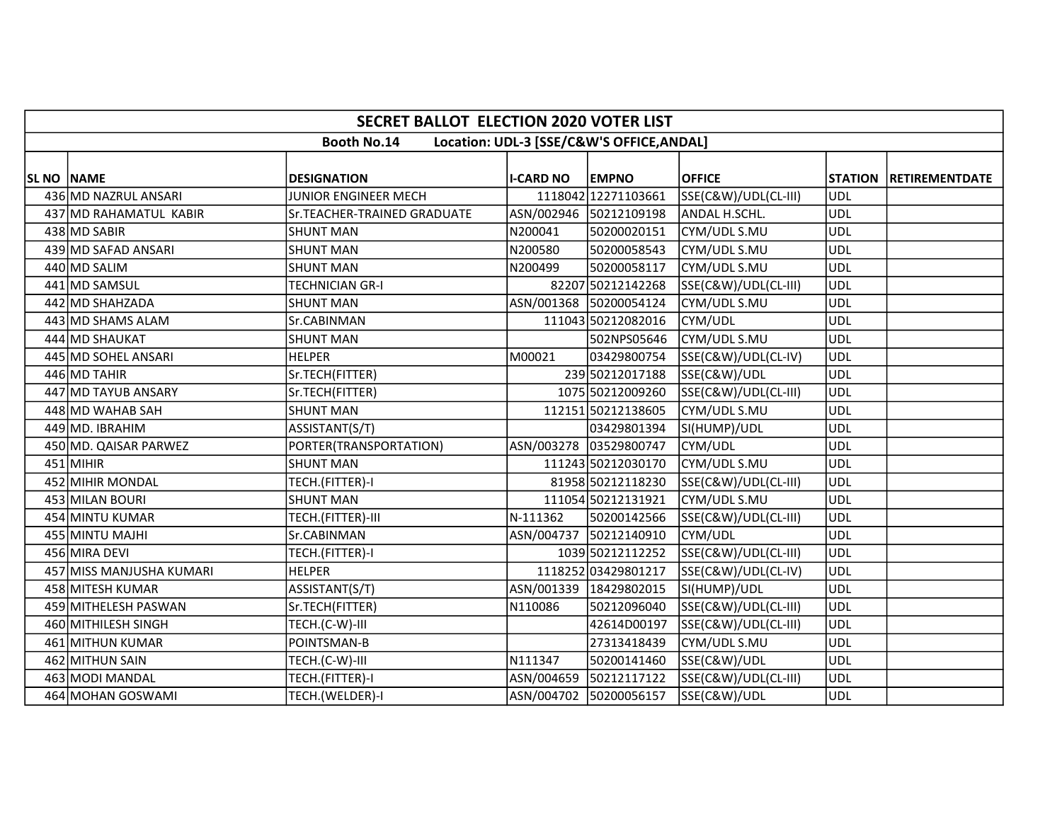## SECRET BALLOT ELECTION 2020 VOTER LIST

**Booth No.14 Location: UDL-3 [SSE/C&W'S OFFICE,ANDAL]**

| SL NO | NAME | DESIGNATION | I-CARD NO | EMPNO | OFFICE | STATION | RETIREMENTDATE |
|---|---|---|---|---|---|---|---|
| 436 | MD NAZRUL ANSARI | JUNIOR ENGINEER MECH | 1118042 | 12271103661 | SSE(C&W)/UDL(CL-III) | UDL | |
| 437 | MD RAHAMATUL KABIR | Sr.TEACHER-TRAINED GRADUATE | ASN/002946 | 50212109198 | ANDAL H.SCHL. | UDL | |
| 438 | MD SABIR | SHUNT MAN | N200041 | 50200020151 | CYM/UDL S.MU | UDL | |
| 439 | MD SAFAD ANSARI | SHUNT MAN | N200580 | 50200058543 | CYM/UDL S.MU | UDL | |
| 440 | MD SALIM | SHUNT MAN | N200499 | 50200058117 | CYM/UDL S.MU | UDL | |
| 441 | MD SAMSUL | TECHNICIAN GR-I | 82207 | 50212142268 | SSE(C&W)/UDL(CL-III) | UDL | |
| 442 | MD SHAHZADA | SHUNT MAN | ASN/001368 | 50200054124 | CYM/UDL S.MU | UDL | |
| 443 | MD SHAMS ALAM | Sr.CABINMAN | 111043 | 50212082016 | CYM/UDL | UDL | |
| 444 | MD SHAUKAT | SHUNT MAN | | 502NPS05646 | CYM/UDL S.MU | UDL | |
| 445 | MD SOHEL ANSARI | HELPER | M00021 | 03429800754 | SSE(C&W)/UDL(CL-IV) | UDL | |
| 446 | MD TAHIR | Sr.TECH(FITTER) | 239 | 50212017188 | SSE(C&W)/UDL | UDL | |
| 447 | MD TAYUB ANSARY | Sr.TECH(FITTER) | 1075 | 50212009260 | SSE(C&W)/UDL(CL-III) | UDL | |
| 448 | MD WAHAB SAH | SHUNT MAN | 112151 | 50212138605 | CYM/UDL S.MU | UDL | |
| 449 | MD. IBRAHIM | ASSISTANT(S/T) | | 03429801394 | SI(HUMP)/UDL | UDL | |
| 450 | MD. QAISAR PARWEZ | PORTER(TRANSPORTATION) | ASN/003278 | 03529800747 | CYM/UDL | UDL | |
| 451 | MIHIR | SHUNT MAN | 111243 | 50212030170 | CYM/UDL S.MU | UDL | |
| 452 | MIHIR MONDAL | TECH.(FITTER)-I | 81958 | 50212118230 | SSE(C&W)/UDL(CL-III) | UDL | |
| 453 | MILAN BOURI | SHUNT MAN | 111054 | 50212131921 | CYM/UDL S.MU | UDL | |
| 454 | MINTU KUMAR | TECH.(FITTER)-III | N-111362 | 50200142566 | SSE(C&W)/UDL(CL-III) | UDL | |
| 455 | MINTU MAJHI | Sr.CABINMAN | ASN/004737 | 50212140910 | CYM/UDL | UDL | |
| 456 | MIRA DEVI | TECH.(FITTER)-I | 1039 | 50212112252 | SSE(C&W)/UDL(CL-III) | UDL | |
| 457 | MISS MANJUSHA KUMARI | HELPER | 1118252 | 03429801217 | SSE(C&W)/UDL(CL-IV) | UDL | |
| 458 | MITESH KUMAR | ASSISTANT(S/T) | ASN/001339 | 18429802015 | SI(HUMP)/UDL | UDL | |
| 459 | MITHELESH PASWAN | Sr.TECH(FITTER) | N110086 | 50212096040 | SSE(C&W)/UDL(CL-III) | UDL | |
| 460 | MITHILESH SINGH | TECH.(C-W)-III | | 42614D00197 | SSE(C&W)/UDL(CL-III) | UDL | |
| 461 | MITHUN KUMAR | POINTSMAN-B | | 27313418439 | CYM/UDL S.MU | UDL | |
| 462 | MITHUN SAIN | TECH.(C-W)-III | N111347 | 50200141460 | SSE(C&W)/UDL | UDL | |
| 463 | MODI MANDAL | TECH.(FITTER)-I | ASN/004659 | 50212117122 | SSE(C&W)/UDL(CL-III) | UDL | |
| 464 | MOHAN GOSWAMI | TECH.(WELDER)-I | ASN/004702 | 50200056157 | SSE(C&W)/UDL | UDL | |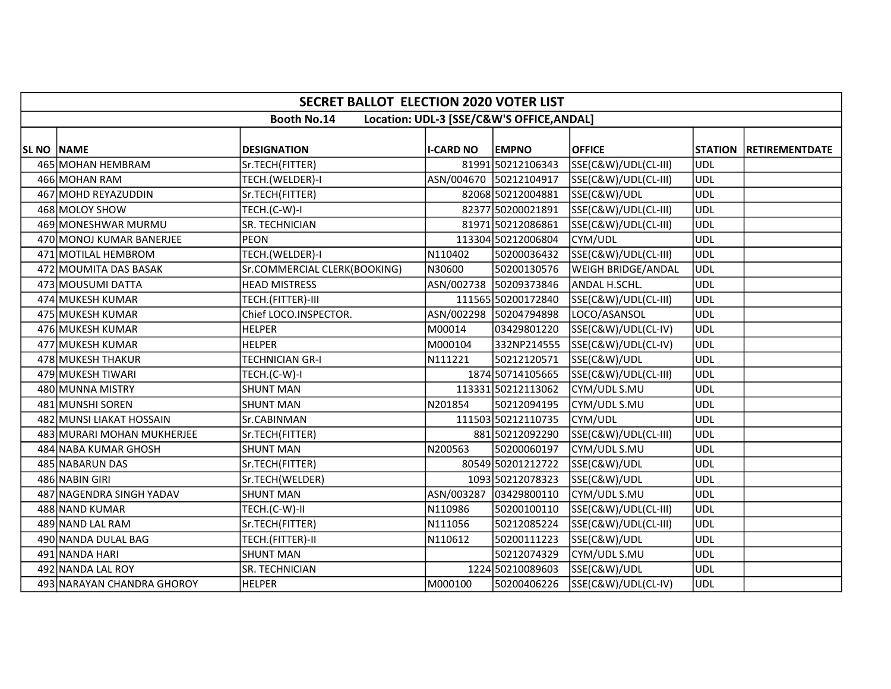# SECRET BALLOT ELECTION 2020 VOTER LIST

**Booth No.14 Location: UDL-3 [SSE/C&W'S OFFICE,ANDAL]**

| SL NO | NAME | DESIGNATION | I-CARD NO | EMPNO | OFFICE | STATION | RETIREMENTDATE |
|---|---|---|---|---|---|---|---|
| 465 | MOHAN HEMBRAM | Sr.TECH(FITTER) | 81991 | 50212106343 | SSE(C&W)/UDL(CL-III) | UDL | |
| 466 | MOHAN RAM | TECH.(WELDER)-I | ASN/004670 | 50212104917 | SSE(C&W)/UDL(CL-III) | UDL | |
| 467 | MOHD REYAZUDDIN | Sr.TECH(FITTER) | 82068 | 50212004881 | SSE(C&W)/UDL | UDL | |
| 468 | MOLOY SHOW | TECH.(C-W)-I | 82377 | 50200021891 | SSE(C&W)/UDL(CL-III) | UDL | |
| 469 | MONESHWAR MURMU | SR. TECHNICIAN | 81971 | 50212086861 | SSE(C&W)/UDL(CL-III) | UDL | |
| 470 | MONOJ KUMAR BANERJEE | PEON | 113304 | 50212006804 | CYM/UDL | UDL | |
| 471 | MOTILAL HEMBROM | TECH.(WELDER)-I | N110402 | 50200036432 | SSE(C&W)/UDL(CL-III) | UDL | |
| 472 | MOUMITA DAS BASAK | Sr.COMMERCIAL CLERK(BOOKING) | N30600 | 50200130576 | WEIGH BRIDGE/ANDAL | UDL | |
| 473 | MOUSUMI DATTA | HEAD MISTRESS | ASN/002738 | 50209373846 | ANDAL H.SCHL. | UDL | |
| 474 | MUKESH KUMAR | TECH.(FITTER)-III | 111565 | 50200172840 | SSE(C&W)/UDL(CL-III) | UDL | |
| 475 | MUKESH KUMAR | Chief LOCO.INSPECTOR. | ASN/002298 | 50204794898 | LOCO/ASANSOL | UDL | |
| 476 | MUKESH KUMAR | HELPER | M00014 | 03429801220 | SSE(C&W)/UDL(CL-IV) | UDL | |
| 477 | MUKESH KUMAR | HELPER | M000104 | 332NP214555 | SSE(C&W)/UDL(CL-IV) | UDL | |
| 478 | MUKESH THAKUR | TECHNICIAN GR-I | N111221 | 50212120571 | SSE(C&W)/UDL | UDL | |
| 479 | MUKESH TIWARI | TECH.(C-W)-I | 1874 | 50714105665 | SSE(C&W)/UDL(CL-III) | UDL | |
| 480 | MUNNA MISTRY | SHUNT MAN | 113331 | 50212113062 | CYM/UDL S.MU | UDL | |
| 481 | MUNSHI SOREN | SHUNT MAN | N201854 | 50212094195 | CYM/UDL S.MU | UDL | |
| 482 | MUNSI LIAKAT HOSSAIN | Sr.CABINMAN | 111503 | 50212110735 | CYM/UDL | UDL | |
| 483 | MURARI MOHAN MUKHERJEE | Sr.TECH(FITTER) | 881 | 50212092290 | SSE(C&W)/UDL(CL-III) | UDL | |
| 484 | NABA KUMAR GHOSH | SHUNT MAN | N200563 | 50200060197 | CYM/UDL S.MU | UDL | |
| 485 | NABARUN DAS | Sr.TECH(FITTER) | 80549 | 50201212722 | SSE(C&W)/UDL | UDL | |
| 486 | NABIN GIRI | Sr.TECH(WELDER) | 1093 | 50212078323 | SSE(C&W)/UDL | UDL | |
| 487 | NAGENDRA SINGH YADAV | SHUNT MAN | ASN/003287 | 03429800110 | CYM/UDL S.MU | UDL | |
| 488 | NAND KUMAR | TECH.(C-W)-II | N110986 | 50200100110 | SSE(C&W)/UDL(CL-III) | UDL | |
| 489 | NAND LAL RAM | Sr.TECH(FITTER) | N111056 | 50212085224 | SSE(C&W)/UDL(CL-III) | UDL | |
| 490 | NANDA DULAL BAG | TECH.(FITTER)-II | N110612 | 50200111223 | SSE(C&W)/UDL | UDL | |
| 491 | NANDA HARI | SHUNT MAN | | 50212074329 | CYM/UDL S.MU | UDL | |
| 492 | NANDA LAL ROY | SR. TECHNICIAN | 1224 | 50210089603 | SSE(C&W)/UDL | UDL | |
| 493 | NARAYAN CHANDRA GHOROY | HELPER | M000100 | 50200406226 | SSE(C&W)/UDL(CL-IV) | UDL | |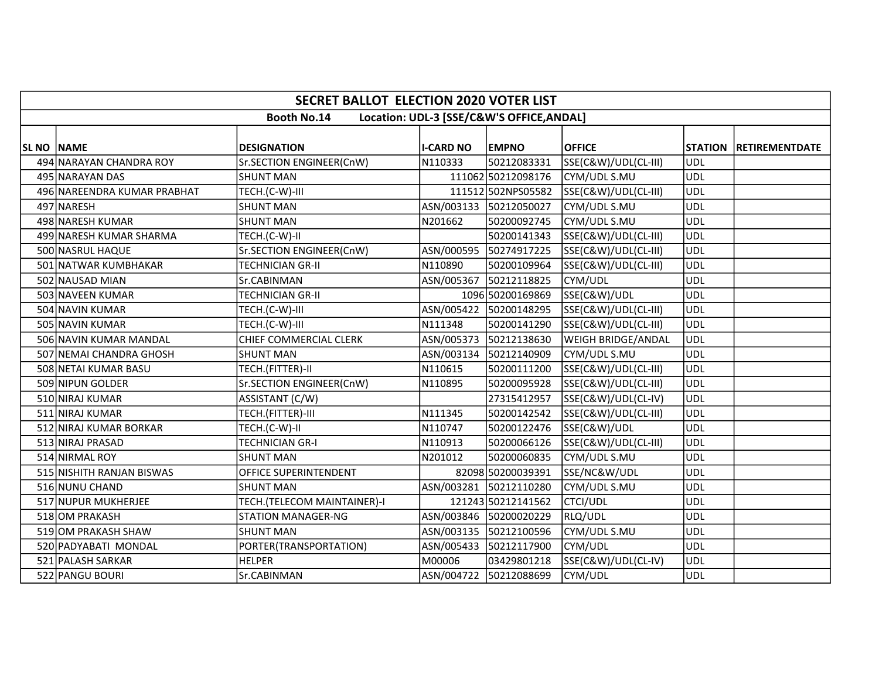| SECRET BALLOT ELECTION 2020 VOTER LIST | | | | | | | |
|---|---|---|---|---|---|---|---|
| Booth No.14 Location: UDL-3 [SSE/C&W'S OFFICE,ANDAL] | | | | | | | |
| SL NO | NAME | DESIGNATION | I-CARD NO | EMPNO | OFFICE | STATION | RETIREMENTDATE |
| 494 | NARAYAN CHANDRA ROY | Sr.SECTION ENGINEER(CnW) | N110333 | 50212083331 | SSE(C&W)/UDL(CL-III) | UDL | |
| 495 | NARAYAN DAS | SHUNT MAN | 111062 | 50212098176 | CYM/UDL S.MU | UDL | |
| 496 | NAREENDRA KUMAR PRABHAT | TECH.(C-W)-III | 111512 | 502NPS05582 | SSE(C&W)/UDL(CL-III) | UDL | |
| 497 | NARESH | SHUNT MAN | ASN/003133 | 50212050027 | CYM/UDL S.MU | UDL | |
| 498 | NARESH KUMAR | SHUNT MAN | N201662 | 50200092745 | CYM/UDL S.MU | UDL | |
| 499 | NARESH KUMAR SHARMA | TECH.(C-W)-II | | 50200141343 | SSE(C&W)/UDL(CL-III) | UDL | |
| 500 | NASRUL HAQUE | Sr.SECTION ENGINEER(CnW) | ASN/000595 | 50274917225 | SSE(C&W)/UDL(CL-III) | UDL | |
| 501 | NATWAR KUMBHAKAR | TECHNICIAN GR-II | N110890 | 50200109964 | SSE(C&W)/UDL(CL-III) | UDL | |
| 502 | NAUSAD MIAN | Sr.CABINMAN | ASN/005367 | 50212118825 | CYM/UDL | UDL | |
| 503 | NAVEEN KUMAR | TECHNICIAN GR-II | 1096 | 50200169869 | SSE(C&W)/UDL | UDL | |
| 504 | NAVIN KUMAR | TECH.(C-W)-III | ASN/005422 | 50200148295 | SSE(C&W)/UDL(CL-III) | UDL | |
| 505 | NAVIN KUMAR | TECH.(C-W)-III | N111348 | 50200141290 | SSE(C&W)/UDL(CL-III) | UDL | |
| 506 | NAVIN KUMAR MANDAL | CHIEF COMMERCIAL CLERK | ASN/005373 | 50212138630 | WEIGH BRIDGE/ANDAL | UDL | |
| 507 | NEMAI CHANDRA GHOSH | SHUNT MAN | ASN/003134 | 50212140909 | CYM/UDL S.MU | UDL | |
| 508 | NETAI KUMAR BASU | TECH.(FITTER)-II | N110615 | 50200111200 | SSE(C&W)/UDL(CL-III) | UDL | |
| 509 | NIPUN GOLDER | Sr.SECTION ENGINEER(CnW) | N110895 | 50200095928 | SSE(C&W)/UDL(CL-III) | UDL | |
| 510 | NIRAJ KUMAR | ASSISTANT (C/W) | | 27315412957 | SSE(C&W)/UDL(CL-IV) | UDL | |
| 511 | NIRAJ KUMAR | TECH.(FITTER)-III | N111345 | 50200142542 | SSE(C&W)/UDL(CL-III) | UDL | |
| 512 | NIRAJ KUMAR BORKAR | TECH.(C-W)-II | N110747 | 50200122476 | SSE(C&W)/UDL | UDL | |
| 513 | NIRAJ PRASAD | TECHNICIAN GR-I | N110913 | 50200066126 | SSE(C&W)/UDL(CL-III) | UDL | |
| 514 | NIRMAL ROY | SHUNT MAN | N201012 | 50200060835 | CYM/UDL S.MU | UDL | |
| 515 | NISHITH RANJAN BISWAS | OFFICE SUPERINTENDENT | 82098 | 50200039391 | SSE/NC&W/UDL | UDL | |
| 516 | NUNU CHAND | SHUNT MAN | ASN/003281 | 50212110280 | CYM/UDL S.MU | UDL | |
| 517 | NUPUR MUKHERJEE | TECH.(TELECOM MAINTAINER)-I | 121243 | 50212141562 | CTCI/UDL | UDL | |
| 518 | OM PRAKASH | STATION MANAGER-NG | ASN/003846 | 50200020229 | RLQ/UDL | UDL | |
| 519 | OM PRAKASH SHAW | SHUNT MAN | ASN/003135 | 50212100596 | CYM/UDL S.MU | UDL | |
| 520 | PADYABATI MONDAL | PORTER(TRANSPORTATION) | ASN/005433 | 50212117900 | CYM/UDL | UDL | |
| 521 | PALASH SARKAR | HELPER | M00006 | 03429801218 | SSE(C&W)/UDL(CL-IV) | UDL | |
| 522 | PANGU BOURI | Sr.CABINMAN | ASN/004722 | 50212088699 | CYM/UDL | UDL | |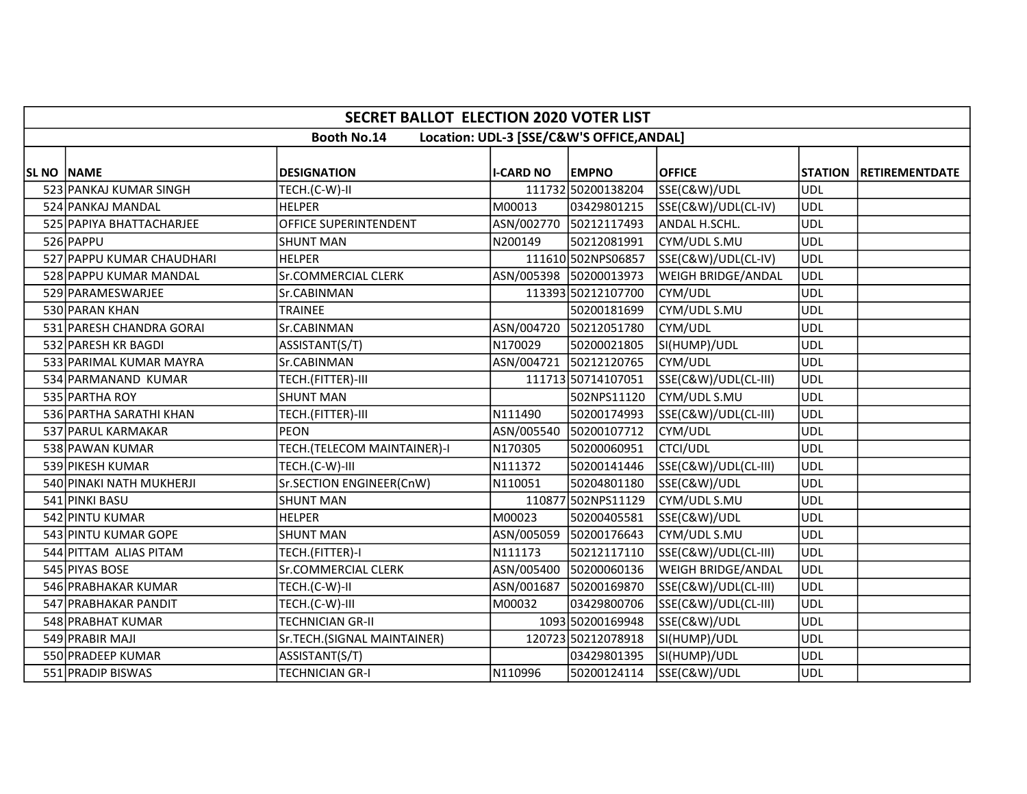| SECRET BALLOT ELECTION 2020 VOTER LIST | | | | | | | |
|---|---|---|---|---|---|---|---|
| Booth No.14 Location: UDL-3 [SSE/C&W'S OFFICE,ANDAL] | | | | | | | |
| SL NO | NAME | DESIGNATION | I-CARD NO | EMPNO | OFFICE | STATION | RETIREMENTDATE |
| 523 | PANKAJ KUMAR SINGH | TECH.(C-W)-II | 111732 | 50200138204 | SSE(C&W)/UDL | UDL | |
| 524 | PANKAJ MANDAL | HELPER | M00013 | 03429801215 | SSE(C&W)/UDL(CL-IV) | UDL | |
| 525 | PAPIYA BHATTACHARJEE | OFFICE SUPERINTENDENT | ASN/002770 | 50212117493 | ANDAL H.SCHL. | UDL | |
| 526 | PAPPU | SHUNT MAN | N200149 | 50212081991 | CYM/UDL S.MU | UDL | |
| 527 | PAPPU KUMAR CHAUDHARI | HELPER | 111610 | 502NPS06857 | SSE(C&W)/UDL(CL-IV) | UDL | |
| 528 | PAPPU KUMAR MANDAL | Sr.COMMERCIAL CLERK | ASN/005398 | 50200013973 | WEIGH BRIDGE/ANDAL | UDL | |
| 529 | PARAMESWARJEE | Sr.CABINMAN | 113393 | 50212107700 | CYM/UDL | UDL | |
| 530 | PARAN KHAN | TRAINEE | | 50200181699 | CYM/UDL S.MU | UDL | |
| 531 | PARESH CHANDRA GORAI | Sr.CABINMAN | ASN/004720 | 50212051780 | CYM/UDL | UDL | |
| 532 | PARESH KR BAGDI | ASSISTANT(S/T) | N170029 | 50200021805 | SI(HUMP)/UDL | UDL | |
| 533 | PARIMAL KUMAR MAYRA | Sr.CABINMAN | ASN/004721 | 50212120765 | CYM/UDL | UDL | |
| 534 | PARMANAND KUMAR | TECH.(FITTER)-III | 111713 | 50714107051 | SSE(C&W)/UDL(CL-III) | UDL | |
| 535 | PARTHA ROY | SHUNT MAN | | 502NPS11120 | CYM/UDL S.MU | UDL | |
| 536 | PARTHA SARATHI KHAN | TECH.(FITTER)-III | N111490 | 50200174993 | SSE(C&W)/UDL(CL-III) | UDL | |
| 537 | PARUL KARMAKAR | PEON | ASN/005540 | 50200107712 | CYM/UDL | UDL | |
| 538 | PAWAN KUMAR | TECH.(TELECOM MAINTAINER)-I | N170305 | 50200060951 | CTCI/UDL | UDL | |
| 539 | PIKESH KUMAR | TECH.(C-W)-III | N111372 | 50200141446 | SSE(C&W)/UDL(CL-III) | UDL | |
| 540 | PINAKI NATH MUKHERJI | Sr.SECTION ENGINEER(CnW) | N110051 | 50204801180 | SSE(C&W)/UDL | UDL | |
| 541 | PINKI BASU | SHUNT MAN | 110877 | 502NPS11129 | CYM/UDL S.MU | UDL | |
| 542 | PINTU KUMAR | HELPER | M00023 | 50200405581 | SSE(C&W)/UDL | UDL | |
| 543 | PINTU KUMAR GOPE | SHUNT MAN | ASN/005059 | 50200176643 | CYM/UDL S.MU | UDL | |
| 544 | PITTAM ALIAS PITAM | TECH.(FITTER)-I | N111173 | 50212117110 | SSE(C&W)/UDL(CL-III) | UDL | |
| 545 | PIYAS BOSE | Sr.COMMERCIAL CLERK | ASN/005400 | 50200060136 | WEIGH BRIDGE/ANDAL | UDL | |
| 546 | PRABHAKAR KUMAR | TECH.(C-W)-II | ASN/001687 | 50200169870 | SSE(C&W)/UDL(CL-III) | UDL | |
| 547 | PRABHAKAR PANDIT | TECH.(C-W)-III | M00032 | 03429800706 | SSE(C&W)/UDL(CL-III) | UDL | |
| 548 | PRABHAT KUMAR | TECHNICIAN GR-II | 1093 | 50200169948 | SSE(C&W)/UDL | UDL | |
| 549 | PRABIR MAJI | Sr.TECH.(SIGNAL MAINTAINER) | 120723 | 50212078918 | SI(HUMP)/UDL | UDL | |
| 550 | PRADEEP KUMAR | ASSISTANT(S/T) | | 03429801395 | SI(HUMP)/UDL | UDL | |
| 551 | PRADIP BISWAS | TECHNICIAN GR-I | N110996 | 50200124114 | SSE(C&W)/UDL | UDL | |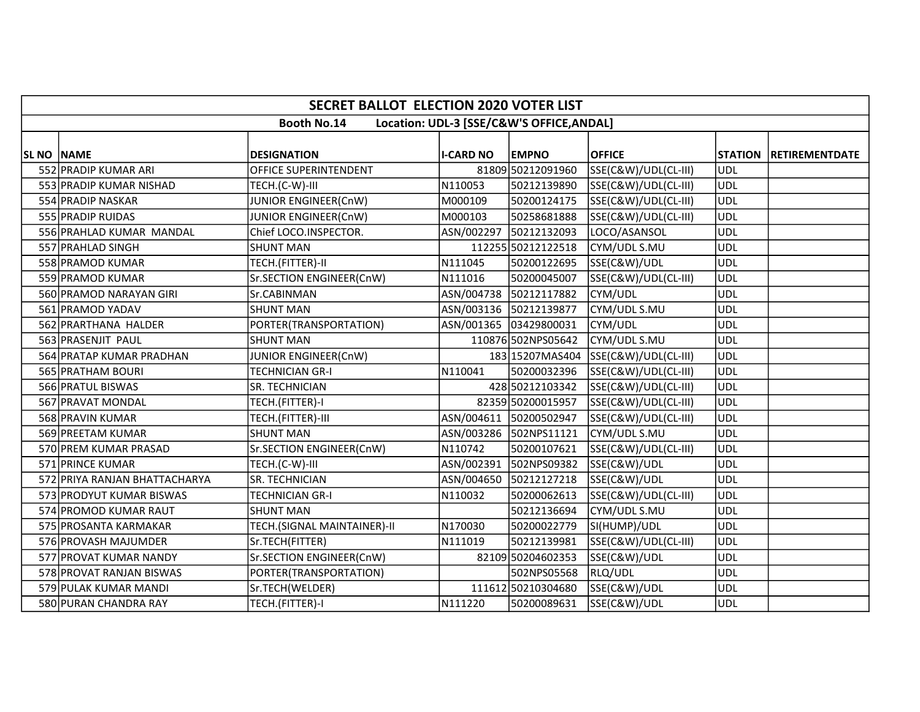# SECRET BALLOT ELECTION 2020 VOTER LIST

**Booth No.14 Location: UDL-3 [SSE/C&W'S OFFICE,ANDAL]**

| SL NO | NAME | DESIGNATION | I-CARD NO | EMPNO | OFFICE | STATION | RETIREMENTDATE |
|---|---|---|---|---|---|---|---|
| 552 | PRADIP KUMAR ARI | OFFICE SUPERINTENDENT | 81809 | 50212091960 | SSE(C&W)/UDL(CL-III) | UDL | |
| 553 | PRADIP KUMAR NISHAD | TECH.(C-W)-III | N110053 | 50212139890 | SSE(C&W)/UDL(CL-III) | UDL | |
| 554 | PRADIP NASKAR | JUNIOR ENGINEER(CnW) | M000109 | 50200124175 | SSE(C&W)/UDL(CL-III) | UDL | |
| 555 | PRADIP RUIDAS | JUNIOR ENGINEER(CnW) | M000103 | 50258681888 | SSE(C&W)/UDL(CL-III) | UDL | |
| 556 | PRAHLAD KUMAR MANDAL | Chief LOCO.INSPECTOR. | ASN/002297 | 50212132093 | LOCO/ASANSOL | UDL | |
| 557 | PRAHLAD SINGH | SHUNT MAN | 112255 | 50212122518 | CYM/UDL S.MU | UDL | |
| 558 | PRAMOD KUMAR | TECH.(FITTER)-II | N111045 | 50200122695 | SSE(C&W)/UDL | UDL | |
| 559 | PRAMOD KUMAR | Sr.SECTION ENGINEER(CnW) | N111016 | 50200045007 | SSE(C&W)/UDL(CL-III) | UDL | |
| 560 | PRAMOD NARAYAN GIRI | Sr.CABINMAN | ASN/004738 | 50212117882 | CYM/UDL | UDL | |
| 561 | PRAMOD YADAV | SHUNT MAN | ASN/003136 | 50212139877 | CYM/UDL S.MU | UDL | |
| 562 | PRARTHANA HALDER | PORTER(TRANSPORTATION) | ASN/001365 | 03429800031 | CYM/UDL | UDL | |
| 563 | PRASENJIT PAUL | SHUNT MAN | 110876 | 502NPS05642 | CYM/UDL S.MU | UDL | |
| 564 | PRATAP KUMAR PRADHAN | JUNIOR ENGINEER(CnW) | 183 | 15207MAS404 | SSE(C&W)/UDL(CL-III) | UDL | |
| 565 | PRATHAM BOURI | TECHNICIAN GR-I | N110041 | 50200032396 | SSE(C&W)/UDL(CL-III) | UDL | |
| 566 | PRATUL BISWAS | SR. TECHNICIAN | 428 | 50212103342 | SSE(C&W)/UDL(CL-III) | UDL | |
| 567 | PRAVAT MONDAL | TECH.(FITTER)-I | 82359 | 50200015957 | SSE(C&W)/UDL(CL-III) | UDL | |
| 568 | PRAVIN KUMAR | TECH.(FITTER)-III | ASN/004611 | 50200502947 | SSE(C&W)/UDL(CL-III) | UDL | |
| 569 | PREETAM KUMAR | SHUNT MAN | ASN/003286 | 502NPS11121 | CYM/UDL S.MU | UDL | |
| 570 | PREM KUMAR PRASAD | Sr.SECTION ENGINEER(CnW) | N110742 | 50200107621 | SSE(C&W)/UDL(CL-III) | UDL | |
| 571 | PRINCE KUMAR | TECH.(C-W)-III | ASN/002391 | 502NPS09382 | SSE(C&W)/UDL | UDL | |
| 572 | PRIYA RANJAN BHATTACHARYA | SR. TECHNICIAN | ASN/004650 | 50212127218 | SSE(C&W)/UDL | UDL | |
| 573 | PRODYUT KUMAR BISWAS | TECHNICIAN GR-I | N110032 | 50200062613 | SSE(C&W)/UDL(CL-III) | UDL | |
| 574 | PROMOD KUMAR RAUT | SHUNT MAN | | 50212136694 | CYM/UDL S.MU | UDL | |
| 575 | PROSANTA KARMAKAR | TECH.(SIGNAL MAINTAINER)-II | N170030 | 50200022779 | SI(HUMP)/UDL | UDL | |
| 576 | PROVASH MAJUMDER | Sr.TECH(FITTER) | N111019 | 50212139981 | SSE(C&W)/UDL(CL-III) | UDL | |
| 577 | PROVAT KUMAR NANDY | Sr.SECTION ENGINEER(CnW) | 82109 | 50204602353 | SSE(C&W)/UDL | UDL | |
| 578 | PROVAT RANJAN BISWAS | PORTER(TRANSPORTATION) | | 502NPS05568 | RLQ/UDL | UDL | |
| 579 | PULAK KUMAR MANDI | Sr.TECH(WELDER) | 111612 | 50210304680 | SSE(C&W)/UDL | UDL | |
| 580 | PURAN CHANDRA RAY | TECH.(FITTER)-I | N111220 | 50200089631 | SSE(C&W)/UDL | UDL | |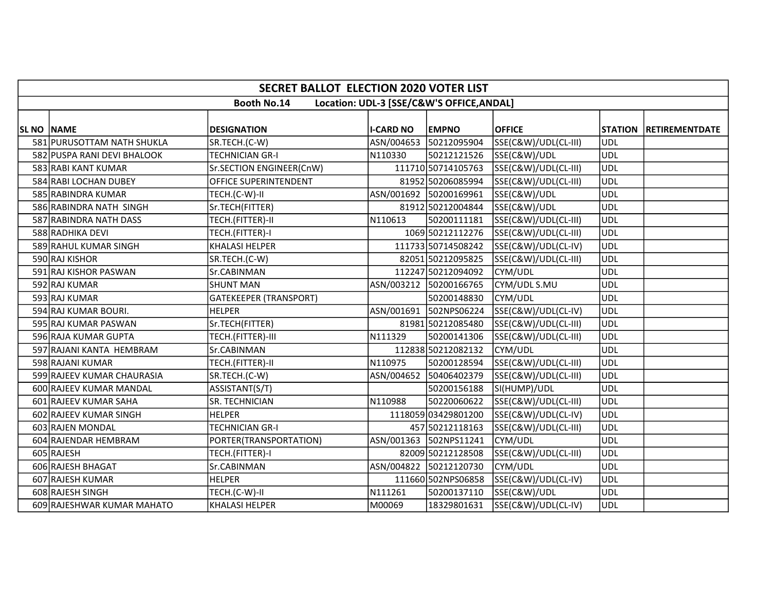| SECRET BALLOT ELECTION 2020 VOTER LIST | | | | | | | |
|---|---|---|---|---|---|---|---|
| Booth No.14 Location: UDL-3 [SSE/C&W'S OFFICE,ANDAL] | | | | | | | |
| SL NO | NAME | DESIGNATION | I-CARD NO | EMPNO | OFFICE | STATION | RETIREMENTDATE |
| 581 | PURUSOTTAM NATH SHUKLA | SR.TECH.(C-W) | ASN/004653 | 50212095904 | SSE(C&W)/UDL(CL-III) | UDL | |
| 582 | PUSPA RANI DEVI BHALOOK | TECHNICIAN GR-I | N110330 | 50212121526 | SSE(C&W)/UDL | UDL | |
| 583 | RABI KANT KUMAR | Sr.SECTION ENGINEER(CnW) | 111710 | 50714105763 | SSE(C&W)/UDL(CL-III) | UDL | |
| 584 | RABI LOCHAN DUBEY | OFFICE SUPERINTENDENT | 81952 | 50206085994 | SSE(C&W)/UDL(CL-III) | UDL | |
| 585 | RABINDRA KUMAR | TECH.(C-W)-II | ASN/001692 | 50200169961 | SSE(C&W)/UDL | UDL | |
| 586 | RABINDRA NATH SINGH | Sr.TECH(FITTER) | 81912 | 50212004844 | SSE(C&W)/UDL | UDL | |
| 587 | RABINDRA NATH DASS | TECH.(FITTER)-II | N110613 | 50200111181 | SSE(C&W)/UDL(CL-III) | UDL | |
| 588 | RADHIKA DEVI | TECH.(FITTER)-I | 1069 | 50212112276 | SSE(C&W)/UDL(CL-III) | UDL | |
| 589 | RAHUL KUMAR SINGH | KHALASI HELPER | 111733 | 50714508242 | SSE(C&W)/UDL(CL-IV) | UDL | |
| 590 | RAJ KISHOR | SR.TECH.(C-W) | 82051 | 50212095825 | SSE(C&W)/UDL(CL-III) | UDL | |
| 591 | RAJ KISHOR PASWAN | Sr.CABINMAN | 112247 | 50212094092 | CYM/UDL | UDL | |
| 592 | RAJ KUMAR | SHUNT MAN | ASN/003212 | 50200166765 | CYM/UDL S.MU | UDL | |
| 593 | RAJ KUMAR | GATEKEEPER (TRANSPORT) | | 50200148830 | CYM/UDL | UDL | |
| 594 | RAJ KUMAR BOURI. | HELPER | ASN/001691 | 502NPS06224 | SSE(C&W)/UDL(CL-IV) | UDL | |
| 595 | RAJ KUMAR PASWAN | Sr.TECH(FITTER) | 81981 | 50212085480 | SSE(C&W)/UDL(CL-III) | UDL | |
| 596 | RAJA KUMAR GUPTA | TECH.(FITTER)-III | N111329 | 50200141306 | SSE(C&W)/UDL(CL-III) | UDL | |
| 597 | RAJANI KANTA HEMBRAM | Sr.CABINMAN | 112838 | 50212082132 | CYM/UDL | UDL | |
| 598 | RAJANI KUMAR | TECH.(FITTER)-II | N110975 | 50200128594 | SSE(C&W)/UDL(CL-III) | UDL | |
| 599 | RAJEEV KUMAR CHAURASIA | SR.TECH.(C-W) | ASN/004652 | 50406402379 | SSE(C&W)/UDL(CL-III) | UDL | |
| 600 | RAJEEV KUMAR MANDAL | ASSISTANT(S/T) | | 50200156188 | SI(HUMP)/UDL | UDL | |
| 601 | RAJEEV KUMAR SAHA | SR. TECHNICIAN | N110988 | 50220060622 | SSE(C&W)/UDL(CL-III) | UDL | |
| 602 | RAJEEV KUMAR SINGH | HELPER | 1118059 | 03429801200 | SSE(C&W)/UDL(CL-IV) | UDL | |
| 603 | RAJEN MONDAL | TECHNICIAN GR-I | 457 | 50212118163 | SSE(C&W)/UDL(CL-III) | UDL | |
| 604 | RAJENDAR HEMBRAM | PORTER(TRANSPORTATION) | ASN/001363 | 502NPS11241 | CYM/UDL | UDL | |
| 605 | RAJESH | TECH.(FITTER)-I | 82009 | 50212128508 | SSE(C&W)/UDL(CL-III) | UDL | |
| 606 | RAJESH BHAGAT | Sr.CABINMAN | ASN/004822 | 50212120730 | CYM/UDL | UDL | |
| 607 | RAJESH KUMAR | HELPER | 111660 | 502NPS06858 | SSE(C&W)/UDL(CL-IV) | UDL | |
| 608 | RAJESH SINGH | TECH.(C-W)-II | N111261 | 50200137110 | SSE(C&W)/UDL | UDL | |
| 609 | RAJESHWAR KUMAR MAHATO | KHALASI HELPER | M00069 | 18329801631 | SSE(C&W)/UDL(CL-IV) | UDL | |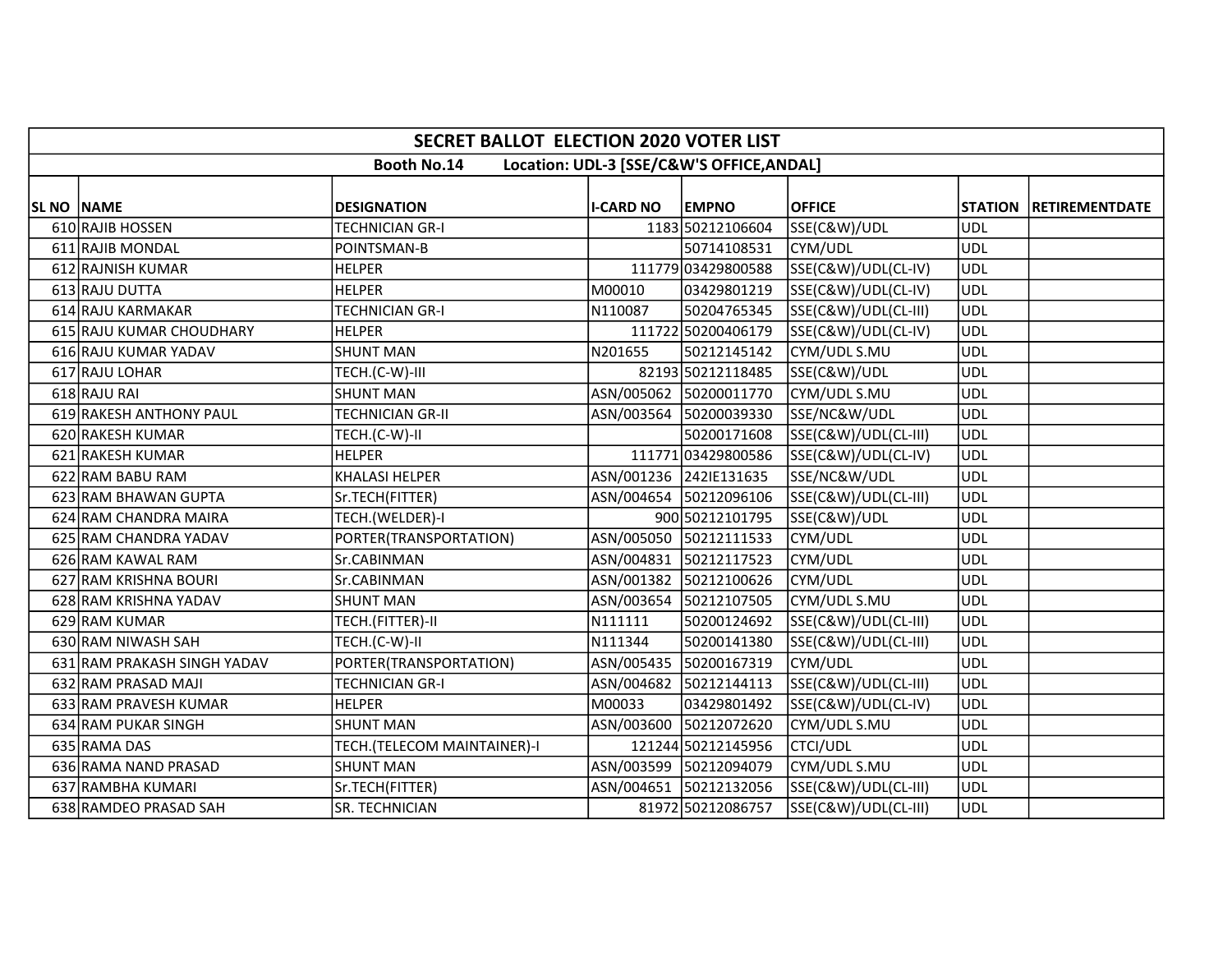# SECRET BALLOT ELECTION 2020 VOTER LIST

## Booth No.14 Location: UDL-3 [SSE/C&W'S OFFICE,ANDAL]

| SL NO | NAME | DESIGNATION | I-CARD NO | EMPNO | OFFICE | STATION | RETIREMENTDATE |
|---|---|---|---|---|---|---|---|
| 610 | RAJIB HOSSEN | TECHNICIAN GR-I | 1183 | 50212106604 | SSE(C&W)/UDL | UDL | |
| 611 | RAJIB MONDAL | POINTSMAN-B | | 50714108531 | CYM/UDL | UDL | |
| 612 | RAJNISH KUMAR | HELPER | 111779 | 03429800588 | SSE(C&W)/UDL(CL-IV) | UDL | |
| 613 | RAJU DUTTA | HELPER | M00010 | 03429801219 | SSE(C&W)/UDL(CL-IV) | UDL | |
| 614 | RAJU KARMAKAR | TECHNICIAN GR-I | N110087 | 50204765345 | SSE(C&W)/UDL(CL-III) | UDL | |
| 615 | RAJU KUMAR CHOUDHARY | HELPER | 111722 | 50200406179 | SSE(C&W)/UDL(CL-IV) | UDL | |
| 616 | RAJU KUMAR YADAV | SHUNT MAN | N201655 | 50212145142 | CYM/UDL S.MU | UDL | |
| 617 | RAJU LOHAR | TECH.(C-W)-III | 82193 | 50212118485 | SSE(C&W)/UDL | UDL | |
| 618 | RAJU RAI | SHUNT MAN | ASN/005062 | 50200011770 | CYM/UDL S.MU | UDL | |
| 619 | RAKESH ANTHONY PAUL | TECHNICIAN GR-II | ASN/003564 | 50200039330 | SSE/NC&W/UDL | UDL | |
| 620 | RAKESH KUMAR | TECH.(C-W)-II | | 50200171608 | SSE(C&W)/UDL(CL-III) | UDL | |
| 621 | RAKESH KUMAR | HELPER | 111771 | 03429800586 | SSE(C&W)/UDL(CL-IV) | UDL | |
| 622 | RAM BABU RAM | KHALASI HELPER | ASN/001236 | 242IE131635 | SSE/NC&W/UDL | UDL | |
| 623 | RAM BHAWAN GUPTA | Sr.TECH(FITTER) | ASN/004654 | 50212096106 | SSE(C&W)/UDL(CL-III) | UDL | |
| 624 | RAM CHANDRA MAIRA | TECH.(WELDER)-I | 900 | 50212101795 | SSE(C&W)/UDL | UDL | |
| 625 | RAM CHANDRA YADAV | PORTER(TRANSPORTATION) | ASN/005050 | 50212111533 | CYM/UDL | UDL | |
| 626 | RAM KAWAL RAM | Sr.CABINMAN | ASN/004831 | 50212117523 | CYM/UDL | UDL | |
| 627 | RAM KRISHNA BOURI | Sr.CABINMAN | ASN/001382 | 50212100626 | CYM/UDL | UDL | |
| 628 | RAM KRISHNA YADAV | SHUNT MAN | ASN/003654 | 50212107505 | CYM/UDL S.MU | UDL | |
| 629 | RAM KUMAR | TECH.(FITTER)-II | N111111 | 50200124692 | SSE(C&W)/UDL(CL-III) | UDL | |
| 630 | RAM NIWASH SAH | TECH.(C-W)-II | N111344 | 50200141380 | SSE(C&W)/UDL(CL-III) | UDL | |
| 631 | RAM PRAKASH SINGH YADAV | PORTER(TRANSPORTATION) | ASN/005435 | 50200167319 | CYM/UDL | UDL | |
| 632 | RAM PRASAD MAJI | TECHNICIAN GR-I | ASN/004682 | 50212144113 | SSE(C&W)/UDL(CL-III) | UDL | |
| 633 | RAM PRAVESH KUMAR | HELPER | M00033 | 03429801492 | SSE(C&W)/UDL(CL-IV) | UDL | |
| 634 | RAM PUKAR SINGH | SHUNT MAN | ASN/003600 | 50212072620 | CYM/UDL S.MU | UDL | |
| 635 | RAMA DAS | TECH.(TELECOM MAINTAINER)-I | 121244 | 50212145956 | CTCI/UDL | UDL | |
| 636 | RAMA NAND PRASAD | SHUNT MAN | ASN/003599 | 50212094079 | CYM/UDL S.MU | UDL | |
| 637 | RAMBHA KUMARI | Sr.TECH(FITTER) | ASN/004651 | 50212132056 | SSE(C&W)/UDL(CL-III) | UDL | |
| 638 | RAMDEO PRASAD SAH | SR. TECHNICIAN | 81972 | 50212086757 | SSE(C&W)/UDL(CL-III) | UDL | |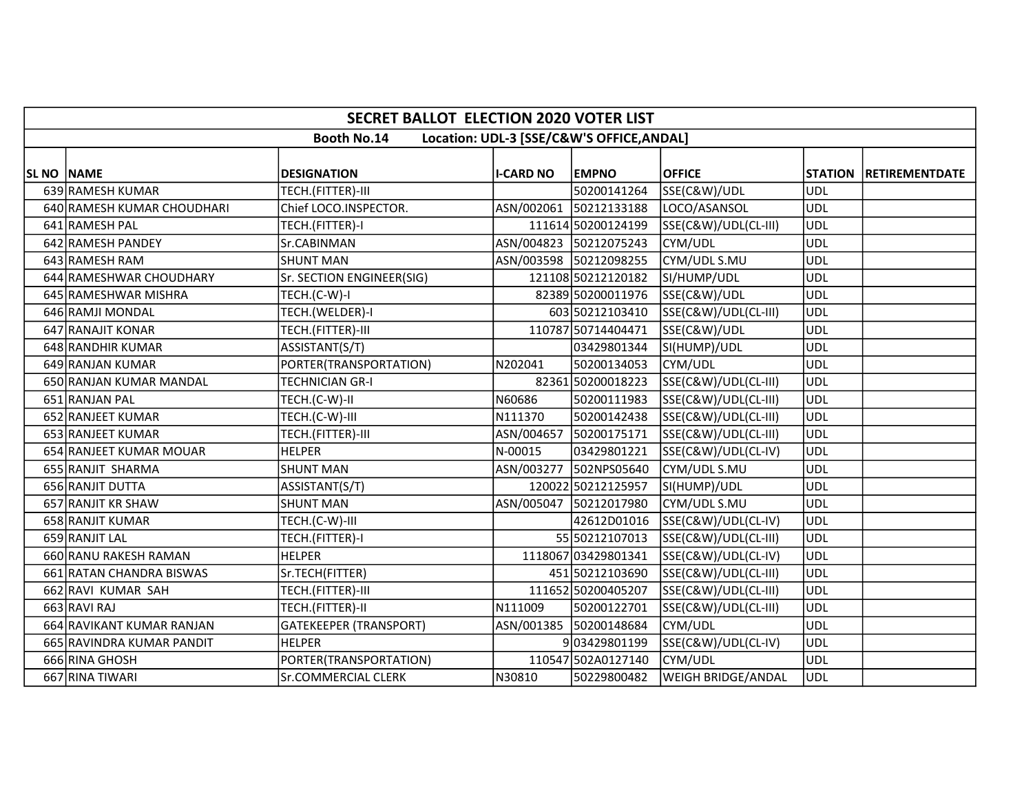# SECRET BALLOT ELECTION 2020 VOTER LIST

**Booth No.14 Location: UDL-3 [SSE/C&W'S OFFICE,ANDAL]**

| SL NO | NAME | DESIGNATION | I-CARD NO | EMPNO | OFFICE | STATION | RETIREMENTDATE |
|---|---|---|---|---|---|---|---|
| 639 | RAMESH KUMAR | TECH.(FITTER)-III | | 50200141264 | SSE(C&W)/UDL | UDL | |
| 640 | RAMESH KUMAR CHOUDHARI | Chief LOCO.INSPECTOR. | ASN/002061 | 50212133188 | LOCO/ASANSOL | UDL | |
| 641 | RAMESH PAL | TECH.(FITTER)-I | 111614 | 50200124199 | SSE(C&W)/UDL(CL-III) | UDL | |
| 642 | RAMESH PANDEY | Sr.CABINMAN | ASN/004823 | 50212075243 | CYM/UDL | UDL | |
| 643 | RAMESH RAM | SHUNT MAN | ASN/003598 | 50212098255 | CYM/UDL S.MU | UDL | |
| 644 | RAMESHWAR CHOUDHARY | Sr. SECTION ENGINEER(SIG) | 121108 | 50212120182 | SI/HUMP/UDL | UDL | |
| 645 | RAMESHWAR MISHRA | TECH.(C-W)-I | 82389 | 50200011976 | SSE(C&W)/UDL | UDL | |
| 646 | RAMJI MONDAL | TECH.(WELDER)-I | 603 | 50212103410 | SSE(C&W)/UDL(CL-III) | UDL | |
| 647 | RANAJIT KONAR | TECH.(FITTER)-III | 110787 | 50714404471 | SSE(C&W)/UDL | UDL | |
| 648 | RANDHIR KUMAR | ASSISTANT(S/T) | | 03429801344 | SI(HUMP)/UDL | UDL | |
| 649 | RANJAN KUMAR | PORTER(TRANSPORTATION) | N202041 | 50200134053 | CYM/UDL | UDL | |
| 650 | RANJAN KUMAR MANDAL | TECHNICIAN GR-I | 82361 | 50200018223 | SSE(C&W)/UDL(CL-III) | UDL | |
| 651 | RANJAN PAL | TECH.(C-W)-II | N60686 | 50200111983 | SSE(C&W)/UDL(CL-III) | UDL | |
| 652 | RANJEET KUMAR | TECH.(C-W)-III | N111370 | 50200142438 | SSE(C&W)/UDL(CL-III) | UDL | |
| 653 | RANJEET KUMAR | TECH.(FITTER)-III | ASN/004657 | 50200175171 | SSE(C&W)/UDL(CL-III) | UDL | |
| 654 | RANJEET KUMAR MOUAR | HELPER | N-00015 | 03429801221 | SSE(C&W)/UDL(CL-IV) | UDL | |
| 655 | RANJIT SHARMA | SHUNT MAN | ASN/003277 | 502NPS05640 | CYM/UDL S.MU | UDL | |
| 656 | RANJIT DUTTA | ASSISTANT(S/T) | 120022 | 50212125957 | SI(HUMP)/UDL | UDL | |
| 657 | RANJIT KR SHAW | SHUNT MAN | ASN/005047 | 50212017980 | CYM/UDL S.MU | UDL | |
| 658 | RANJIT KUMAR | TECH.(C-W)-III | | 42612D01016 | SSE(C&W)/UDL(CL-IV) | UDL | |
| 659 | RANJIT LAL | TECH.(FITTER)-I | 55 | 50212107013 | SSE(C&W)/UDL(CL-III) | UDL | |
| 660 | RANU RAKESH RAMAN | HELPER | 1118067 | 03429801341 | SSE(C&W)/UDL(CL-IV) | UDL | |
| 661 | RATAN CHANDRA BISWAS | Sr.TECH(FITTER) | 451 | 50212103690 | SSE(C&W)/UDL(CL-III) | UDL | |
| 662 | RAVI KUMAR SAH | TECH.(FITTER)-III | 111652 | 50200405207 | SSE(C&W)/UDL(CL-III) | UDL | |
| 663 | RAVI RAJ | TECH.(FITTER)-II | N111009 | 50200122701 | SSE(C&W)/UDL(CL-III) | UDL | |
| 664 | RAVIKANT KUMAR RANJAN | GATEKEEPER (TRANSPORT) | ASN/001385 | 50200148684 | CYM/UDL | UDL | |
| 665 | RAVINDRA KUMAR PANDIT | HELPER | 9 | 03429801199 | SSE(C&W)/UDL(CL-IV) | UDL | |
| 666 | RINA GHOSH | PORTER(TRANSPORTATION) | 110547 | 502A0127140 | CYM/UDL | UDL | |
| 667 | RINA TIWARI | Sr.COMMERCIAL CLERK | N30810 | 50229800482 | WEIGH BRIDGE/ANDAL | UDL | |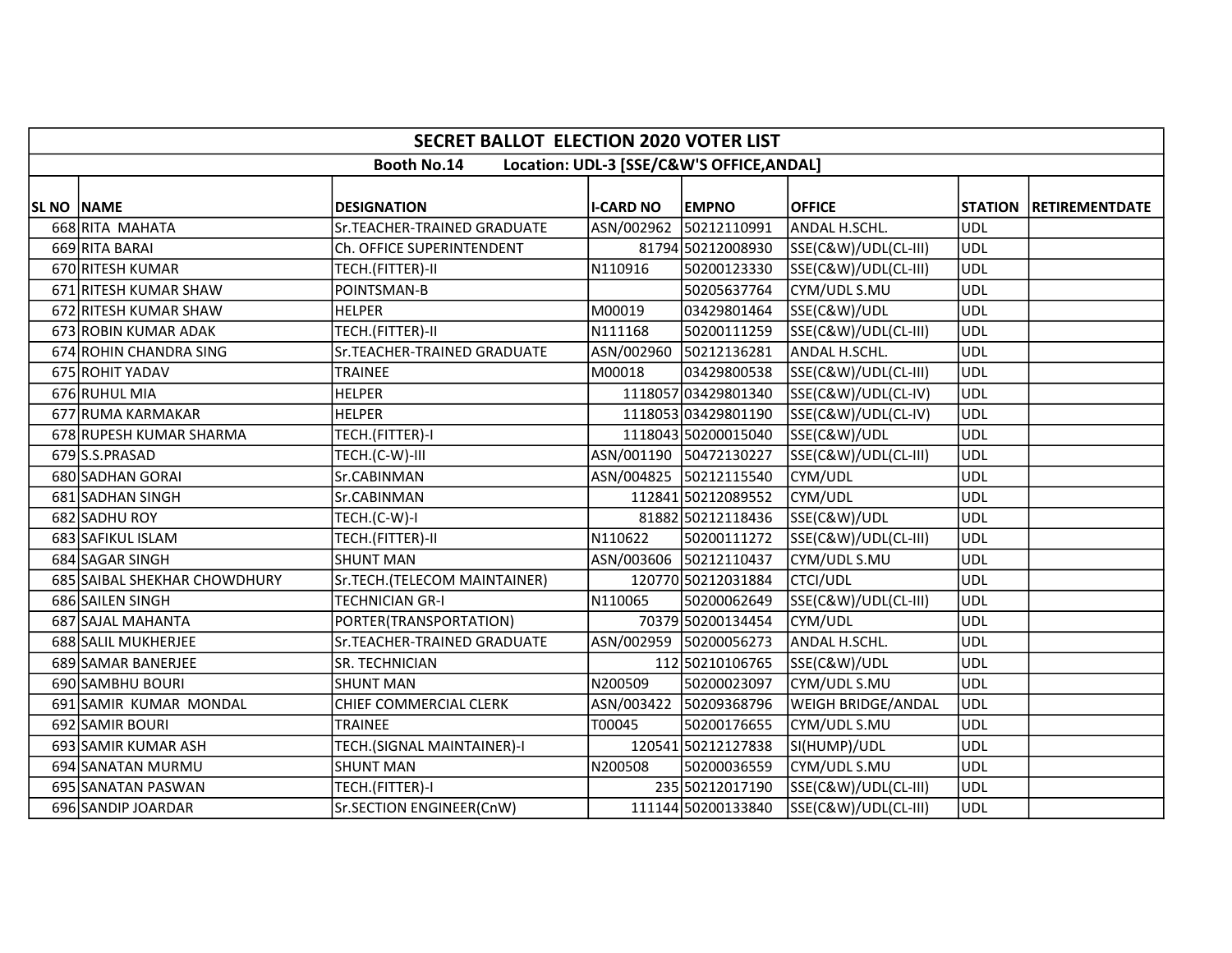| SECRET BALLOT ELECTION 2020 VOTER LIST | | | | | | | |
|---|---|---|---|---|---|---|---|
| Booth No.14 Location: UDL-3 [SSE/C&W'S OFFICE,ANDAL] | | | | | | | |
| SL NO | NAME | DESIGNATION | I-CARD NO | EMPNO | OFFICE | STATION | RETIREMENTDATE |
| 668 | RITA MAHATA | Sr.TEACHER-TRAINED GRADUATE | ASN/002962 | 50212110991 | ANDAL H.SCHL. | UDL | |
| 669 | RITA BARAI | Ch. OFFICE SUPERINTENDENT | 81794 | 50212008930 | SSE(C&W)/UDL(CL-III) | UDL | |
| 670 | RITESH KUMAR | TECH.(FITTER)-II | N110916 | 50200123330 | SSE(C&W)/UDL(CL-III) | UDL | |
| 671 | RITESH KUMAR SHAW | POINTSMAN-B | | 50205637764 | CYM/UDL S.MU | UDL | |
| 672 | RITESH KUMAR SHAW | HELPER | M00019 | 03429801464 | SSE(C&W)/UDL | UDL | |
| 673 | ROBIN KUMAR ADAK | TECH.(FITTER)-II | N111168 | 50200111259 | SSE(C&W)/UDL(CL-III) | UDL | |
| 674 | ROHIN CHANDRA SING | Sr.TEACHER-TRAINED GRADUATE | ASN/002960 | 50212136281 | ANDAL H.SCHL. | UDL | |
| 675 | ROHIT YADAV | TRAINEE | M00018 | 03429800538 | SSE(C&W)/UDL(CL-III) | UDL | |
| 676 | RUHUL MIA | HELPER | 1118057 | 03429801340 | SSE(C&W)/UDL(CL-IV) | UDL | |
| 677 | RUMA KARMAKAR | HELPER | 1118053 | 03429801190 | SSE(C&W)/UDL(CL-IV) | UDL | |
| 678 | RUPESH KUMAR SHARMA | TECH.(FITTER)-I | 1118043 | 50200015040 | SSE(C&W)/UDL | UDL | |
| 679 | S.S.PRASAD | TECH.(C-W)-III | ASN/001190 | 50472130227 | SSE(C&W)/UDL(CL-III) | UDL | |
| 680 | SADHAN GORAI | Sr.CABINMAN | ASN/004825 | 50212115540 | CYM/UDL | UDL | |
| 681 | SADHAN SINGH | Sr.CABINMAN | 112841 | 50212089552 | CYM/UDL | UDL | |
| 682 | SADHU ROY | TECH.(C-W)-I | 81882 | 50212118436 | SSE(C&W)/UDL | UDL | |
| 683 | SAFIKUL ISLAM | TECH.(FITTER)-II | N110622 | 50200111272 | SSE(C&W)/UDL(CL-III) | UDL | |
| 684 | SAGAR SINGH | SHUNT MAN | ASN/003606 | 50212110437 | CYM/UDL S.MU | UDL | |
| 685 | SAIBAL SHEKHAR CHOWDHURY | Sr.TECH.(TELECOM MAINTAINER) | 120770 | 50212031884 | CTCI/UDL | UDL | |
| 686 | SAILEN SINGH | TECHNICIAN GR-I | N110065 | 50200062649 | SSE(C&W)/UDL(CL-III) | UDL | |
| 687 | SAJAL MAHANTA | PORTER(TRANSPORTATION) | 70379 | 50200134454 | CYM/UDL | UDL | |
| 688 | SALIL MUKHERJEE | Sr.TEACHER-TRAINED GRADUATE | ASN/002959 | 50200056273 | ANDAL H.SCHL. | UDL | |
| 689 | SAMAR BANERJEE | SR. TECHNICIAN | 112 | 50210106765 | SSE(C&W)/UDL | UDL | |
| 690 | SAMBHU BOURI | SHUNT MAN | N200509 | 50200023097 | CYM/UDL S.MU | UDL | |
| 691 | SAMIR KUMAR MONDAL | CHIEF COMMERCIAL CLERK | ASN/003422 | 50209368796 | WEIGH BRIDGE/ANDAL | UDL | |
| 692 | SAMIR BOURI | TRAINEE | T00045 | 50200176655 | CYM/UDL S.MU | UDL | |
| 693 | SAMIR KUMAR ASH | TECH.(SIGNAL MAINTAINER)-I | 120541 | 50212127838 | SI(HUMP)/UDL | UDL | |
| 694 | SANATAN MURMU | SHUNT MAN | N200508 | 50200036559 | CYM/UDL S.MU | UDL | |
| 695 | SANATAN PASWAN | TECH.(FITTER)-I | 235 | 50212017190 | SSE(C&W)/UDL(CL-III) | UDL | |
| 696 | SANDIP JOARDAR | Sr.SECTION ENGINEER(CnW) | 111144 | 50200133840 | SSE(C&W)/UDL(CL-III) | UDL | |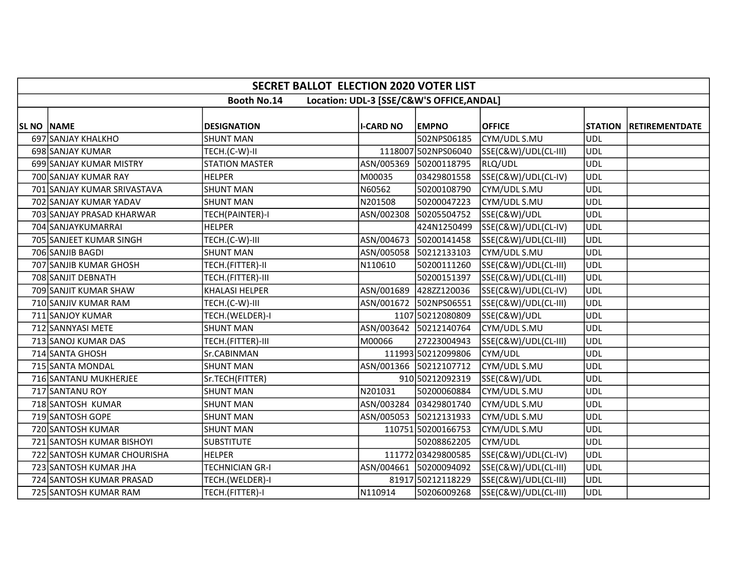| SECRET BALLOT ELECTION 2020 VOTER LIST | | | | | | | |
|---|---|---|---|---|---|---|---|
| Booth No.14 Location: UDL-3 [SSE/C&W'S OFFICE,ANDAL] | | | | | | | |
| SL NO | NAME | DESIGNATION | I-CARD NO | EMPNO | OFFICE | STATION | RETIREMENTDATE |
| 697 | SANJAY KHALKHO | SHUNT MAN | | 502NPS06185 | CYM/UDL S.MU | UDL | |
| 698 | SANJAY KUMAR | TECH.(C-W)-II | 1118007 | 502NPS06040 | SSE(C&W)/UDL(CL-III) | UDL | |
| 699 | SANJAY KUMAR MISTRY | STATION MASTER | ASN/005369 | 50200118795 | RLQ/UDL | UDL | |
| 700 | SANJAY KUMAR RAY | HELPER | M00035 | 03429801558 | SSE(C&W)/UDL(CL-IV) | UDL | |
| 701 | SANJAY KUMAR SRIVASTAVA | SHUNT MAN | N60562 | 50200108790 | CYM/UDL S.MU | UDL | |
| 702 | SANJAY KUMAR YADAV | SHUNT MAN | N201508 | 50200047223 | CYM/UDL S.MU | UDL | |
| 703 | SANJAY PRASAD KHARWAR | TECH(PAINTER)-I | ASN/002308 | 50205504752 | SSE(C&W)/UDL | UDL | |
| 704 | SANJAYKUMARRAI | HELPER | | 424N1250499 | SSE(C&W)/UDL(CL-IV) | UDL | |
| 705 | SANJEET KUMAR SINGH | TECH.(C-W)-III | ASN/004673 | 50200141458 | SSE(C&W)/UDL(CL-III) | UDL | |
| 706 | SANJIB BAGDI | SHUNT MAN | ASN/005058 | 50212133103 | CYM/UDL S.MU | UDL | |
| 707 | SANJIB KUMAR GHOSH | TECH.(FITTER)-II | N110610 | 50200111260 | SSE(C&W)/UDL(CL-III) | UDL | |
| 708 | SANJIT DEBNATH | TECH.(FITTER)-III | | 50200151397 | SSE(C&W)/UDL(CL-III) | UDL | |
| 709 | SANJIT KUMAR SHAW | KHALASI HELPER | ASN/001689 | 428ZZ120036 | SSE(C&W)/UDL(CL-IV) | UDL | |
| 710 | SANJIV KUMAR RAM | TECH.(C-W)-III | ASN/001672 | 502NPS06551 | SSE(C&W)/UDL(CL-III) | UDL | |
| 711 | SANJOY KUMAR | TECH.(WELDER)-I | 1107 | 50212080809 | SSE(C&W)/UDL | UDL | |
| 712 | SANNYASI METE | SHUNT MAN | ASN/003642 | 50212140764 | CYM/UDL S.MU | UDL | |
| 713 | SANOJ KUMAR DAS | TECH.(FITTER)-III | M00066 | 27223004943 | SSE(C&W)/UDL(CL-III) | UDL | |
| 714 | SANTA GHOSH | Sr.CABINMAN | 111993 | 50212099806 | CYM/UDL | UDL | |
| 715 | SANTA MONDAL | SHUNT MAN | ASN/001366 | 50212107712 | CYM/UDL S.MU | UDL | |
| 716 | SANTANU MUKHERJEE | Sr.TECH(FITTER) | 910 | 50212092319 | SSE(C&W)/UDL | UDL | |
| 717 | SANTANU ROY | SHUNT MAN | N201031 | 50200060884 | CYM/UDL S.MU | UDL | |
| 718 | SANTOSH KUMAR | SHUNT MAN | ASN/003284 | 03429801740 | CYM/UDL S.MU | UDL | |
| 719 | SANTOSH GOPE | SHUNT MAN | ASN/005053 | 50212131933 | CYM/UDL S.MU | UDL | |
| 720 | SANTOSH KUMAR | SHUNT MAN | 110751 | 50200166753 | CYM/UDL S.MU | UDL | |
| 721 | SANTOSH KUMAR BISHOYI | SUBSTITUTE | | 50208862205 | CYM/UDL | UDL | |
| 722 | SANTOSH KUMAR CHOURISHA | HELPER | 111772 | 03429800585 | SSE(C&W)/UDL(CL-IV) | UDL | |
| 723 | SANTOSH KUMAR JHA | TECHNICIAN GR-I | ASN/004661 | 50200094092 | SSE(C&W)/UDL(CL-III) | UDL | |
| 724 | SANTOSH KUMAR PRASAD | TECH.(WELDER)-I | 81917 | 50212118229 | SSE(C&W)/UDL(CL-III) | UDL | |
| 725 | SANTOSH KUMAR RAM | TECH.(FITTER)-I | N110914 | 50206009268 | SSE(C&W)/UDL(CL-III) | UDL | |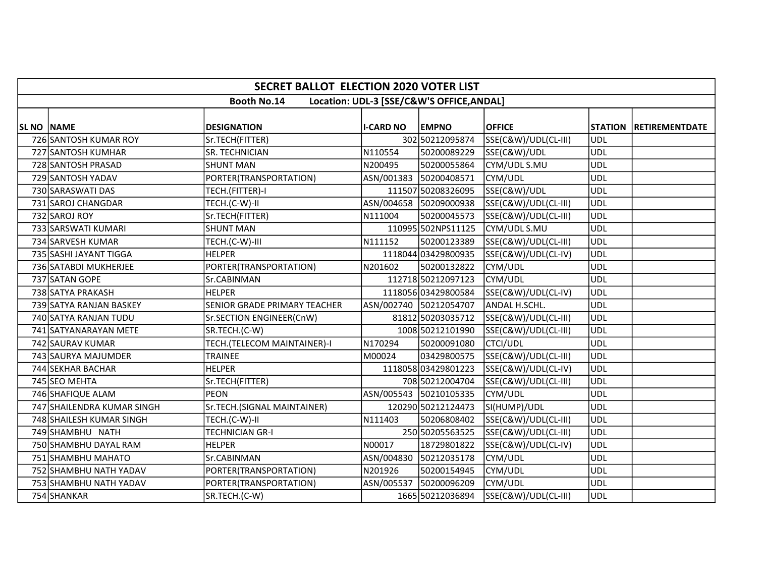| SECRET BALLOT ELECTION 2020 VOTER LIST | | | | | | | |
|---|---|---|---|---|---|---|---|
| Booth No.14 Location: UDL-3 [SSE/C&W'S OFFICE,ANDAL] | | | | | | | |
| SL NO | NAME | DESIGNATION | I-CARD NO | EMPNO | OFFICE | STATION | RETIREMENTDATE |
| 726 | SANTOSH KUMAR ROY | Sr.TECH(FITTER) | 302 | 50212095874 | SSE(C&W)/UDL(CL-III) | UDL | |
| 727 | SANTOSH KUMHAR | SR. TECHNICIAN | N110554 | 50200089229 | SSE(C&W)/UDL | UDL | |
| 728 | SANTOSH PRASAD | SHUNT MAN | N200495 | 50200055864 | CYM/UDL S.MU | UDL | |
| 729 | SANTOSH YADAV | PORTER(TRANSPORTATION) | ASN/001383 | 50200408571 | CYM/UDL | UDL | |
| 730 | SARASWATI DAS | TECH.(FITTER)-I | 111507 | 50208326095 | SSE(C&W)/UDL | UDL | |
| 731 | SAROJ CHANGDAR | TECH.(C-W)-II | ASN/004658 | 50209000938 | SSE(C&W)/UDL(CL-III) | UDL | |
| 732 | SAROJ ROY | Sr.TECH(FITTER) | N111004 | 50200045573 | SSE(C&W)/UDL(CL-III) | UDL | |
| 733 | SARSWATI KUMARI | SHUNT MAN | 110995 | 502NPS11125 | CYM/UDL S.MU | UDL | |
| 734 | SARVESH KUMAR | TECH.(C-W)-III | N111152 | 50200123389 | SSE(C&W)/UDL(CL-III) | UDL | |
| 735 | SASHI JAYANT TIGGA | HELPER | 1118044 | 03429800935 | SSE(C&W)/UDL(CL-IV) | UDL | |
| 736 | SATABDI MUKHERJEE | PORTER(TRANSPORTATION) | N201602 | 50200132822 | CYM/UDL | UDL | |
| 737 | SATAN GOPE | Sr.CABINMAN | 112718 | 50212097123 | CYM/UDL | UDL | |
| 738 | SATYA PRAKASH | HELPER | 1118056 | 03429800584 | SSE(C&W)/UDL(CL-IV) | UDL | |
| 739 | SATYA RANJAN BASKEY | SENIOR GRADE PRIMARY TEACHER | ASN/002740 | 50212054707 | ANDAL H.SCHL. | UDL | |
| 740 | SATYA RANJAN TUDU | Sr.SECTION ENGINEER(CnW) | 81812 | 50203035712 | SSE(C&W)/UDL(CL-III) | UDL | |
| 741 | SATYANARAYAN METE | SR.TECH.(C-W) | 1008 | 50212101990 | SSE(C&W)/UDL(CL-III) | UDL | |
| 742 | SAURAV KUMAR | TECH.(TELECOM MAINTAINER)-I | N170294 | 50200091080 | CTCI/UDL | UDL | |
| 743 | SAURYA MAJUMDER | TRAINEE | M00024 | 03429800575 | SSE(C&W)/UDL(CL-III) | UDL | |
| 744 | SEKHAR BACHAR | HELPER | 1118058 | 03429801223 | SSE(C&W)/UDL(CL-IV) | UDL | |
| 745 | SEO MEHTA | Sr.TECH(FITTER) | 708 | 50212004704 | SSE(C&W)/UDL(CL-III) | UDL | |
| 746 | SHAFIQUE ALAM | PEON | ASN/005543 | 50210105335 | CYM/UDL | UDL | |
| 747 | SHAILENDRA KUMAR SINGH | Sr.TECH.(SIGNAL MAINTAINER) | 120290 | 50212124473 | SI(HUMP)/UDL | UDL | |
| 748 | SHAILESH KUMAR SINGH | TECH.(C-W)-II | N111403 | 50206808402 | SSE(C&W)/UDL(CL-III) | UDL | |
| 749 | SHAMBHU NATH | TECHNICIAN GR-I | 250 | 50205563525 | SSE(C&W)/UDL(CL-III) | UDL | |
| 750 | SHAMBHU DAYAL RAM | HELPER | N00017 | 18729801822 | SSE(C&W)/UDL(CL-IV) | UDL | |
| 751 | SHAMBHU MAHATO | Sr.CABINMAN | ASN/004830 | 50212035178 | CYM/UDL | UDL | |
| 752 | SHAMBHU NATH YADAV | PORTER(TRANSPORTATION) | N201926 | 50200154945 | CYM/UDL | UDL | |
| 753 | SHAMBHU NATH YADAV | PORTER(TRANSPORTATION) | ASN/005537 | 50200096209 | CYM/UDL | UDL | |
| 754 | SHANKAR | SR.TECH.(C-W) | 1665 | 50212036894 | SSE(C&W)/UDL(CL-III) | UDL | |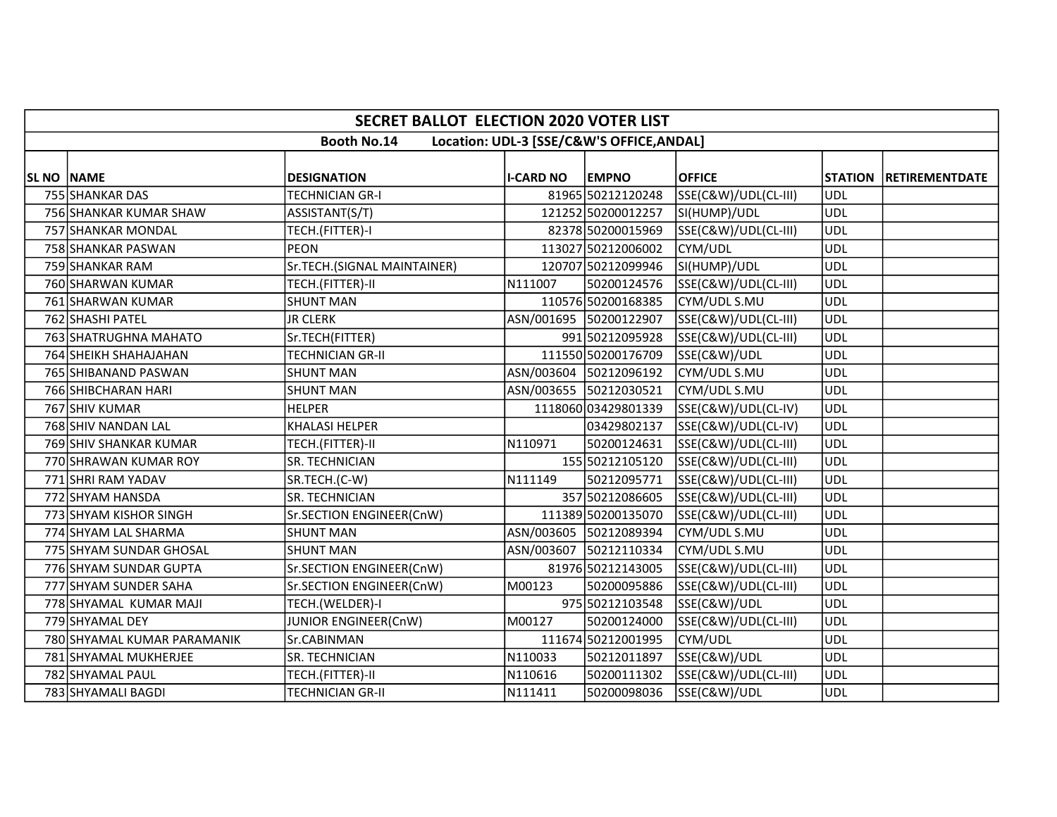# SECRET BALLOT ELECTION 2020 VOTER LIST

**Booth No.14 Location: UDL-3 [SSE/C&W'S OFFICE,ANDAL]**

| SL NO | NAME | DESIGNATION | I-CARD NO | EMPNO | OFFICE | STATION | RETIREMENTDATE |
|---|---|---|---|---|---|---|---|
| 755 | SHANKAR DAS | TECHNICIAN GR-I | 81965 | 50212120248 | SSE(C&W)/UDL(CL-III) | UDL | |
| 756 | SHANKAR KUMAR SHAW | ASSISTANT(S/T) | 121252 | 50200012257 | SI(HUMP)/UDL | UDL | |
| 757 | SHANKAR MONDAL | TECH.(FITTER)-I | 82378 | 50200015969 | SSE(C&W)/UDL(CL-III) | UDL | |
| 758 | SHANKAR PASWAN | PEON | 113027 | 50212006002 | CYM/UDL | UDL | |
| 759 | SHANKAR RAM | Sr.TECH.(SIGNAL MAINTAINER) | 120707 | 50212099946 | SI(HUMP)/UDL | UDL | |
| 760 | SHARWAN KUMAR | TECH.(FITTER)-II | N111007 | 50200124576 | SSE(C&W)/UDL(CL-III) | UDL | |
| 761 | SHARWAN KUMAR | SHUNT MAN | 110576 | 50200168385 | CYM/UDL S.MU | UDL | |
| 762 | SHASHI PATEL | JR CLERK | ASN/001695 | 50200122907 | SSE(C&W)/UDL(CL-III) | UDL | |
| 763 | SHATRUGHNA MAHATO | Sr.TECH(FITTER) | 991 | 50212095928 | SSE(C&W)/UDL(CL-III) | UDL | |
| 764 | SHEIKH SHAHAJAHAN | TECHNICIAN GR-II | 111550 | 50200176709 | SSE(C&W)/UDL | UDL | |
| 765 | SHIBANAND PASWAN | SHUNT MAN | ASN/003604 | 50212096192 | CYM/UDL S.MU | UDL | |
| 766 | SHIBCHARAN HARI | SHUNT MAN | ASN/003655 | 50212030521 | CYM/UDL S.MU | UDL | |
| 767 | SHIV KUMAR | HELPER | 1118060 | 03429801339 | SSE(C&W)/UDL(CL-IV) | UDL | |
| 768 | SHIV NANDAN LAL | KHALASI HELPER | | 03429802137 | SSE(C&W)/UDL(CL-IV) | UDL | |
| 769 | SHIV SHANKAR KUMAR | TECH.(FITTER)-II | N110971 | 50200124631 | SSE(C&W)/UDL(CL-III) | UDL | |
| 770 | SHRAWAN KUMAR ROY | SR. TECHNICIAN | 155 | 50212105120 | SSE(C&W)/UDL(CL-III) | UDL | |
| 771 | SHRI RAM YADAV | SR.TECH.(C-W) | N111149 | 50212095771 | SSE(C&W)/UDL(CL-III) | UDL | |
| 772 | SHYAM HANSDA | SR. TECHNICIAN | 357 | 50212086605 | SSE(C&W)/UDL(CL-III) | UDL | |
| 773 | SHYAM KISHOR SINGH | Sr.SECTION ENGINEER(CnW) | 111389 | 50200135070 | SSE(C&W)/UDL(CL-III) | UDL | |
| 774 | SHYAM LAL SHARMA | SHUNT MAN | ASN/003605 | 50212089394 | CYM/UDL S.MU | UDL | |
| 775 | SHYAM SUNDAR GHOSAL | SHUNT MAN | ASN/003607 | 50212110334 | CYM/UDL S.MU | UDL | |
| 776 | SHYAM SUNDAR GUPTA | Sr.SECTION ENGINEER(CnW) | 81976 | 50212143005 | SSE(C&W)/UDL(CL-III) | UDL | |
| 777 | SHYAM SUNDER SAHA | Sr.SECTION ENGINEER(CnW) | M00123 | 50200095886 | SSE(C&W)/UDL(CL-III) | UDL | |
| 778 | SHYAMAL KUMAR MAJI | TECH.(WELDER)-I | 975 | 50212103548 | SSE(C&W)/UDL | UDL | |
| 779 | SHYAMAL DEY | JUNIOR ENGINEER(CnW) | M00127 | 50200124000 | SSE(C&W)/UDL(CL-III) | UDL | |
| 780 | SHYAMAL KUMAR PARAMANIK | Sr.CABINMAN | 111674 | 50212001995 | CYM/UDL | UDL | |
| 781 | SHYAMAL MUKHERJEE | SR. TECHNICIAN | N110033 | 50212011897 | SSE(C&W)/UDL | UDL | |
| 782 | SHYAMAL PAUL | TECH.(FITTER)-II | N110616 | 50200111302 | SSE(C&W)/UDL(CL-III) | UDL | |
| 783 | SHYAMALI BAGDI | TECHNICIAN GR-II | N111411 | 50200098036 | SSE(C&W)/UDL | UDL | |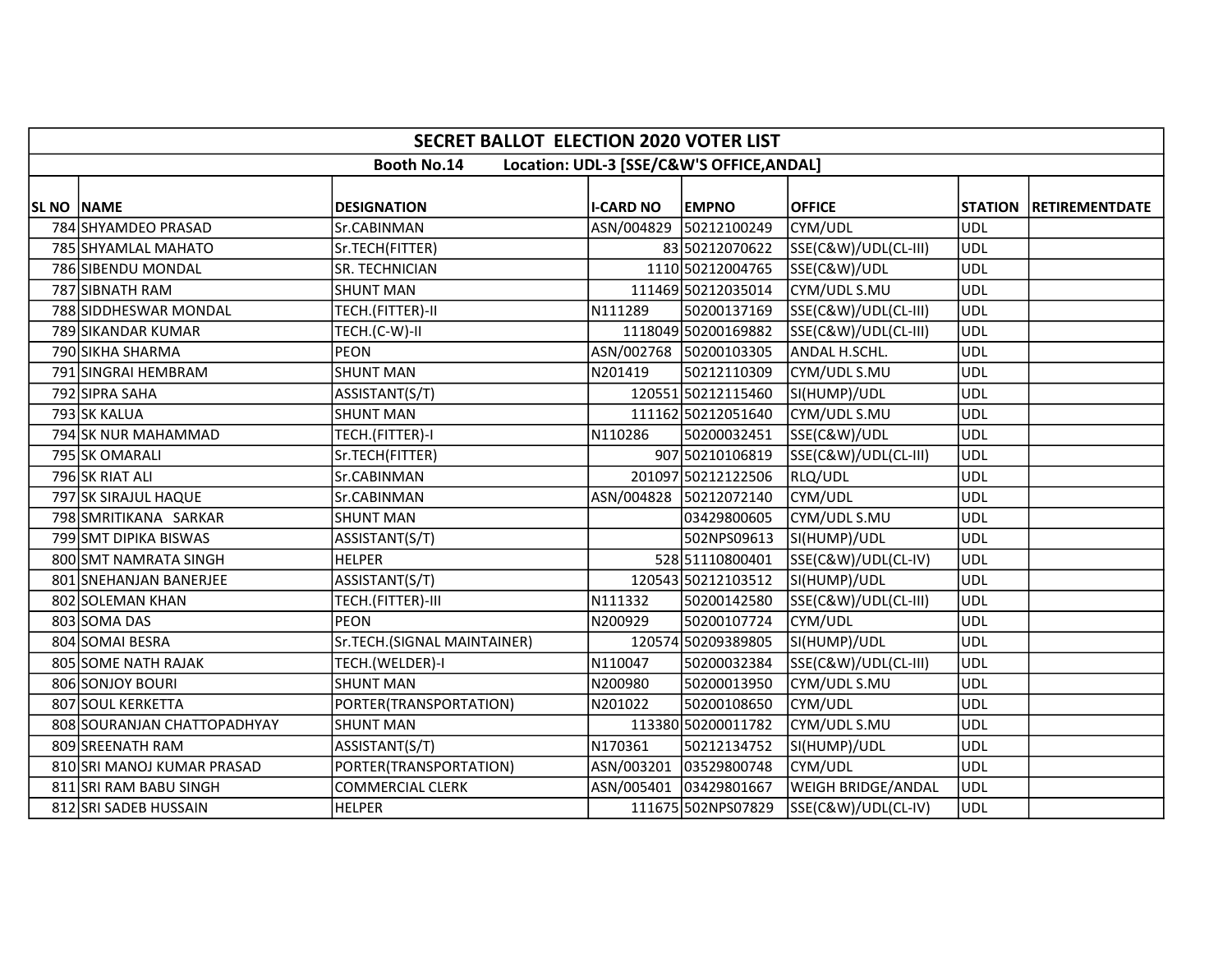| SECRET BALLOT ELECTION 2020 VOTER LIST | | | | | | | |
|---|---|---|---|---|---|---|---|
| Booth No.14 Location: UDL-3 [SSE/C&W'S OFFICE,ANDAL] | | | | | | | |
| SL NO | NAME | DESIGNATION | I-CARD NO | EMPNO | OFFICE | STATION | RETIREMENTDATE |
| 784 | SHYAMDEO PRASAD | Sr.CABINMAN | ASN/004829 | 50212100249 | CYM/UDL | UDL | |
| 785 | SHYAMLAL MAHATO | Sr.TECH(FITTER) | 83 | 50212070622 | SSE(C&W)/UDL(CL-III) | UDL | |
| 786 | SIBENDU MONDAL | SR. TECHNICIAN | 1110 | 50212004765 | SSE(C&W)/UDL | UDL | |
| 787 | SIBNATH RAM | SHUNT MAN | 111469 | 50212035014 | CYM/UDL S.MU | UDL | |
| 788 | SIDDHESWAR MONDAL | TECH.(FITTER)-II | N111289 | 50200137169 | SSE(C&W)/UDL(CL-III) | UDL | |
| 789 | SIKANDAR KUMAR | TECH.(C-W)-II | 1118049 | 50200169882 | SSE(C&W)/UDL(CL-III) | UDL | |
| 790 | SIKHA SHARMA | PEON | ASN/002768 | 50200103305 | ANDAL H.SCHL. | UDL | |
| 791 | SINGRAI HEMBRAM | SHUNT MAN | N201419 | 50212110309 | CYM/UDL S.MU | UDL | |
| 792 | SIPRA SAHA | ASSISTANT(S/T) | 120551 | 50212115460 | SI(HUMP)/UDL | UDL | |
| 793 | SK KALUA | SHUNT MAN | 111162 | 50212051640 | CYM/UDL S.MU | UDL | |
| 794 | SK NUR MAHAMMAD | TECH.(FITTER)-I | N110286 | 50200032451 | SSE(C&W)/UDL | UDL | |
| 795 | SK OMARALI | Sr.TECH(FITTER) | 907 | 50210106819 | SSE(C&W)/UDL(CL-III) | UDL | |
| 796 | SK RIAT ALI | Sr.CABINMAN | 201097 | 50212122506 | RLQ/UDL | UDL | |
| 797 | SK SIRAJUL HAQUE | Sr.CABINMAN | ASN/004828 | 50212072140 | CYM/UDL | UDL | |
| 798 | SMRITIKANA SARKAR | SHUNT MAN | | 03429800605 | CYM/UDL S.MU | UDL | |
| 799 | SMT DIPIKA BISWAS | ASSISTANT(S/T) | | 502NPS09613 | SI(HUMP)/UDL | UDL | |
| 800 | SMT NAMRATA SINGH | HELPER | 528 | 51110800401 | SSE(C&W)/UDL(CL-IV) | UDL | |
| 801 | SNEHANJAN BANERJEE | ASSISTANT(S/T) | 120543 | 50212103512 | SI(HUMP)/UDL | UDL | |
| 802 | SOLEMAN KHAN | TECH.(FITTER)-III | N111332 | 50200142580 | SSE(C&W)/UDL(CL-III) | UDL | |
| 803 | SOMA DAS | PEON | N200929 | 50200107724 | CYM/UDL | UDL | |
| 804 | SOMAI BESRA | Sr.TECH.(SIGNAL MAINTAINER) | 120574 | 50209389805 | SI(HUMP)/UDL | UDL | |
| 805 | SOME NATH RAJAK | TECH.(WELDER)-I | N110047 | 50200032384 | SSE(C&W)/UDL(CL-III) | UDL | |
| 806 | SONJOY BOURI | SHUNT MAN | N200980 | 50200013950 | CYM/UDL S.MU | UDL | |
| 807 | SOUL KERKETTA | PORTER(TRANSPORTATION) | N201022 | 50200108650 | CYM/UDL | UDL | |
| 808 | SOURANJAN CHATTOPADHYAY | SHUNT MAN | 113380 | 50200011782 | CYM/UDL S.MU | UDL | |
| 809 | SREENATH RAM | ASSISTANT(S/T) | N170361 | 50212134752 | SI(HUMP)/UDL | UDL | |
| 810 | SRI MANOJ KUMAR PRASAD | PORTER(TRANSPORTATION) | ASN/003201 | 03529800748 | CYM/UDL | UDL | |
| 811 | SRI RAM BABU SINGH | COMMERCIAL CLERK | ASN/005401 | 03429801667 | WEIGH BRIDGE/ANDAL | UDL | |
| 812 | SRI SADEB HUSSAIN | HELPER | 111675 | 502NPS07829 | SSE(C&W)/UDL(CL-IV) | UDL | |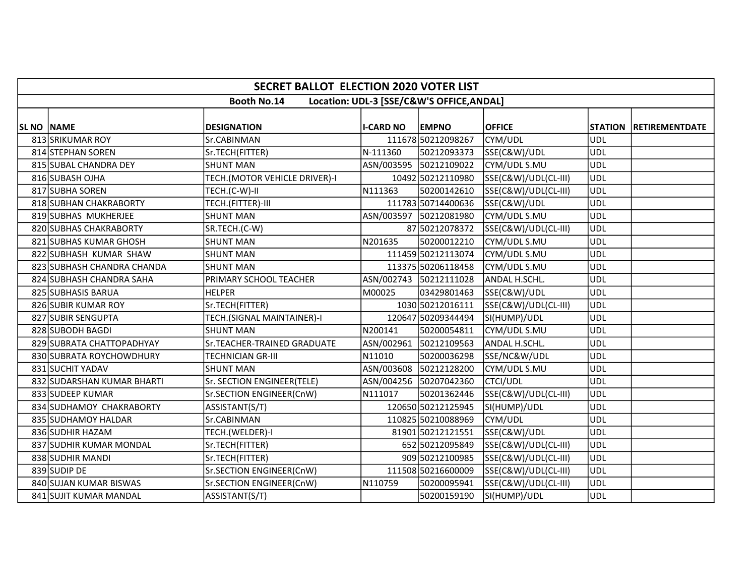# SECRET BALLOT ELECTION 2020 VOTER LIST

**Booth No.14 Location: UDL-3 [SSE/C&W'S OFFICE,ANDAL]**

| SL NO | NAME | DESIGNATION | I-CARD NO | EMPNO | OFFICE | STATION | RETIREMENTDATE |
|---|---|---|---|---|---|---|---|
| 813 | SRIKUMAR ROY | Sr.CABINMAN | 111678 | 50212098267 | CYM/UDL | UDL | |
| 814 | STEPHAN SOREN | Sr.TECH(FITTER) | N-111360 | 50212093373 | SSE(C&W)/UDL | UDL | |
| 815 | SUBAL CHANDRA DEY | SHUNT MAN | ASN/003595 | 50212109022 | CYM/UDL S.MU | UDL | |
| 816 | SUBASH OJHA | TECH.(MOTOR VEHICLE DRIVER)-I | 10492 | 50212110980 | SSE(C&W)/UDL(CL-III) | UDL | |
| 817 | SUBHA SOREN | TECH.(C-W)-II | N111363 | 50200142610 | SSE(C&W)/UDL(CL-III) | UDL | |
| 818 | SUBHAN CHAKRABORTY | TECH.(FITTER)-III | 111783 | 50714400636 | SSE(C&W)/UDL | UDL | |
| 819 | SUBHAS MUKHERJEE | SHUNT MAN | ASN/003597 | 50212081980 | CYM/UDL S.MU | UDL | |
| 820 | SUBHAS CHAKRABORTY | SR.TECH.(C-W) | 87 | 50212078372 | SSE(C&W)/UDL(CL-III) | UDL | |
| 821 | SUBHAS KUMAR GHOSH | SHUNT MAN | N201635 | 50200012210 | CYM/UDL S.MU | UDL | |
| 822 | SUBHASH KUMAR SHAW | SHUNT MAN | 111459 | 50212113074 | CYM/UDL S.MU | UDL | |
| 823 | SUBHASH CHANDRA CHANDA | SHUNT MAN | 113375 | 50206118458 | CYM/UDL S.MU | UDL | |
| 824 | SUBHASH CHANDRA SAHA | PRIMARY SCHOOL TEACHER | ASN/002743 | 50212111028 | ANDAL H.SCHL. | UDL | |
| 825 | SUBHASIS BARUA | HELPER | M00025 | 03429801463 | SSE(C&W)/UDL | UDL | |
| 826 | SUBIR KUMAR ROY | Sr.TECH(FITTER) | 1030 | 50212016111 | SSE(C&W)/UDL(CL-III) | UDL | |
| 827 | SUBIR SENGUPTA | TECH.(SIGNAL MAINTAINER)-I | 120647 | 50209344494 | SI(HUMP)/UDL | UDL | |
| 828 | SUBODH BAGDI | SHUNT MAN | N200141 | 50200054811 | CYM/UDL S.MU | UDL | |
| 829 | SUBRATA CHATTOPADHYAY | Sr.TEACHER-TRAINED GRADUATE | ASN/002961 | 50212109563 | ANDAL H.SCHL. | UDL | |
| 830 | SUBRATA ROYCHOWDHURY | TECHNICIAN GR-III | N11010 | 50200036298 | SSE/NC&W/UDL | UDL | |
| 831 | SUCHIT YADAV | SHUNT MAN | ASN/003608 | 50212128200 | CYM/UDL S.MU | UDL | |
| 832 | SUDARSHAN KUMAR BHARTI | Sr. SECTION ENGINEER(TELE) | ASN/004256 | 50207042360 | CTCI/UDL | UDL | |
| 833 | SUDEEP KUMAR | Sr.SECTION ENGINEER(CnW) | N111017 | 50201362446 | SSE(C&W)/UDL(CL-III) | UDL | |
| 834 | SUDHAMOY CHAKRABORTY | ASSISTANT(S/T) | 120650 | 50212125945 | SI(HUMP)/UDL | UDL | |
| 835 | SUDHAMOY HALDAR | Sr.CABINMAN | 110825 | 50210088969 | CYM/UDL | UDL | |
| 836 | SUDHIR HAZAM | TECH.(WELDER)-I | 81901 | 50212121551 | SSE(C&W)/UDL | UDL | |
| 837 | SUDHIR KUMAR MONDAL | Sr.TECH(FITTER) | 652 | 50212095849 | SSE(C&W)/UDL(CL-III) | UDL | |
| 838 | SUDHIR MANDI | Sr.TECH(FITTER) | 909 | 50212100985 | SSE(C&W)/UDL(CL-III) | UDL | |
| 839 | SUDIP DE | Sr.SECTION ENGINEER(CnW) | 111508 | 50216600009 | SSE(C&W)/UDL(CL-III) | UDL | |
| 840 | SUJAN KUMAR BISWAS | Sr.SECTION ENGINEER(CnW) | N110759 | 50200095941 | SSE(C&W)/UDL(CL-III) | UDL | |
| 841 | SUJIT KUMAR MANDAL | ASSISTANT(S/T) | | 50200159190 | SI(HUMP)/UDL | UDL | |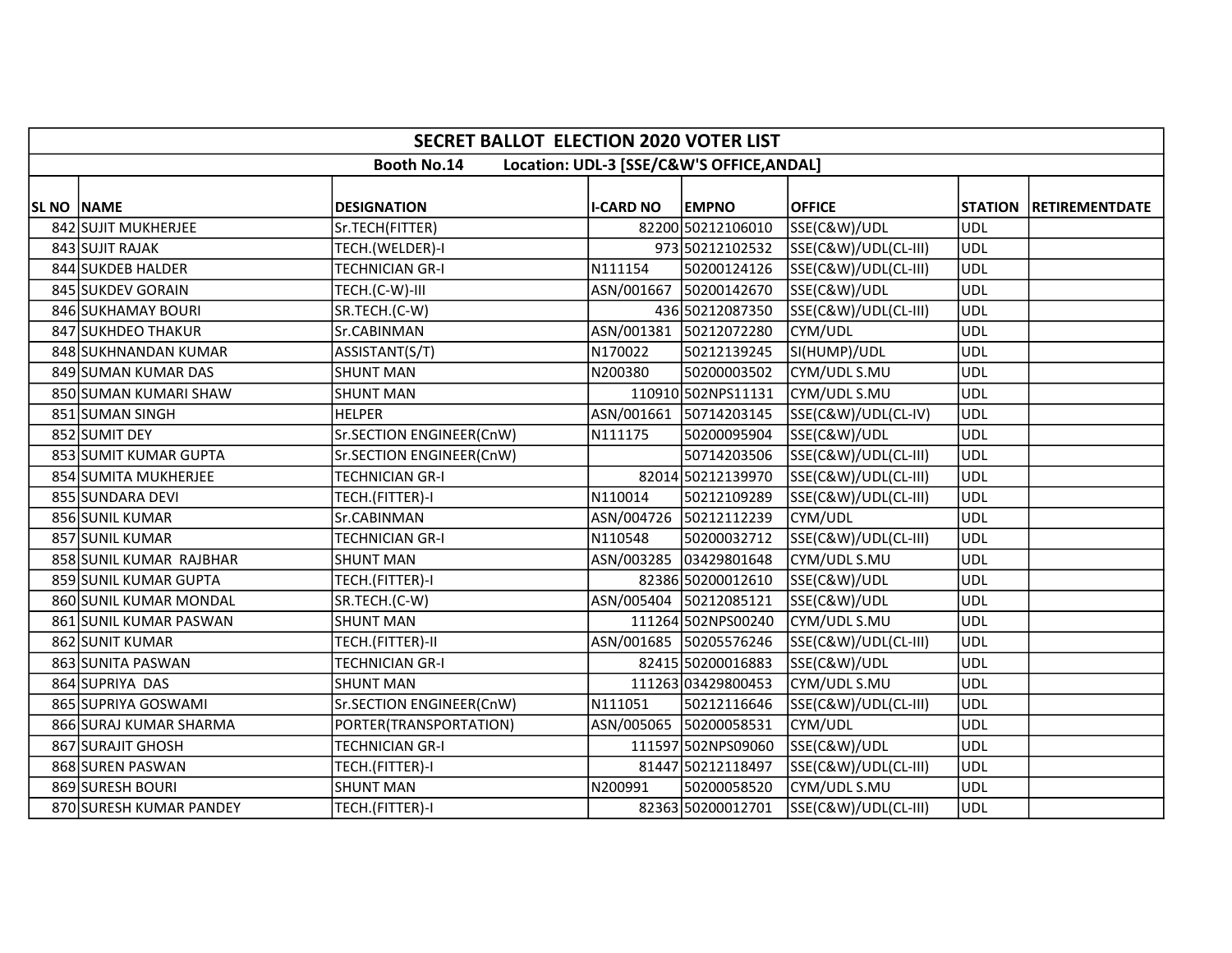# SECRET BALLOT ELECTION 2020 VOTER LIST

**Booth No.14 Location: UDL-3 [SSE/C&W'S OFFICE,ANDAL]**

| SL NO | NAME | DESIGNATION | I-CARD NO | EMPNO | OFFICE | STATION | RETIREMENTDATE |
|---|---|---|---|---|---|---|---|
| 842 | SUJIT MUKHERJEE | Sr.TECH(FITTER) | 82200 | 50212106010 | SSE(C&W)/UDL | UDL | |
| 843 | SUJIT RAJAK | TECH.(WELDER)-I | 973 | 50212102532 | SSE(C&W)/UDL(CL-III) | UDL | |
| 844 | SUKDEB HALDER | TECHNICIAN GR-I | N111154 | 50200124126 | SSE(C&W)/UDL(CL-III) | UDL | |
| 845 | SUKDEV GORAIN | TECH.(C-W)-III | ASN/001667 | 50200142670 | SSE(C&W)/UDL | UDL | |
| 846 | SUKHAMAY BOURI | SR.TECH.(C-W) | 436 | 50212087350 | SSE(C&W)/UDL(CL-III) | UDL | |
| 847 | SUKHDEO THAKUR | Sr.CABINMAN | ASN/001381 | 50212072280 | CYM/UDL | UDL | |
| 848 | SUKHNANDAN KUMAR | ASSISTANT(S/T) | N170022 | 50212139245 | SI(HUMP)/UDL | UDL | |
| 849 | SUMAN KUMAR DAS | SHUNT MAN | N200380 | 50200003502 | CYM/UDL S.MU | UDL | |
| 850 | SUMAN KUMARI SHAW | SHUNT MAN | 110910 | 502NPS11131 | CYM/UDL S.MU | UDL | |
| 851 | SUMAN SINGH | HELPER | ASN/001661 | 50714203145 | SSE(C&W)/UDL(CL-IV) | UDL | |
| 852 | SUMIT DEY | Sr.SECTION ENGINEER(CnW) | N111175 | 50200095904 | SSE(C&W)/UDL | UDL | |
| 853 | SUMIT KUMAR GUPTA | Sr.SECTION ENGINEER(CnW) | | 50714203506 | SSE(C&W)/UDL(CL-III) | UDL | |
| 854 | SUMITA MUKHERJEE | TECHNICIAN GR-I | 82014 | 50212139970 | SSE(C&W)/UDL(CL-III) | UDL | |
| 855 | SUNDARA DEVI | TECH.(FITTER)-I | N110014 | 50212109289 | SSE(C&W)/UDL(CL-III) | UDL | |
| 856 | SUNIL KUMAR | Sr.CABINMAN | ASN/004726 | 50212112239 | CYM/UDL | UDL | |
| 857 | SUNIL KUMAR | TECHNICIAN GR-I | N110548 | 50200032712 | SSE(C&W)/UDL(CL-III) | UDL | |
| 858 | SUNIL KUMAR RAJBHAR | SHUNT MAN | ASN/003285 | 03429801648 | CYM/UDL S.MU | UDL | |
| 859 | SUNIL KUMAR GUPTA | TECH.(FITTER)-I | 82386 | 50200012610 | SSE(C&W)/UDL | UDL | |
| 860 | SUNIL KUMAR MONDAL | SR.TECH.(C-W) | ASN/005404 | 50212085121 | SSE(C&W)/UDL | UDL | |
| 861 | SUNIL KUMAR PASWAN | SHUNT MAN | 111264 | 502NPS00240 | CYM/UDL S.MU | UDL | |
| 862 | SUNIT KUMAR | TECH.(FITTER)-II | ASN/001685 | 50205576246 | SSE(C&W)/UDL(CL-III) | UDL | |
| 863 | SUNITA PASWAN | TECHNICIAN GR-I | 82415 | 50200016883 | SSE(C&W)/UDL | UDL | |
| 864 | SUPRIYA DAS | SHUNT MAN | 111263 | 03429800453 | CYM/UDL S.MU | UDL | |
| 865 | SUPRIYA GOSWAMI | Sr.SECTION ENGINEER(CnW) | N111051 | 50212116646 | SSE(C&W)/UDL(CL-III) | UDL | |
| 866 | SURAJ KUMAR SHARMA | PORTER(TRANSPORTATION) | ASN/005065 | 50200058531 | CYM/UDL | UDL | |
| 867 | SURAJIT GHOSH | TECHNICIAN GR-I | 111597 | 502NPS09060 | SSE(C&W)/UDL | UDL | |
| 868 | SUREN PASWAN | TECH.(FITTER)-I | 81447 | 50212118497 | SSE(C&W)/UDL(CL-III) | UDL | |
| 869 | SURESH BOURI | SHUNT MAN | N200991 | 50200058520 | CYM/UDL S.MU | UDL | |
| 870 | SURESH KUMAR PANDEY | TECH.(FITTER)-I | 82363 | 50200012701 | SSE(C&W)/UDL(CL-III) | UDL | |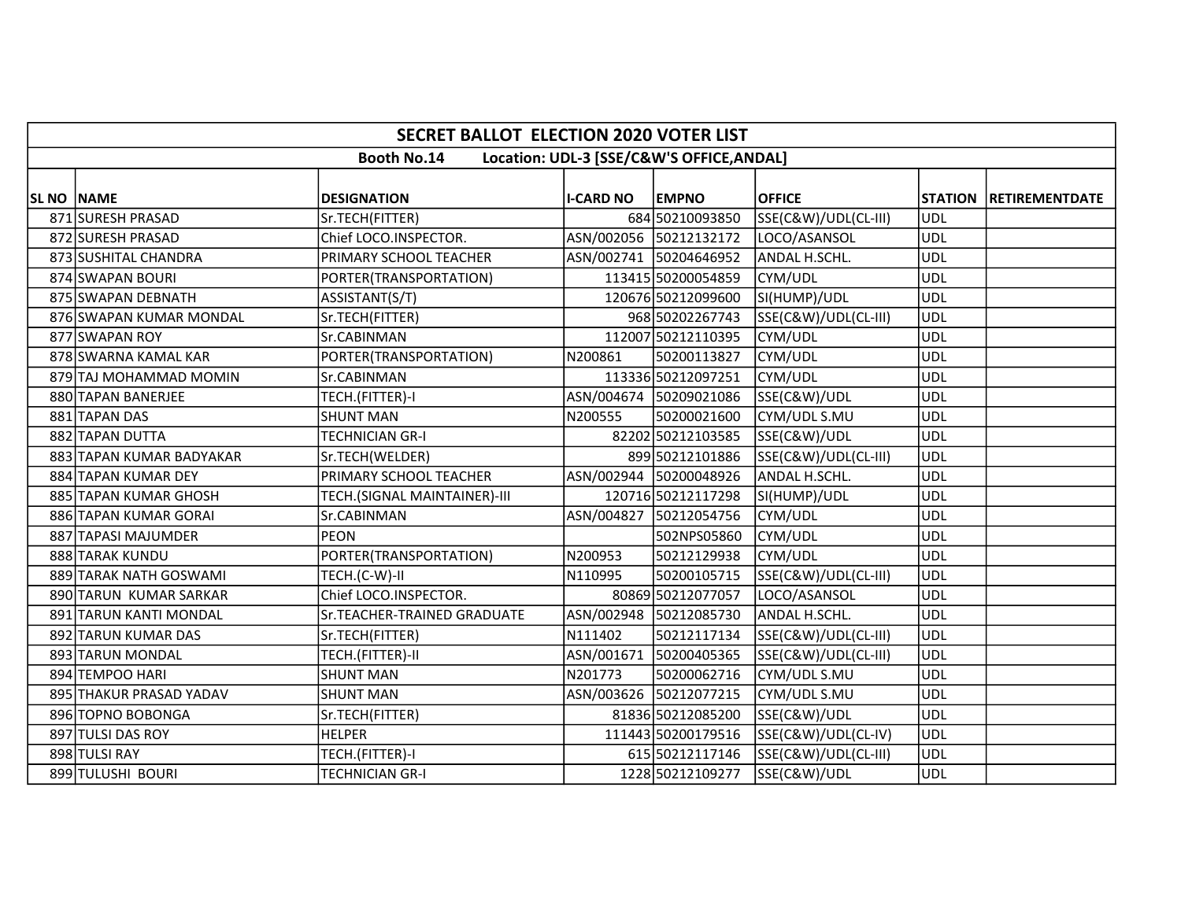| SECRET BALLOT ELECTION 2020 VOTER LIST | | | | | | | |
|---|---|---|---|---|---|---|---|
| Booth No.14 Location: UDL-3 [SSE/C&W'S OFFICE,ANDAL] | | | | | | | |
| SL NO | NAME | DESIGNATION | I-CARD NO | EMPNO | OFFICE | STATION | RETIREMENTDATE |
| 871 | SURESH PRASAD | Sr.TECH(FITTER) | 684 | 50210093850 | SSE(C&W)/UDL(CL-III) | UDL | |
| 872 | SURESH PRASAD | Chief LOCO.INSPECTOR. | ASN/002056 | 50212132172 | LOCO/ASANSOL | UDL | |
| 873 | SUSHITAL CHANDRA | PRIMARY SCHOOL TEACHER | ASN/002741 | 50204646952 | ANDAL H.SCHL. | UDL | |
| 874 | SWAPAN BOURI | PORTER(TRANSPORTATION) | 113415 | 50200054859 | CYM/UDL | UDL | |
| 875 | SWAPAN DEBNATH | ASSISTANT(S/T) | 120676 | 50212099600 | SI(HUMP)/UDL | UDL | |
| 876 | SWAPAN KUMAR MONDAL | Sr.TECH(FITTER) | 968 | 50202267743 | SSE(C&W)/UDL(CL-III) | UDL | |
| 877 | SWAPAN ROY | Sr.CABINMAN | 112007 | 50212110395 | CYM/UDL | UDL | |
| 878 | SWARNA KAMAL KAR | PORTER(TRANSPORTATION) | N200861 | 50200113827 | CYM/UDL | UDL | |
| 879 | TAJ MOHAMMAD MOMIN | Sr.CABINMAN | 113336 | 50212097251 | CYM/UDL | UDL | |
| 880 | TAPAN BANERJEE | TECH.(FITTER)-I | ASN/004674 | 50209021086 | SSE(C&W)/UDL | UDL | |
| 881 | TAPAN DAS | SHUNT MAN | N200555 | 50200021600 | CYM/UDL S.MU | UDL | |
| 882 | TAPAN DUTTA | TECHNICIAN GR-I | 82202 | 50212103585 | SSE(C&W)/UDL | UDL | |
| 883 | TAPAN KUMAR BADYAKAR | Sr.TECH(WELDER) | 899 | 50212101886 | SSE(C&W)/UDL(CL-III) | UDL | |
| 884 | TAPAN KUMAR DEY | PRIMARY SCHOOL TEACHER | ASN/002944 | 50200048926 | ANDAL H.SCHL. | UDL | |
| 885 | TAPAN KUMAR GHOSH | TECH.(SIGNAL MAINTAINER)-III | 120716 | 50212117298 | SI(HUMP)/UDL | UDL | |
| 886 | TAPAN KUMAR GORAI | Sr.CABINMAN | ASN/004827 | 50212054756 | CYM/UDL | UDL | |
| 887 | TAPASI MAJUMDER | PEON | | 502NPS05860 | CYM/UDL | UDL | |
| 888 | TARAK KUNDU | PORTER(TRANSPORTATION) | N200953 | 50212129938 | CYM/UDL | UDL | |
| 889 | TARAK NATH GOSWAMI | TECH.(C-W)-II | N110995 | 50200105715 | SSE(C&W)/UDL(CL-III) | UDL | |
| 890 | TARUN KUMAR SARKAR | Chief LOCO.INSPECTOR. | 80869 | 50212077057 | LOCO/ASANSOL | UDL | |
| 891 | TARUN KANTI MONDAL | Sr.TEACHER-TRAINED GRADUATE | ASN/002948 | 50212085730 | ANDAL H.SCHL. | UDL | |
| 892 | TARUN KUMAR DAS | Sr.TECH(FITTER) | N111402 | 50212117134 | SSE(C&W)/UDL(CL-III) | UDL | |
| 893 | TARUN MONDAL | TECH.(FITTER)-II | ASN/001671 | 50200405365 | SSE(C&W)/UDL(CL-III) | UDL | |
| 894 | TEMPOO HARI | SHUNT MAN | N201773 | 50200062716 | CYM/UDL S.MU | UDL | |
| 895 | THAKUR PRASAD YADAV | SHUNT MAN | ASN/003626 | 50212077215 | CYM/UDL S.MU | UDL | |
| 896 | TOPNO BOBONGA | Sr.TECH(FITTER) | 81836 | 50212085200 | SSE(C&W)/UDL | UDL | |
| 897 | TULSI DAS ROY | HELPER | 111443 | 50200179516 | SSE(C&W)/UDL(CL-IV) | UDL | |
| 898 | TULSI RAY | TECH.(FITTER)-I | 615 | 50212117146 | SSE(C&W)/UDL(CL-III) | UDL | |
| 899 | TULUSHI BOURI | TECHNICIAN GR-I | 1228 | 50212109277 | SSE(C&W)/UDL | UDL | |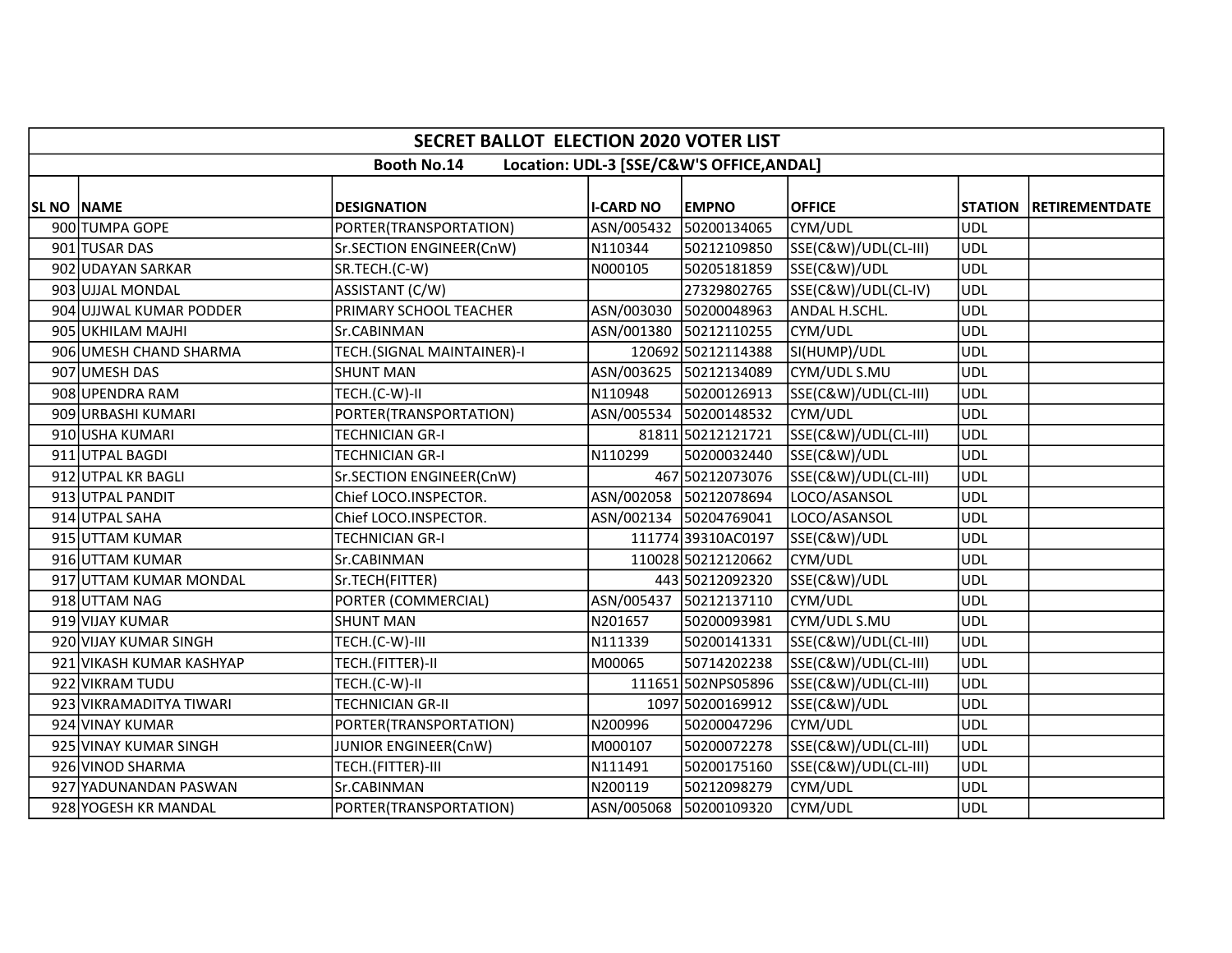| SECRET BALLOT ELECTION 2020 VOTER LIST | | | | | | | |
|---|---|---|---|---|---|---|---|
| Booth No.14 Location: UDL-3 [SSE/C&W'S OFFICE,ANDAL] | | | | | | | |
| SL NO | NAME | DESIGNATION | I-CARD NO | EMPNO | OFFICE | STATION | RETIREMENTDATE |
| 900 | TUMPA GOPE | PORTER(TRANSPORTATION) | ASN/005432 | 50200134065 | CYM/UDL | UDL | |
| 901 | TUSAR DAS | Sr.SECTION ENGINEER(CnW) | N110344 | 50212109850 | SSE(C&W)/UDL(CL-III) | UDL | |
| 902 | UDAYAN SARKAR | SR.TECH.(C-W) | N000105 | 50205181859 | SSE(C&W)/UDL | UDL | |
| 903 | UJJAL MONDAL | ASSISTANT (C/W) | | 27329802765 | SSE(C&W)/UDL(CL-IV) | UDL | |
| 904 | UJJWAL KUMAR PODDER | PRIMARY SCHOOL TEACHER | ASN/003030 | 50200048963 | ANDAL H.SCHL. | UDL | |
| 905 | UKHILAM MAJHI | Sr.CABINMAN | ASN/001380 | 50212110255 | CYM/UDL | UDL | |
| 906 | UMESH CHAND SHARMA | TECH.(SIGNAL MAINTAINER)-I | 120692 | 50212114388 | SI(HUMP)/UDL | UDL | |
| 907 | UMESH DAS | SHUNT MAN | ASN/003625 | 50212134089 | CYM/UDL S.MU | UDL | |
| 908 | UPENDRA RAM | TECH.(C-W)-II | N110948 | 50200126913 | SSE(C&W)/UDL(CL-III) | UDL | |
| 909 | URBASHI KUMARI | PORTER(TRANSPORTATION) | ASN/005534 | 50200148532 | CYM/UDL | UDL | |
| 910 | USHA KUMARI | TECHNICIAN GR-I | 81811 | 50212121721 | SSE(C&W)/UDL(CL-III) | UDL | |
| 911 | UTPAL BAGDI | TECHNICIAN GR-I | N110299 | 50200032440 | SSE(C&W)/UDL | UDL | |
| 912 | UTPAL KR BAGLI | Sr.SECTION ENGINEER(CnW) | 467 | 50212073076 | SSE(C&W)/UDL(CL-III) | UDL | |
| 913 | UTPAL PANDIT | Chief LOCO.INSPECTOR. | ASN/002058 | 50212078694 | LOCO/ASANSOL | UDL | |
| 914 | UTPAL SAHA | Chief LOCO.INSPECTOR. | ASN/002134 | 50204769041 | LOCO/ASANSOL | UDL | |
| 915 | UTTAM KUMAR | TECHNICIAN GR-I | 111774 | 39310AC0197 | SSE(C&W)/UDL | UDL | |
| 916 | UTTAM KUMAR | Sr.CABINMAN | 110028 | 50212120662 | CYM/UDL | UDL | |
| 917 | UTTAM KUMAR MONDAL | Sr.TECH(FITTER) | 443 | 50212092320 | SSE(C&W)/UDL | UDL | |
| 918 | UTTAM NAG | PORTER (COMMERCIAL) | ASN/005437 | 50212137110 | CYM/UDL | UDL | |
| 919 | VIJAY KUMAR | SHUNT MAN | N201657 | 50200093981 | CYM/UDL S.MU | UDL | |
| 920 | VIJAY KUMAR SINGH | TECH.(C-W)-III | N111339 | 50200141331 | SSE(C&W)/UDL(CL-III) | UDL | |
| 921 | VIKASH KUMAR KASHYAP | TECH.(FITTER)-II | M00065 | 50714202238 | SSE(C&W)/UDL(CL-III) | UDL | |
| 922 | VIKRAM TUDU | TECH.(C-W)-II | 111651 | 502NPS05896 | SSE(C&W)/UDL(CL-III) | UDL | |
| 923 | VIKRAMADITYA TIWARI | TECHNICIAN GR-II | 1097 | 50200169912 | SSE(C&W)/UDL | UDL | |
| 924 | VINAY KUMAR | PORTER(TRANSPORTATION) | N200996 | 50200047296 | CYM/UDL | UDL | |
| 925 | VINAY KUMAR SINGH | JUNIOR ENGINEER(CnW) | M000107 | 50200072278 | SSE(C&W)/UDL(CL-III) | UDL | |
| 926 | VINOD SHARMA | TECH.(FITTER)-III | N111491 | 50200175160 | SSE(C&W)/UDL(CL-III) | UDL | |
| 927 | YADUNANDAN PASWAN | Sr.CABINMAN | N200119 | 50212098279 | CYM/UDL | UDL | |
| 928 | YOGESH KR MANDAL | PORTER(TRANSPORTATION) | ASN/005068 | 50200109320 | CYM/UDL | UDL | |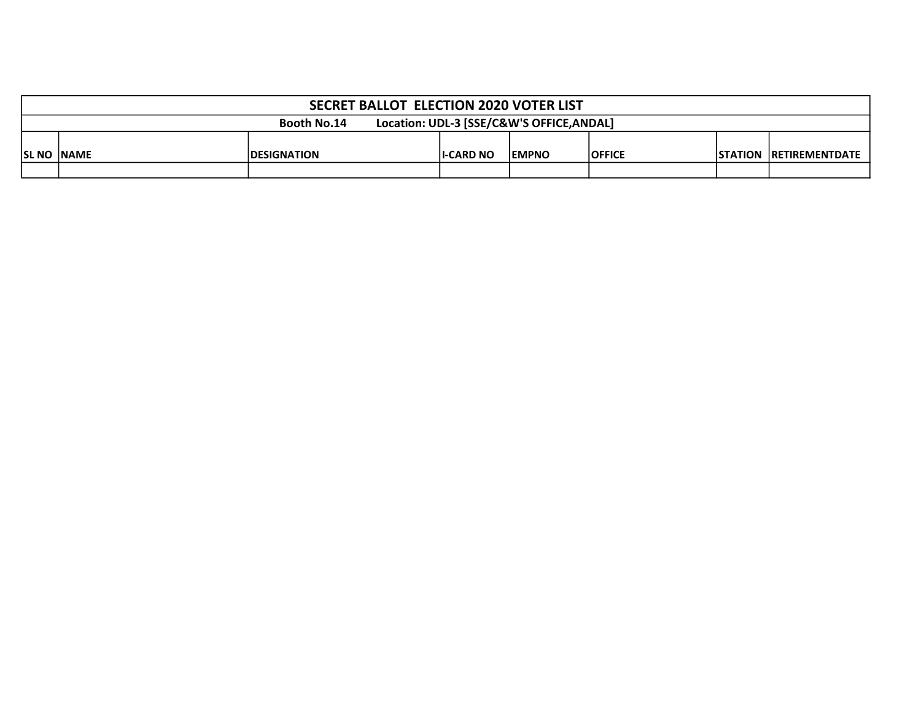| SECRET BALLOT ELECTION 2020 VOTER LIST | | | | | | | |
|---|---|---|---|---|---|---|---|
| Booth No.14 Location: UDL-3 [SSE/C&W'S OFFICE,ANDAL] | | | | | | | |
| SL NO | NAME | DESIGNATION | I-CARD NO | EMPNO | OFFICE | STATION | RETIREMENTDATE |
| | | | | | | | |